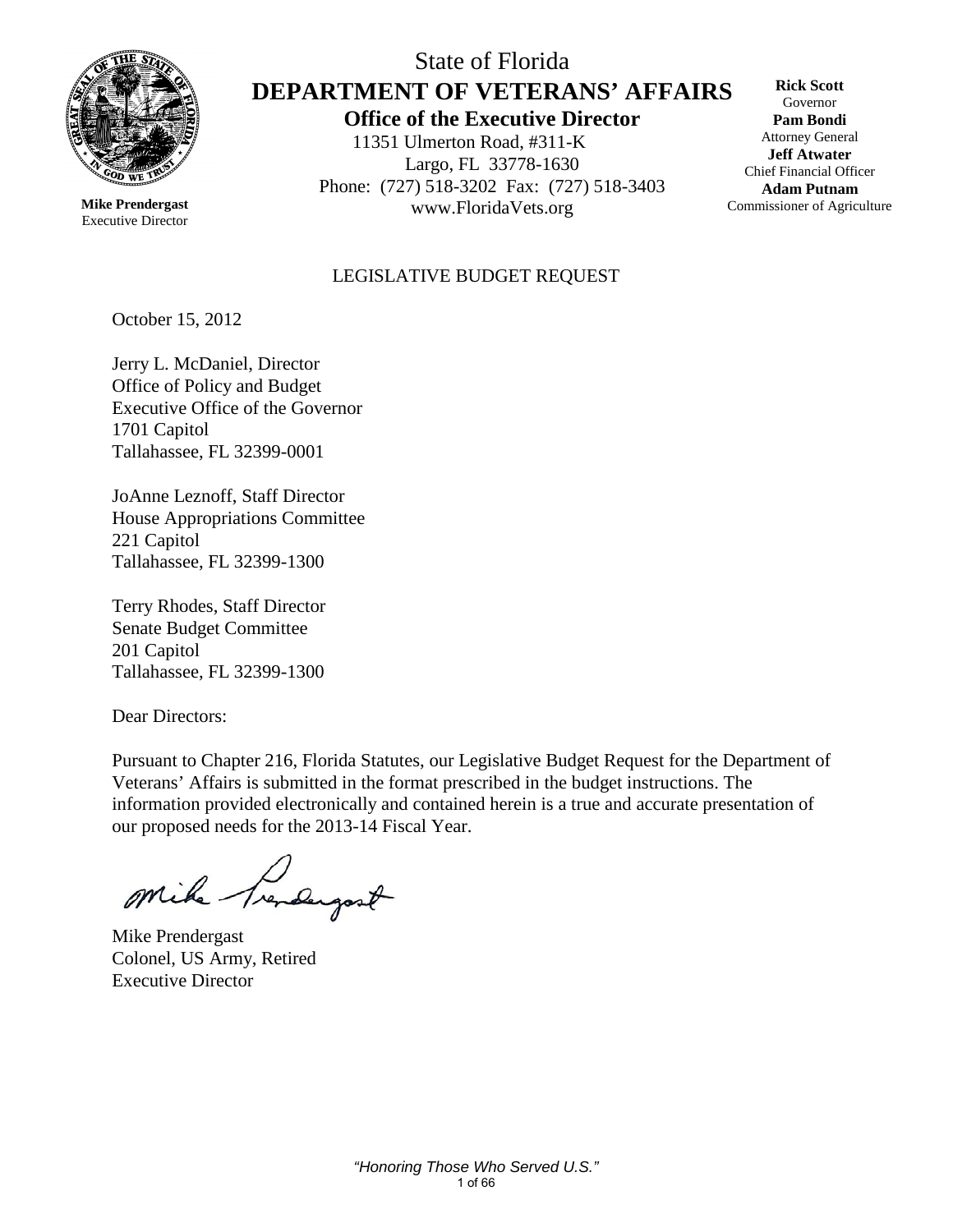# State of Florida

## DEPARTMENT OF VETERANS' AFFAIRS

### Office of the Executive Director

11351 Ulmerton Road, #311-K
Largo, FL 33778-1630
Phone: (727) 518-3202 Fax: (727) 518-3403
www.FloridaVets.org

**Mike Prendergast**
Executive Director

**Rick Scott**
Governor
**Pam Bondi**
Attorney General
**Jeff Atwater**
Chief Financial Officer
**Adam Putnam**
Commissioner of Agriculture

LEGISLATIVE BUDGET REQUEST

October 15, 2012

Jerry L. McDaniel, Director
Office of Policy and Budget
Executive Office of the Governor
1701 Capitol
Tallahassee, FL 32399-0001

JoAnne Leznoff, Staff Director
House Appropriations Committee
221 Capitol
Tallahassee, FL 32399-1300

Terry Rhodes, Staff Director
Senate Budget Committee
201 Capitol
Tallahassee, FL 32399-1300

Dear Directors:

Pursuant to Chapter 216, Florida Statutes, our Legislative Budget Request for the Department of Veterans' Affairs is submitted in the format prescribed in the budget instructions. The information provided electronically and contained herein is a true and accurate presentation of our proposed needs for the 2013-14 Fiscal Year.

Mike Prendergast
Colonel, US Army, Retired
Executive Director

*"Honoring Those Who Served U.S."*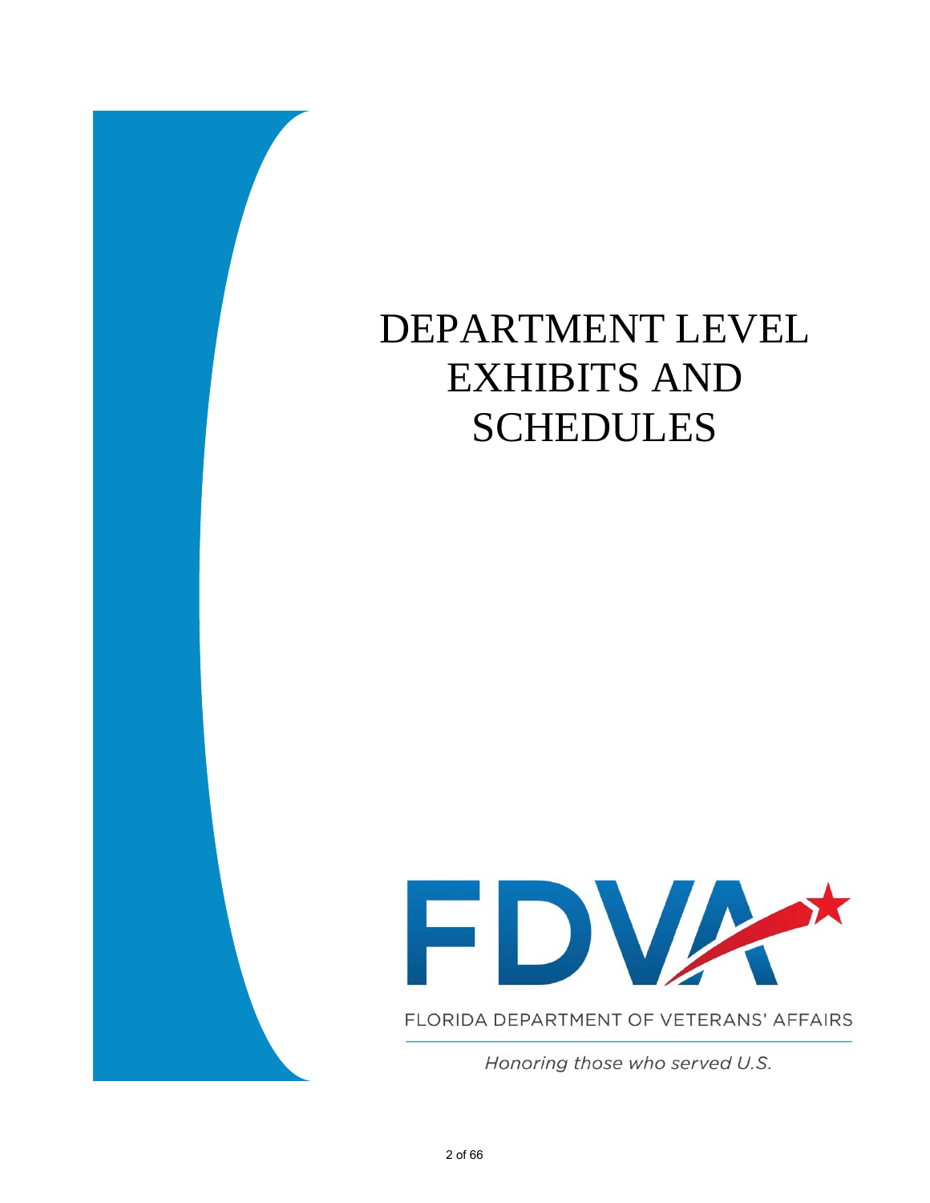# DEPARTMENT LEVEL EXHIBITS AND SCHEDULES

FDVA

FLORIDA DEPARTMENT OF VETERANS' AFFAIRS

*Honoring those who served U.S.*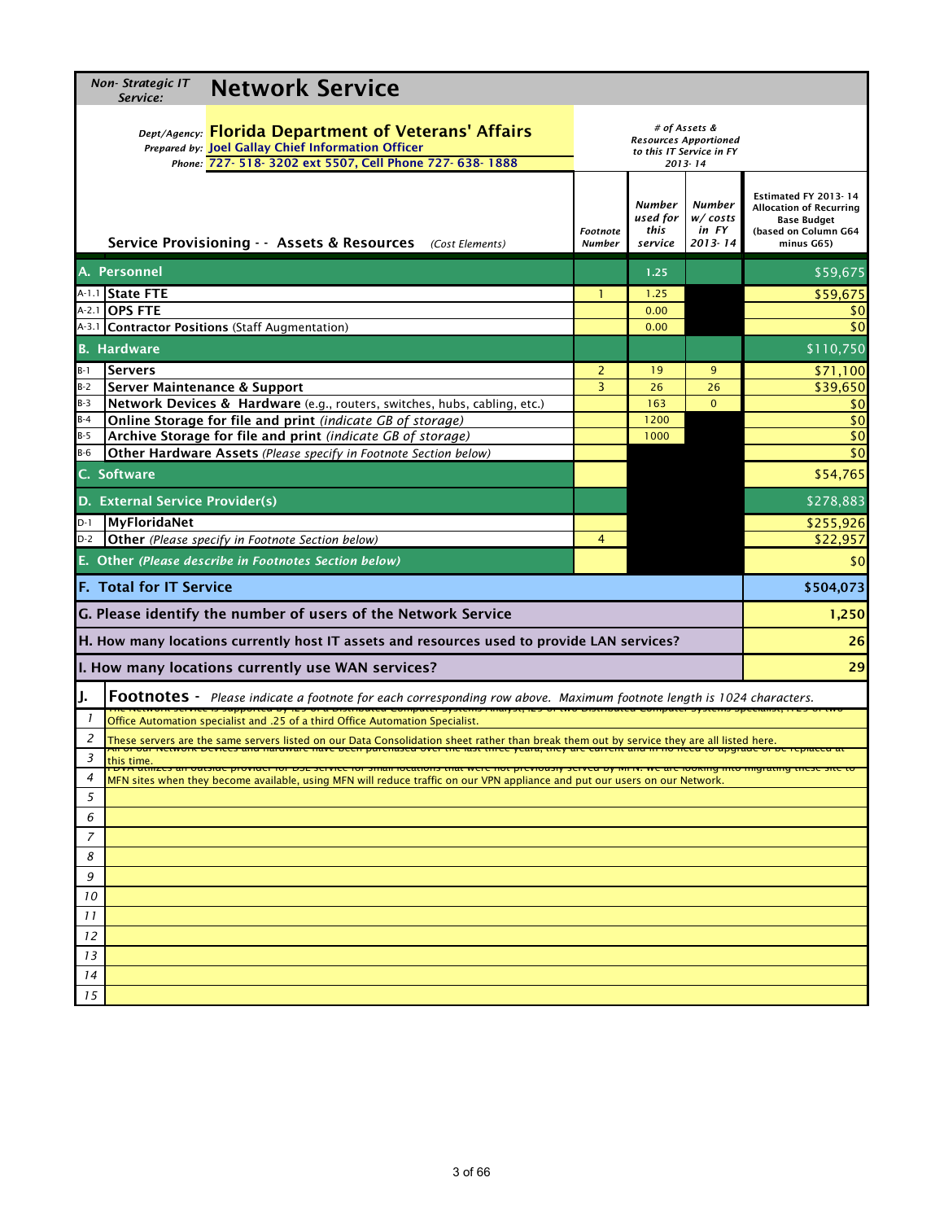*Non-Strategic IT Service:* **Network Service**

*Dept/Agency:* **Florida Department of Veterans' Affairs**
*Prepared by:* Joel Gallay Chief Information Officer
*Phone:* 727-518-3202 ext 5507, Cell Phone 727-638-1888

| | Service Provisioning - - Assets & Resources *(Cost Elements)* | Footnote Number | # of Assets & Resources Apportioned to this IT Service in FY 2013-14: Number used for this service | Number w/ costs in FY 2013-14 | Estimated FY 2013-14 Allocation of Recurring Base Budget (based on Column G64 minus G65) |
|---|---|---|---|---|---|
| **A.** | **Personnel** | | 1.25 | | $59,675 |
| A-1.1 | **State FTE** | 1 | 1.25 | | $59,675 |
| A-2.1 | **OPS FTE** | | 0.00 | | $0 |
| A-3.1 | **Contractor Positions** (Staff Augmentation) | | 0.00 | | $0 |
| **B.** | **Hardware** | | | | $110,750 |
| B-1 | **Servers** | 2 | 19 | 9 | $71,100 |
| B-2 | **Server Maintenance & Support** | 3 | 26 | 26 | $39,650 |
| B-3 | **Network Devices & Hardware** (e.g., routers, switches, hubs, cabling, etc.) | | 163 | 0 | $0 |
| B-4 | **Online Storage for file and print** *(indicate GB of storage)* | | 1200 | | $0 |
| B-5 | **Archive Storage for file and print** *(indicate GB of storage)* | | 1000 | | $0 |
| B-6 | **Other Hardware Assets** *(Please specify in Footnote Section below)* | | | | $0 |
| **C.** | **Software** | | | | $54,765 |
| **D.** | **External Service Provider(s)** | | | | $278,883 |
| D-1 | **MyFloridaNet** | | | | $255,926 |
| D-2 | **Other** *(Please specify in Footnote Section below)* | 4 | | | $22,957 |
| **E.** | **Other** *(Please describe in Footnotes Section below)* | | | | $0 |
| **F.** | **Total for IT Service** | | | | **$504,073** |
| **G.** | **Please identify the number of users of the Network Service** | | | | **1,250** |
| **H.** | **How many locations currently host IT assets and resources used to provide LAN services?** | | | | **26** |
| **I.** | **How many locations currently use WAN services?** | | | | **29** |

**J. Footnotes -** *Please indicate a footnote for each corresponding row above. Maximum footnote length is 1024 characters.*

| # | Footnote |
|---|---|
| 1 | The Network service is supported by .25 of a Distributed Computer Systems Analyst, .25 of two Distributed Computer Systems Specialist, .25 of two Office Automation specialist and .25 of a third Office Automation Specialist. |
| 2 | These servers are the same servers listed on our Data Consolidation sheet rather than break them out by service they are all listed here. |
| 3 | All of our Network Devices and hardware have been purchased over the last three years, they are current and in no need to upgrade or be replaced at this time. |
| 4 | FDVA utilizes an outside provider for DSL service for small locations that were not previously served by MFN. We are looking into migrating these site to MFN sites when they become available, using MFN will reduce traffic on our VPN appliance and put our users on our Network. |
| 5 | |
| 6 | |
| 7 | |
| 8 | |
| 9 | |
| 10 | |
| 11 | |
| 12 | |
| 13 | |
| 14 | |
| 15 | |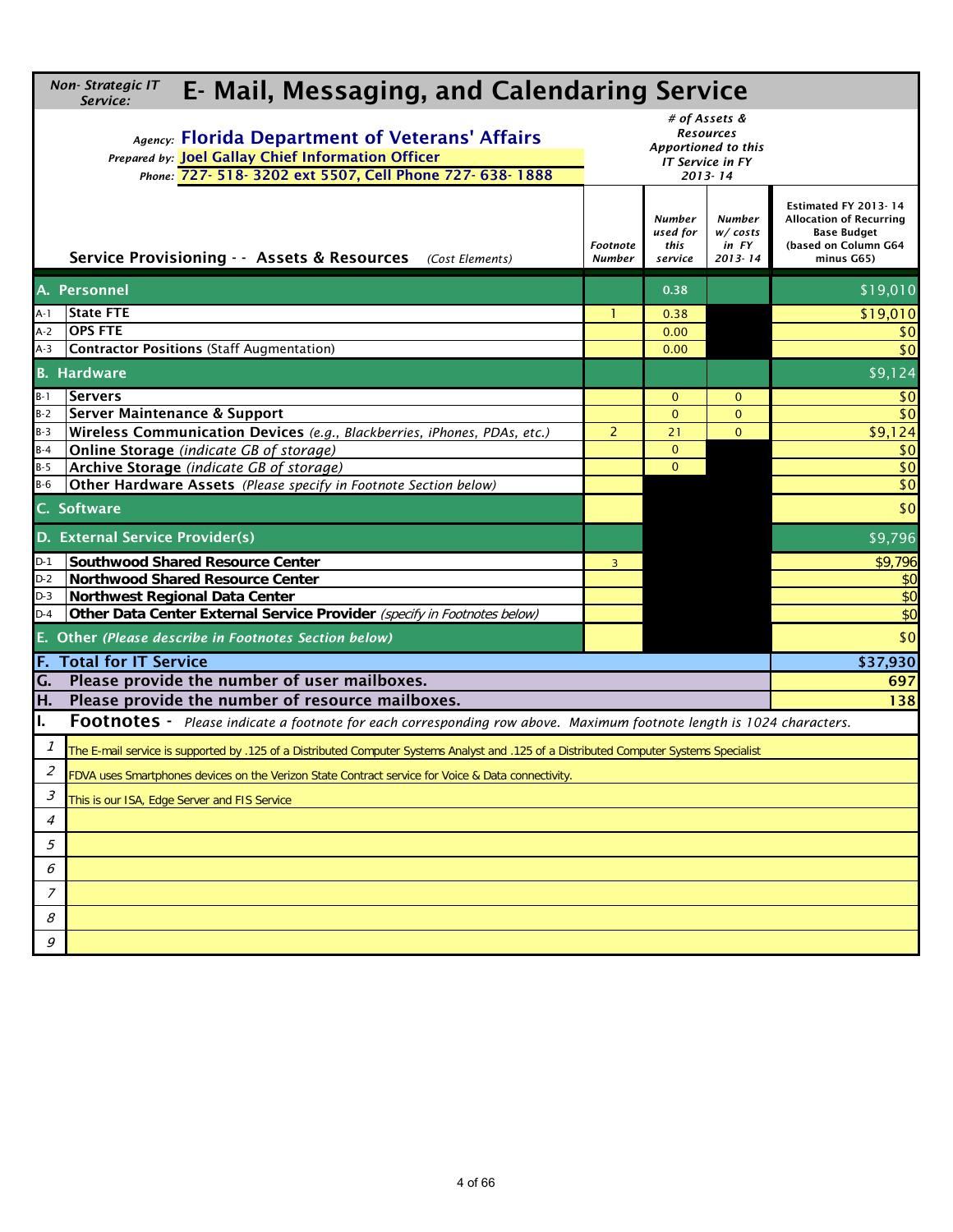*Non-Strategic IT Service:*

# E-Mail, Messaging, and Calendaring Service

*Agency:* **Florida Department of Veterans' Affairs**
*Prepared by:* **Joel Gallay Chief Information Officer**
*Phone:* **727-518-3202 ext 5507, Cell Phone 727-638-1888**

| | Service Provisioning - - Assets & Resources *(Cost Elements)* | Footnote Number | # of Assets & Resources Apportioned to this IT Service in FY 2013-14: Number used for this service | Number w/ costs in FY 2013-14 | Estimated FY 2013-14 Allocation of Recurring Base Budget (based on Column G64 minus G65) |
|---|---|---|---|---|---|
| **A.** | **Personnel** | | 0.38 | | $19,010 |
| A-1 | **State FTE** | 1 | 0.38 | | $19,010 |
| A-2 | **OPS FTE** | | 0.00 | | $0 |
| A-3 | **Contractor Positions** (Staff Augmentation) | | 0.00 | | $0 |
| **B.** | **Hardware** | | | | $9,124 |
| B-1 | **Servers** | | 0 | 0 | $0 |
| B-2 | **Server Maintenance & Support** | | 0 | 0 | $0 |
| B-3 | **Wireless Communication Devices** *(e.g., Blackberries, iPhones, PDAs, etc.)* | 2 | 21 | 0 | $9,124 |
| B-4 | **Online Storage** *(indicate GB of storage)* | | 0 | | $0 |
| B-5 | **Archive Storage** *(indicate GB of storage)* | | 0 | | $0 |
| B-6 | **Other Hardware Assets** *(Please specify in Footnote Section below)* | | | | $0 |
| **C.** | **Software** | | | | $0 |
| **D.** | **External Service Provider(s)** | | | | $9,796 |
| D-1 | **Southwood Shared Resource Center** | 3 | | | $9,796 |
| D-2 | **Northwood Shared Resource Center** | | | | $0 |
| D-3 | **Northwest Regional Data Center** | | | | $0 |
| D-4 | **Other Data Center External Service Provider** *(specify in Footnotes below)* | | | | $0 |
| **E.** | **Other** *(Please describe in Footnotes Section below)* | | | | $0 |
| **F.** | **Total for IT Service** | | | | $37,930 |
| **G.** | **Please provide the number of user mailboxes.** | | | | 697 |
| **H.** | **Please provide the number of resource mailboxes.** | | | | 138 |

**I. Footnotes -** *Please indicate a footnote for each corresponding row above. Maximum footnote length is 1024 characters.*

| | |
|---|---|
| 1 | The E-mail service is supported by .125 of a Distributed Computer Systems Analyst and .125 of a Distributed Computer Systems Specialist |
| 2 | FDVA uses Smartphones devices on the Verizon State Contract service for Voice & Data connectivity. |
| 3 | This is our ISA, Edge Server and FIS Service |
| 4 | |
| 5 | |
| 6 | |
| 7 | |
| 8 | |
| 9 | |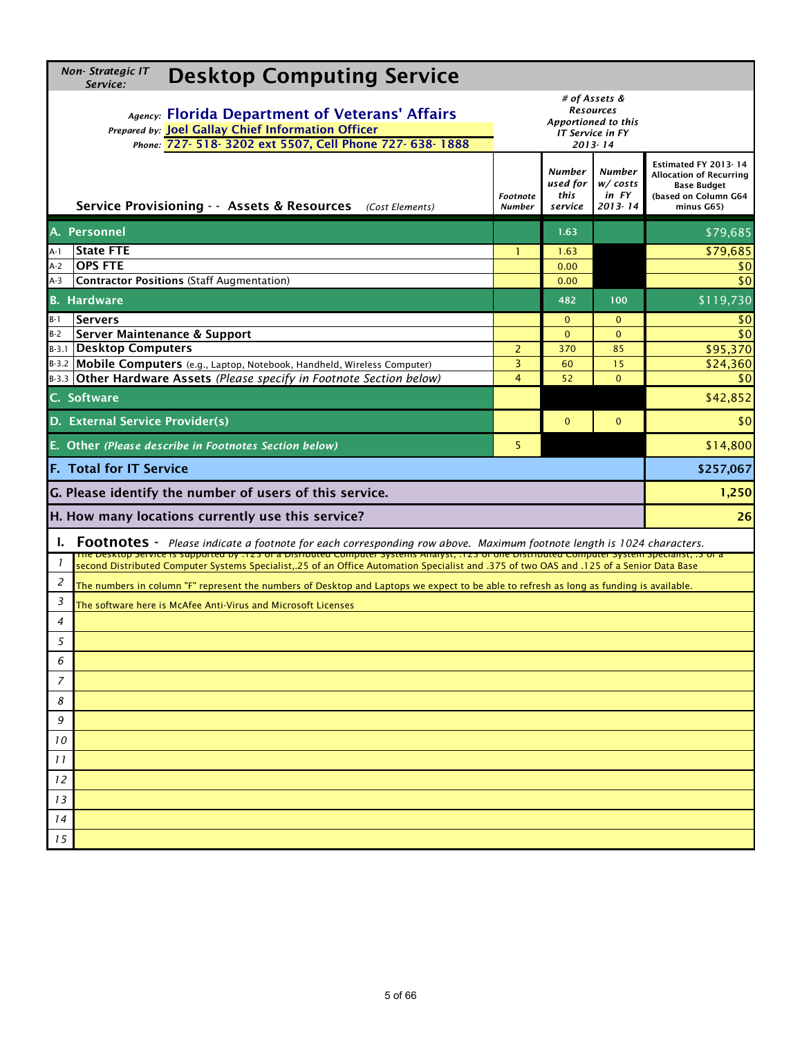*Non- Strategic IT Service:* **Desktop Computing Service**

**Agency:** Florida Department of Veterans' Affairs
**Prepared by:** Joel Gallay Chief Information Officer
**Phone:** 727- 518- 3202 ext 5507, Cell Phone 727- 638- 1888

| | Service Provisioning - - Assets & Resources *(Cost Elements)* | *Footnote Number* | *# of Assets & Resources Apportioned to this IT Service in FY 2013- 14* — *Number used for this service* | *Number w/ costs in FY 2013- 14* | Estimated FY 2013- 14 Allocation of Recurring Base Budget (based on Column G64 minus G65) |
|---|---|---|---|---|---|
| **A.** | **Personnel** | | 1.63 | | $79,685 |
| A-1 | **State FTE** | 1 | 1.63 | | $79,685 |
| A-2 | **OPS FTE** | | 0.00 | | $0 |
| A-3 | **Contractor Positions** (Staff Augmentation) | | 0.00 | | $0 |
| **B.** | **Hardware** | | 482 | 100 | $119,730 |
| B-1 | **Servers** | | 0 | 0 | $0 |
| B-2 | **Server Maintenance & Support** | | 0 | 0 | $0 |
| B-3.1 | **Desktop Computers** | 2 | 370 | 85 | $95,370 |
| B-3.2 | **Mobile Computers** (e.g., Laptop, Notebook, Handheld, Wireless Computer) | 3 | 60 | 15 | $24,360 |
| B-3.3 | **Other Hardware Assets** *(Please specify in Footnote Section below)* | 4 | 52 | 0 | $0 |
| **C.** | **Software** | | | | $42,852 |
| **D.** | **External Service Provider(s)** | | 0 | 0 | $0 |
| **E.** | **Other** *(Please describe in Footnotes Section below)* | 5 | | | $14,800 |
| **F.** | **Total for IT Service** | | | | **$257,067** |
| **G.** | **Please identify the number of users of this service.** | | | | **1,250** |
| **H.** | **How many locations currently use this service?** | | | | **26** |

**I. Footnotes -** *Please indicate a footnote for each corresponding row above. Maximum footnote length is 1024 characters.*

| # | Footnote |
|---|---|
| 1 | The Desktop Service is supported by .125 of a Distributed Computer Systems Analyst, .125 of one Distributed Computer System Specialist, .5 of a second Distributed Computer Systems Specialist,.25 of an Office Automation Specialist and .375 of two OAS and .125 of a Senior Data Base |
| 2 | The numbers in column "F" represent the numbers of Desktop and Laptops we expect to be able to refresh as long as funding is available. |
| 3 | The software here is McAfee Anti-Virus and Microsoft Licenses |
| 4 | |
| 5 | |
| 6 | |
| 7 | |
| 8 | |
| 9 | |
| 10 | |
| 11 | |
| 12 | |
| 13 | |
| 14 | |
| 15 | |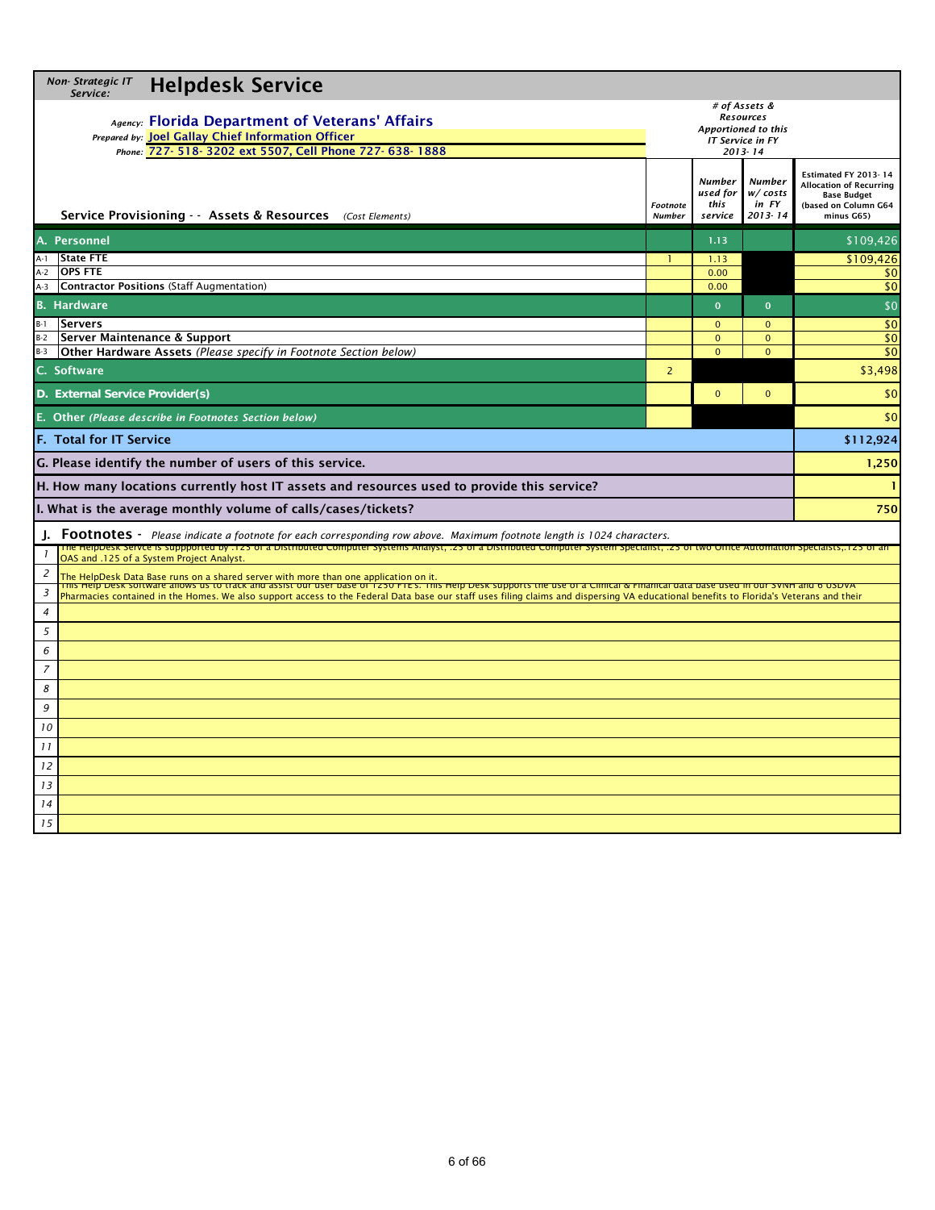*Non-Strategic IT Service:* **Helpdesk Service**

**Agency:** Florida Department of Veterans' Affairs
**Prepared by:** Joel Gallay Chief Information Officer
**Phone:** 727-518-3202 ext 5507, Cell Phone 727-638-1888

| Service Provisioning -- Assets & Resources *(Cost Elements)* | | Footnote Number | # of Assets & Resources Apportioned to this IT Service in FY 2013-14: Number used for this service | Number w/ costs in FY 2013-14 | Estimated FY 2013-14 Allocation of Recurring Base Budget (based on Column G64 minus G65) |
|---|---|---|---|---|---|
| **A. Personnel** | | | 1.13 | | $109,426 |
| A-1 | **State FTE** | 1 | 1.13 | | $109,426 |
| A-2 | **OPS FTE** | | 0.00 | | $0 |
| A-3 | **Contractor Positions** (Staff Augmentation) | | 0.00 | | $0 |
| **B. Hardware** | | | 0 | 0 | $0 |
| B-1 | **Servers** | | 0 | 0 | $0 |
| B-2 | **Server Maintenance & Support** | | 0 | 0 | $0 |
| B-3 | **Other Hardware Assets** *(Please specify in Footnote Section below)* | | 0 | 0 | $0 |
| **C. Software** | | 2 | | | $3,498 |
| **D. External Service Provider(s)** | | | 0 | 0 | $0 |
| **E. Other** *(Please describe in Footnotes Section below)* | | | | | $0 |
| **F. Total for IT Service** | | | | | **$112,924** |
| **G. Please identify the number of users of this service.** | | | | | **1,250** |
| **H. How many locations currently host IT assets and resources used to provide this service?** | | | | | **1** |
| **I. What is the average monthly volume of calls/cases/tickets?** | | | | | **750** |

**J. Footnotes** - *Please indicate a footnote for each corresponding row above. Maximum footnote length is 1024 characters.*

| | |
|---|---|
| 1 | The HelpDesk Serve is suppported by .125 of a Distributed Computer Systems Analyst, .25 of a Distributed Computer System Specialist, .25 of two Office Automation Specialists,.125 of an OAS and .125 of a System Project Analyst. |
| 2 | The HelpDesk Data Base runs on a shared server with more than one application on it. |
| 3 | This Help Desk software allows us to track and assist our user base of 1250 FTE's. This Help Desk supports the use of a Clinical & Finanical data base used in our SVNH and 6 USDVA Pharmacies contained in the Homes. We also support access to the Federal Data base our staff uses filing claims and dispersing VA educational benefits to Florida's Veterans and their |
| 4 | |
| 5 | |
| 6 | |
| 7 | |
| 8 | |
| 9 | |
| 10 | |
| 11 | |
| 12 | |
| 13 | |
| 14 | |
| 15 | |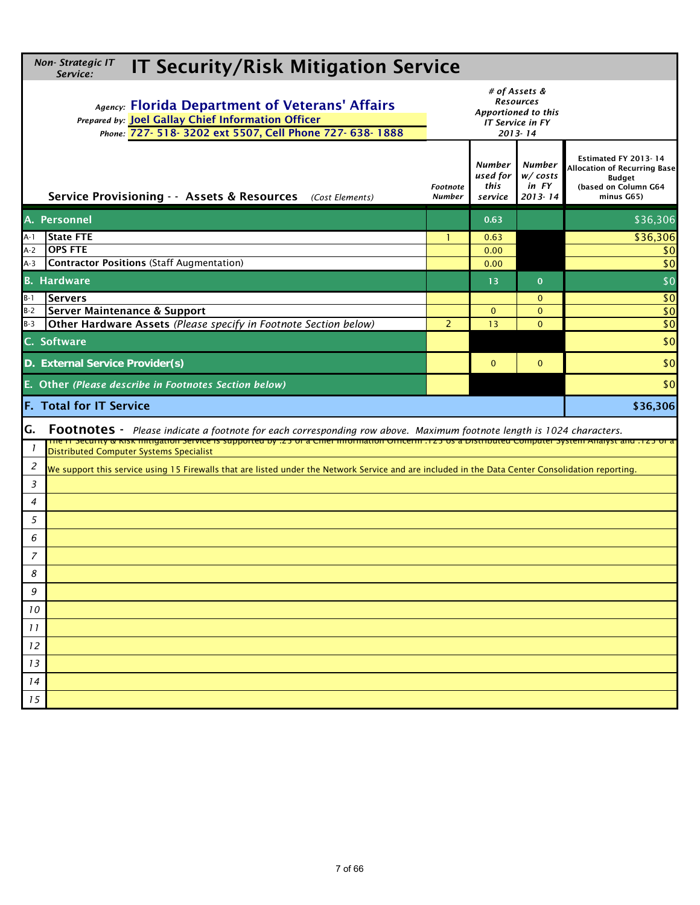*Non-Strategic IT Service:* **IT Security/Risk Mitigation Service**

*Agency:* **Florida Department of Veterans' Affairs**
*Prepared by:* **Joel Gallay Chief Information Officer**
*Phone:* **727-518-3202 ext 5507, Cell Phone 727-638-1888**

| | Service Provisioning -- Assets & Resources *(Cost Elements)* | Footnote Number | # of Assets & Resources Apportioned to this IT Service in FY 2013-14: Number used for this service | Number w/ costs in FY 2013-14 | Estimated FY 2013-14 Allocation of Recurring Base Budget (based on Column G64 minus G65) |
|---|---|---|---|---|---|
| **A.** | **Personnel** | | 0.63 | | $36,306 |
| A-1 | **State FTE** | 1 | 0.63 | | $36,306 |
| A-2 | **OPS FTE** | | 0.00 | | $0 |
| A-3 | **Contractor Positions** (Staff Augmentation) | | 0.00 | | $0 |
| **B.** | **Hardware** | | 13 | 0 | $0 |
| B-1 | **Servers** | | | 0 | $0 |
| B-2 | **Server Maintenance & Support** | | 0 | 0 | $0 |
| B-3 | **Other Hardware Assets** *(Please specify in Footnote Section below)* | 2 | 13 | 0 | $0 |
| **C.** | **Software** | | | | $0 |
| **D.** | **External Service Provider(s)** | | 0 | 0 | $0 |
| **E.** | **Other** *(Please describe in Footnotes Section below)* | | | | $0 |
| **F.** | **Total for IT Service** | | | | **$36,306** |

**G. Footnotes -** *Please indicate a footnote for each corresponding row above. Maximum footnote length is 1024 characters.*

| | |
|---|---|
| 1 | The IT Security & Risk mitigation Service is supported by .25 of a Chief Information Officerm .125 os a Distributed Computer System Analyst and .125 of a Distributed Computer Systems Specialist |
| 2 | We support this service using 15 Firewalls that are listed under the Network Service and are included in the Data Center Consolidation reporting. |
| 3 | |
| 4 | |
| 5 | |
| 6 | |
| 7 | |
| 8 | |
| 9 | |
| 10 | |
| 11 | |
| 12 | |
| 13 | |
| 14 | |
| 15 | |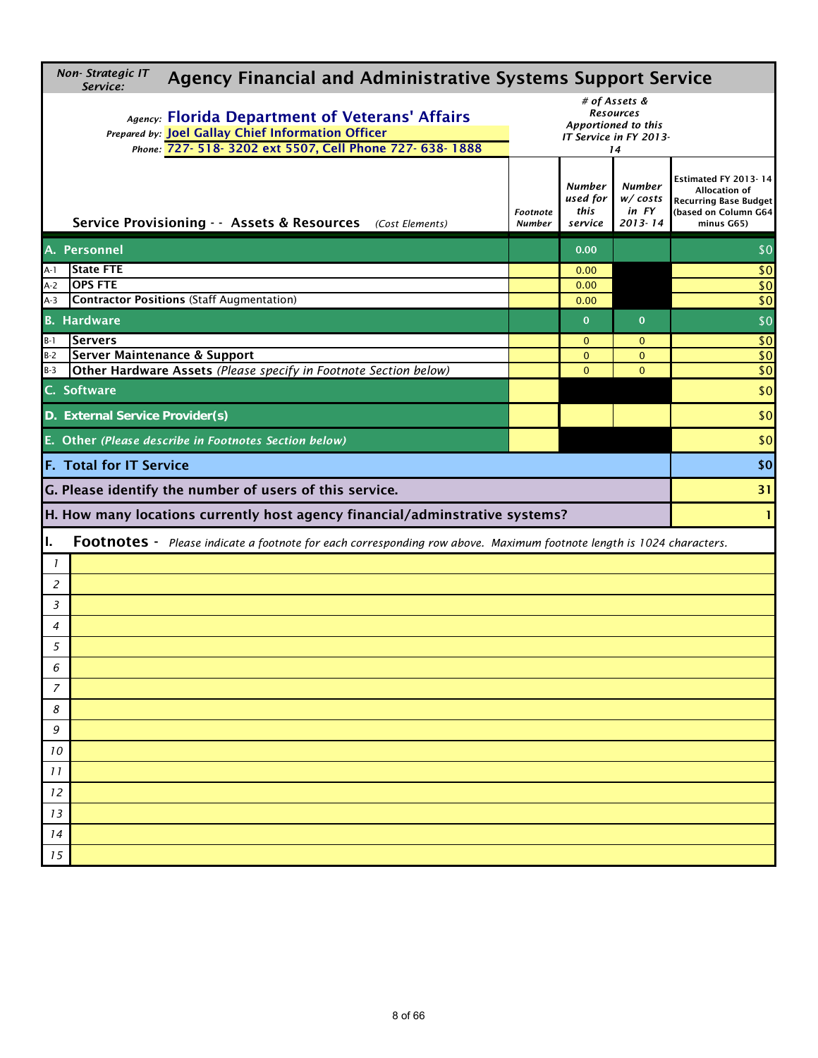# Non-Strategic IT Service: Agency Financial and Administrative Systems Support Service

**Agency:** Florida Department of Veterans' Affairs
**Prepared by:** Joel Gallay Chief Information Officer
**Phone:** 727-518-3202 ext 5507, Cell Phone 727-638-1888

| Service Provisioning - - Assets & Resources *(Cost Elements)* | | Footnote Number | # of Assets & Resources Apportioned to this IT Service in FY 2013-14: Number used for this service | Number w/ costs in FY 2013-14 | Estimated FY 2013-14 Allocation of Recurring Base Budget (based on Column G64 minus G65) |
|---|---|---|---|---|---|
| **A. Personnel** | | | 0.00 | | $0 |
| A-1 | **State FTE** | | 0.00 | | $0 |
| A-2 | **OPS FTE** | | 0.00 | | $0 |
| A-3 | **Contractor Positions** (Staff Augmentation) | | 0.00 | | $0 |
| **B. Hardware** | | | 0 | 0 | $0 |
| B-1 | **Servers** | | 0 | 0 | $0 |
| B-2 | **Server Maintenance & Support** | | 0 | 0 | $0 |
| B-3 | **Other Hardware Assets** *(Please specify in Footnote Section below)* | | 0 | 0 | $0 |
| **C. Software** | | | | | $0 |
| **D. External Service Provider(s)** | | | | | $0 |
| **E. Other** *(Please describe in Footnotes Section below)* | | | | | $0 |
| **F. Total for IT Service** | | | | | **$0** |
| **G. Please identify the number of users of this service.** | | | | | 31 |
| **H. How many locations currently host agency financial/adminstrative systems?** | | | | | 1 |

**I. Footnotes -** *Please indicate a footnote for each corresponding row above. Maximum footnote length is 1024 characters.*

| | |
|---|---|
| 1 | |
| 2 | |
| 3 | |
| 4 | |
| 5 | |
| 6 | |
| 7 | |
| 8 | |
| 9 | |
| 10 | |
| 11 | |
| 12 | |
| 13 | |
| 14 | |
| 15 | |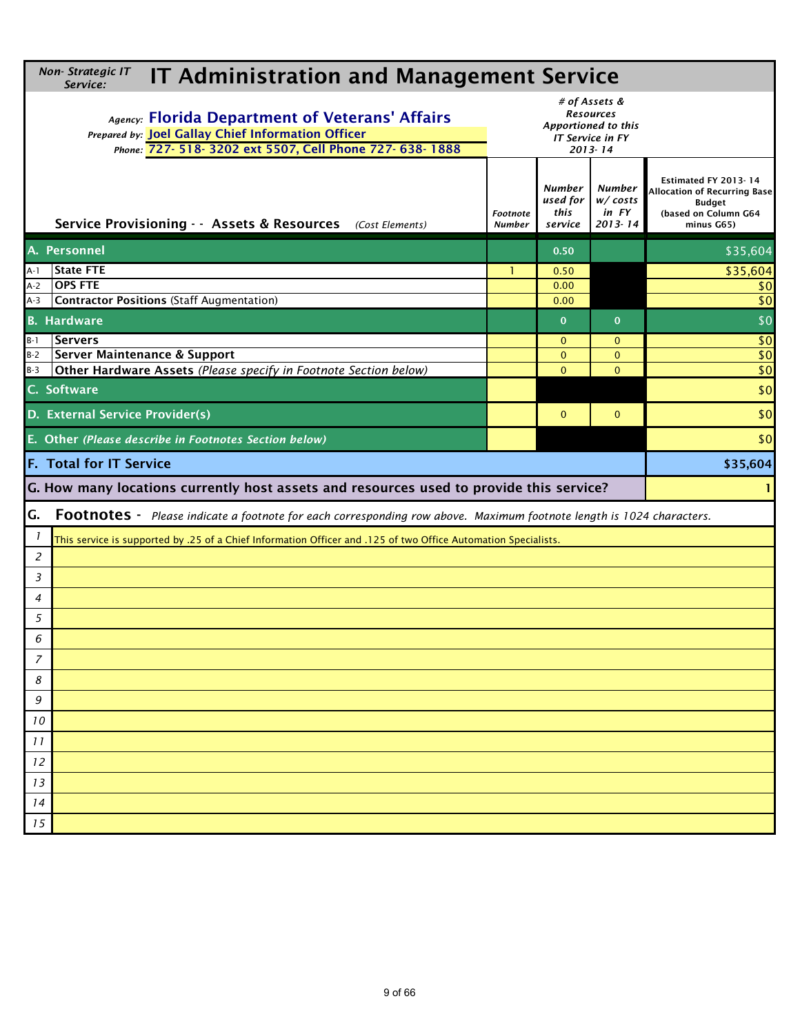*Non-Strategic IT Service:*

# IT Administration and Management Service

*Agency:* **Florida Department of Veterans' Affairs**
*Prepared by:* **Joel Gallay Chief Information Officer**
*Phone:* **727-518-3202 ext 5507, Cell Phone 727-638-1888**

| | Service Provisioning -- Assets & Resources *(Cost Elements)* | Footnote Number | # of Assets & Resources Apportioned to this IT Service in FY 2013-14 — Number used for this service | Number w/ costs in FY 2013-14 | Estimated FY 2013-14 Allocation of Recurring Base Budget (based on Column G64 minus G65) |
|---|---|---|---|---|---|
| **A.** | **Personnel** | | 0.50 | | $35,604 |
| A-1 | **State FTE** | 1 | 0.50 | | $35,604 |
| A-2 | **OPS FTE** | | 0.00 | | $0 |
| A-3 | **Contractor Positions** (Staff Augmentation) | | 0.00 | | $0 |
| **B.** | **Hardware** | | 0 | 0 | $0 |
| B-1 | **Servers** | | 0 | 0 | $0 |
| B-2 | **Server Maintenance & Support** | | 0 | 0 | $0 |
| B-3 | **Other Hardware Assets** *(Please specify in Footnote Section below)* | | 0 | 0 | $0 |
| **C.** | **Software** | | | | $0 |
| **D.** | **External Service Provider(s)** | | 0 | 0 | $0 |
| **E.** | **Other** *(Please describe in Footnotes Section below)* | | | | $0 |
| **F.** | **Total for IT Service** | | | | **$35,604** |
| **G.** | **How many locations currently host assets and resources used to provide this service?** | | | | **1** |

## G. Footnotes - *Please indicate a footnote for each corresponding row above. Maximum footnote length is 1024 characters.*

| | |
|---|---|
| 1 | This service is supported by .25 of a Chief Information Officer and .125 of two Office Automation Specialists. |
| 2 | |
| 3 | |
| 4 | |
| 5 | |
| 6 | |
| 7 | |
| 8 | |
| 9 | |
| 10 | |
| 11 | |
| 12 | |
| 13 | |
| 14 | |
| 15 | |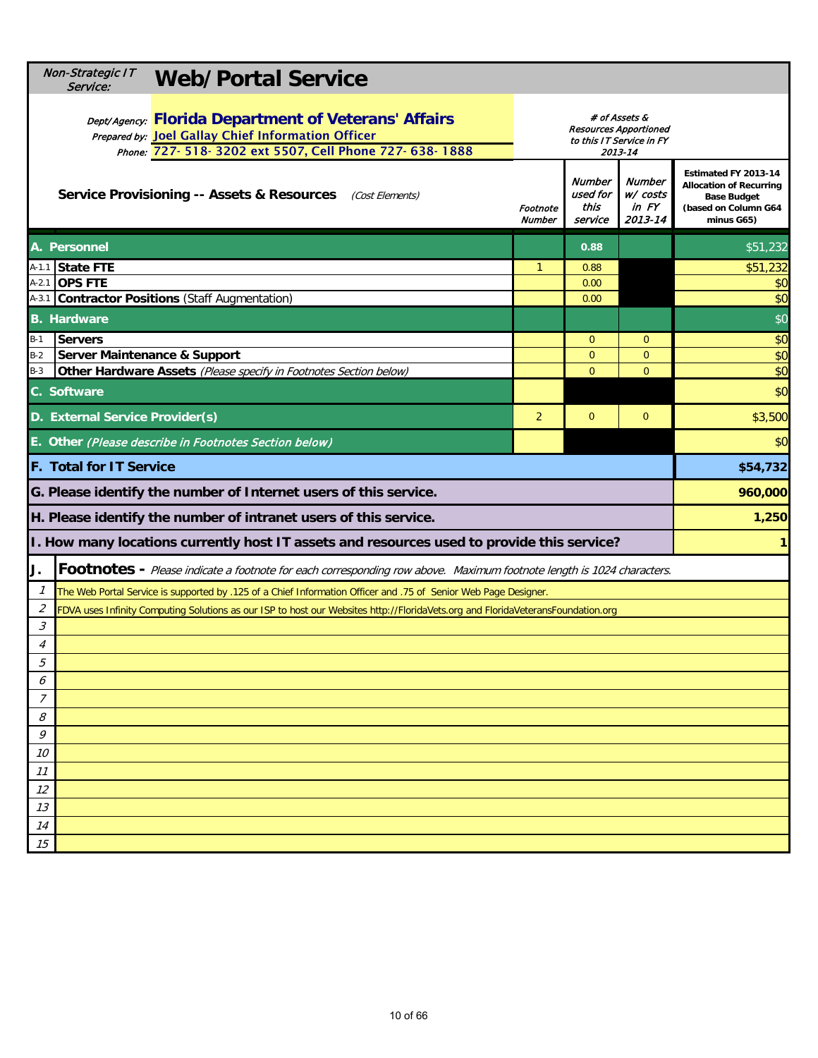# Non-Strategic IT Service: Web/Portal Service

*Dept/Agency:* **Florida Department of Veterans' Affairs**
*Prepared by:* Joel Gallay Chief Information Officer
*Phone:* 727- 518- 3202 ext 5507, Cell Phone 727- 638- 1888

| | Service Provisioning -- Assets & Resources *(Cost Elements)* | Footnote Number | # of Assets & Resources Apportioned to this IT Service in FY 2013-14: Number used for this service | Number w/ costs in FY 2013-14 | Estimated FY 2013-14 Allocation of Recurring Base Budget (based on Column G64 minus G65) |
|---|---|---|---|---|---|
| **A.** | **Personnel** | | 0.88 | | $51,232 |
| A-1.1 | **State FTE** | 1 | 0.88 | | $51,232 |
| A-2.1 | **OPS FTE** | | 0.00 | | $0 |
| A-3.1 | **Contractor Positions** (Staff Augmentation) | | 0.00 | | $0 |
| **B.** | **Hardware** | | | | $0 |
| B-1 | **Servers** | | 0 | 0 | $0 |
| B-2 | **Server Maintenance & Support** | | 0 | 0 | $0 |
| B-3 | **Other Hardware Assets** *(Please specify in Footnotes Section below)* | | 0 | 0 | $0 |
| **C.** | **Software** | | | | $0 |
| **D.** | **External Service Provider(s)** | 2 | 0 | 0 | $3,500 |
| **E.** | **Other** *(Please describe in Footnotes Section below)* | | | | $0 |
| **F.** | **Total for IT Service** | | | | **$54,732** |
| **G.** | **Please identify the number of Internet users of this service.** | | | | **960,000** |
| **H.** | **Please identify the number of intranet users of this service.** | | | | **1,250** |
| **I.** | **How many locations currently host IT assets and resources used to provide this service?** | | | | **1** |

## J. Footnotes - *Please indicate a footnote for each corresponding row above. Maximum footnote length is 1024 characters.*

| | |
|---|---|
| 1 | The Web Portal Service is supported by .125 of a Chief Information Officer and .75 of Senior Web Page Designer. |
| 2 | FDVA uses Infinity Computing Solutions as our ISP to host our Websites http://FloridaVets.org and FloridaVeteransFoundation.org |
| 3 | |
| 4 | |
| 5 | |
| 6 | |
| 7 | |
| 8 | |
| 9 | |
| 10 | |
| 11 | |
| 12 | |
| 13 | |
| 14 | |
| 15 | |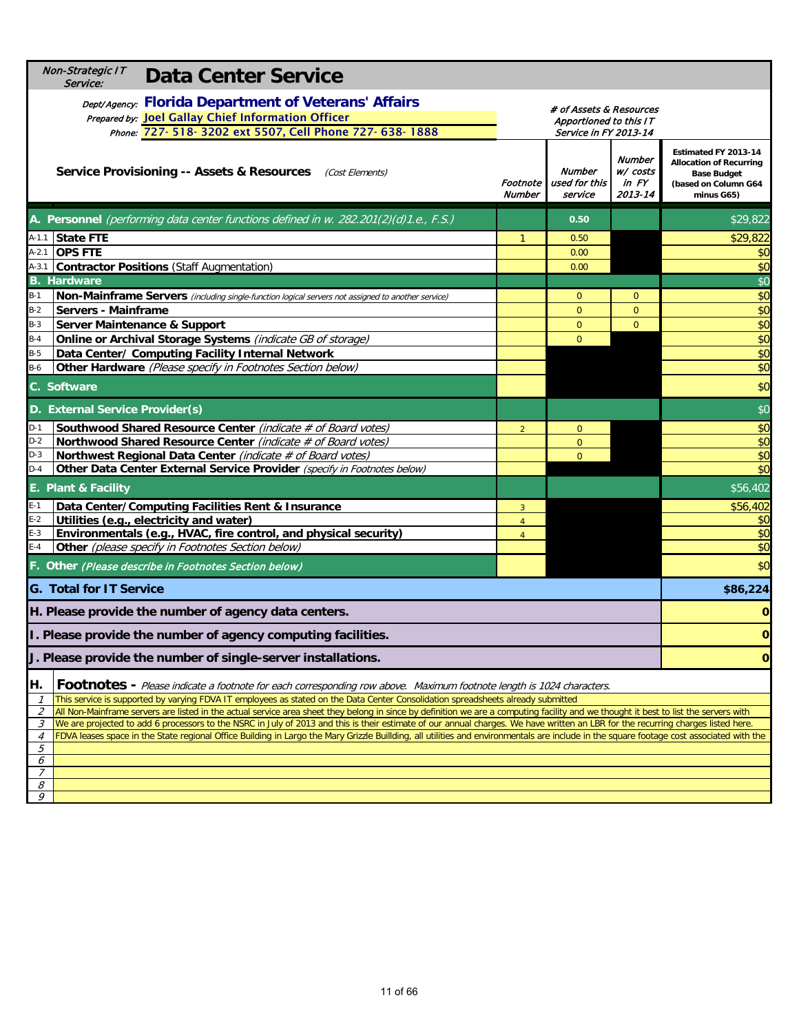*Non-Strategic IT Service:* **Data Center Service**

*Dept/Agency:* **Florida Department of Veterans' Affairs**
*Prepared by:* **Joel Gallay Chief Information Officer**
*Phone:* **727- 518- 3202 ext 5507, Cell Phone 727- 638- 1888**

| Service Provisioning -- Assets & Resources (Cost Elements) | Footnote Number | # of Assets & Resources Apportioned to this IT Service in FY 2013-14: Number used for this service | Number w/ costs in FY 2013-14 | Estimated FY 2013-14 Allocation of Recurring Base Budget (based on Column G64 minus G65) |
|---|---|---|---|---|
| **A. Personnel** *(performing data center functions defined in w. 282.201(2)(d)1.e., F.S.)* | | 0.50 | | $29,822 |
| A-1.1 **State FTE** | 1 | 0.50 | | $29,822 |
| A-2.1 **OPS FTE** | | 0.00 | | $0 |
| A-3.1 **Contractor Positions** (Staff Augmentation) | | 0.00 | | $0 |
| **B. Hardware** | | | | $0 |
| B-1 **Non-Mainframe Servers** *(including single-function logical servers not assigned to another service)* | | 0 | 0 | $0 |
| B-2 **Servers - Mainframe** | | 0 | 0 | $0 |
| B-3 **Server Maintenance & Support** | | 0 | 0 | $0 |
| B-4 **Online or Archival Storage Systems** *(indicate GB of storage)* | | 0 | | $0 |
| B-5 **Data Center/ Computing Facility Internal Network** | | | | $0 |
| B-6 **Other Hardware** *(Please specify in Footnotes Section below)* | | | | $0 |
| **C. Software** | | | | $0 |
| **D. External Service Provider(s)** | | | | $0 |
| D-1 **Southwood Shared Resource Center** *(indicate # of Board votes)* | 2 | 0 | | $0 |
| D-2 **Northwood Shared Resource Center** *(indicate # of Board votes)* | | 0 | | $0 |
| D-3 **Northwest Regional Data Center** *(indicate # of Board votes)* | | 0 | | $0 |
| D-4 **Other Data Center External Service Provider** *(specify in Footnotes below)* | | | | $0 |
| **E. Plant & Facility** | | | | $56,402 |
| E-1 **Data Center/Computing Facilities Rent & Insurance** | 3 | | | $56,402 |
| E-2 **Utilities (e.g., electricity and water)** | 4 | | | $0 |
| E-3 **Environmentals (e.g., HVAC, fire control, and physical security)** | 4 | | | $0 |
| E-4 **Other** *(please specify in Footnotes Section below)* | | | | $0 |
| **F. Other** *(Please describe in Footnotes Section below)* | | | | $0 |
| **G. Total for IT Service** | | | | **$86,224** |
| **H. Please provide the number of agency data centers.** | | | | **0** |
| **I. Please provide the number of agency computing facilities.** | | | | **0** |
| **J. Please provide the number of single-server installations.** | | | | **0** |

**H. Footnotes** - *Please indicate a footnote for each corresponding row above. Maximum footnote length is 1024 characters.*

| | |
|---|---|
| 1 | This service is supported by varying FDVA IT employees as stated on the Data Center Consolidation spreadsheets already submitted |
| 2 | All Non-Mainframe servers are listed in the actual service area sheet they belong in since by definition we are a computing facility and we thought it best to list the servers with |
| 3 | We are projected to add 6 processors to the NSRC in July of 2013 and this is their estimate of our annual charges. We have written an LBR for the recurring charges listed here. |
| 4 | FDVA leases space in the State regional Office Building in Largo the Mary Grizzle Buillding, all utilities and environmentals are include in the square footage cost associated with the |
| 5 | |
| 6 | |
| 7 | |
| 8 | |
| 9 | |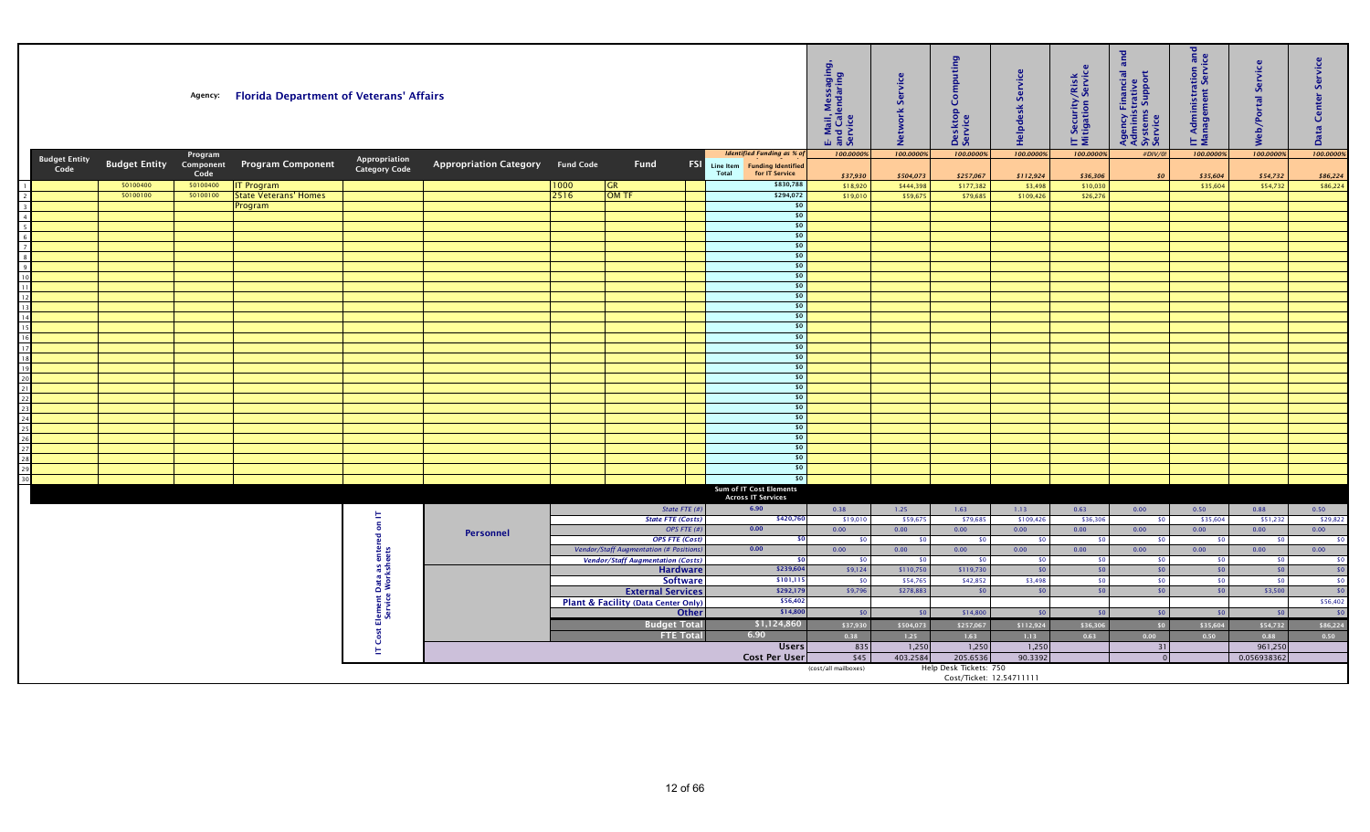Agency: **Florida Department of Veterans' Affairs**

| | Budget Entity Code | Budget Entity | Program Component Code | Program Component | Appropriation Category Code | Appropriation Category | Fund Code | Fund | FSI | Line Item Total / Funding Identified for IT Service | E-Mail, Messaging, and Calendaring Service | Network Service | Desktop Computing Service | Helpdesk Service | IT Security/Risk Mitigation Service | Agency Financial and Administrative Systems Support Service | IT Administration and Management Service | Web/Portal Service | Data Center Service |
|---|---|---|---|---|---|---|---|---|---|---|---|---|---|---|---|---|---|---|---|
| | | | | | | | | | | *Identified Funding as % of* | 100.0000% | 100.0000% | 100.0000% | 100.0000% | 100.0000% | #DIV/0! | 100.0000% | 100.0000% | 100.0000% |
| | | | | | | | | | | | $37,930 | $504,073 | $257,067 | $112,924 | $36,306 | $0 | $35,604 | $54,732 | $86,224 |
| 1 | | 50100400 | 50100400 | IT Program | | | 1000 | GR | | $830,788 | $18,920 | $444,398 | $177,382 | $3,498 | $10,030 | | $35,604 | $54,732 | $86,224 |
| 2 | | 50100100 | 50100100 | State Veterans' Homes Program | | | 2516 | OM TF | | $294,072 | $19,010 | $59,675 | $79,685 | $109,426 | $26,276 | | | | |
| 3 | | | | | | | | | | $0 | | | | | | | | | |
| 4 | | | | | | | | | | $0 | | | | | | | | | |
| 5 | | | | | | | | | | $0 | | | | | | | | | |
| 6 | | | | | | | | | | $0 | | | | | | | | | |
| 7 | | | | | | | | | | $0 | | | | | | | | | |
| 8 | | | | | | | | | | $0 | | | | | | | | | |
| 9 | | | | | | | | | | $0 | | | | | | | | | |
| 10 | | | | | | | | | | $0 | | | | | | | | | |
| 11 | | | | | | | | | | $0 | | | | | | | | | |
| 12 | | | | | | | | | | $0 | | | | | | | | | |
| 13 | | | | | | | | | | $0 | | | | | | | | | |
| 14 | | | | | | | | | | $0 | | | | | | | | | |
| 15 | | | | | | | | | | $0 | | | | | | | | | |
| 16 | | | | | | | | | | $0 | | | | | | | | | |
| 17 | | | | | | | | | | $0 | | | | | | | | | |
| 18 | | | | | | | | | | $0 | | | | | | | | | |
| 19 | | | | | | | | | | $0 | | | | | | | | | |
| 20 | | | | | | | | | | $0 | | | | | | | | | |
| 21 | | | | | | | | | | $0 | | | | | | | | | |
| 22 | | | | | | | | | | $0 | | | | | | | | | |
| 23 | | | | | | | | | | $0 | | | | | | | | | |
| 24 | | | | | | | | | | $0 | | | | | | | | | |
| 25 | | | | | | | | | | $0 | | | | | | | | | |
| 26 | | | | | | | | | | $0 | | | | | | | | | |
| 27 | | | | | | | | | | $0 | | | | | | | | | |
| 28 | | | | | | | | | | $0 | | | | | | | | | |
| 29 | | | | | | | | | | $0 | | | | | | | | | |
| 30 | | | | | | | | | | $0 | | | | | | | | | |

| IT Cost Element Data as entered on IT Service Worksheets | | | Sum of IT Cost Elements Across IT Services | E-Mail, Messaging, and Calendaring Service | Network Service | Desktop Computing Service | Helpdesk Service | IT Security/Risk Mitigation Service | Agency Financial and Administrative Systems Support Service | IT Administration and Management Service | Web/Portal Service | Data Center Service |
|---|---|---|---|---|---|---|---|---|---|---|---|---|
| | Personnel | State FTE (#) | 6.90 | 0.38 | 1.25 | 1.63 | 1.13 | 0.63 | 0.00 | 0.50 | 0.88 | 0.50 |
| | | State FTE (Costs) | $420,760 | $19,010 | $59,675 | $79,685 | $109,426 | $36,306 | $0 | $35,604 | $51,232 | $29,822 |
| | | OPS FTE (#) | 0.00 | 0.00 | 0.00 | 0.00 | 0.00 | 0.00 | 0.00 | 0.00 | 0.00 | 0.00 |
| | | OPS FTE (Cost) | $0 | $0 | $0 | $0 | $0 | $0 | $0 | $0 | $0 | $0 |
| | | Vendor/Staff Augmentation (# Positions) | 0.00 | 0.00 | 0.00 | 0.00 | 0.00 | 0.00 | 0.00 | 0.00 | 0.00 | 0.00 |
| | | Vendor/Staff Augmentation (Costs) | $0 | $0 | $0 | $0 | $0 | $0 | $0 | $0 | $0 | $0 |
| | | Hardware | $239,604 | $9,124 | $110,750 | $119,730 | $0 | $0 | $0 | $0 | $0 | $0 |
| | | Software | $101,115 | $0 | $54,765 | $42,852 | $3,498 | $0 | $0 | $0 | $0 | $0 |
| | | External Services | $292,179 | $9,796 | $278,883 | $0 | $0 | $0 | $0 | $0 | $3,500 | $0 |
| | | Plant & Facility (Data Center Only) | $56,402 | | | | | | | | | $56,402 |
| | | Other | $14,800 | $0 | $0 | $14,800 | $0 | $0 | $0 | $0 | $0 | $0 |
| | | Budget Total | $1,124,860 | $37,930 | $504,073 | $257,067 | $112,924 | $36,306 | $0 | $35,604 | $54,732 | $86,224 |
| | | FTE Total | 6.90 | 0.38 | 1.25 | 1.63 | 1.13 | 0.63 | 0.00 | 0.50 | 0.88 | 0.50 |
| | | Users | | 835 | 1,250 | 1,250 | 1,250 | | 31 | | 961,250 | |
| | | Cost Per User | | $45 | 403.2584 | 205.6536 | 90.3392 | | 0 | | 0.056938362 | |
| | | | | (cost/all mailboxes) | | Help Desk Tickets: 750 Cost/Ticket: 12.54711111 | | | | | | |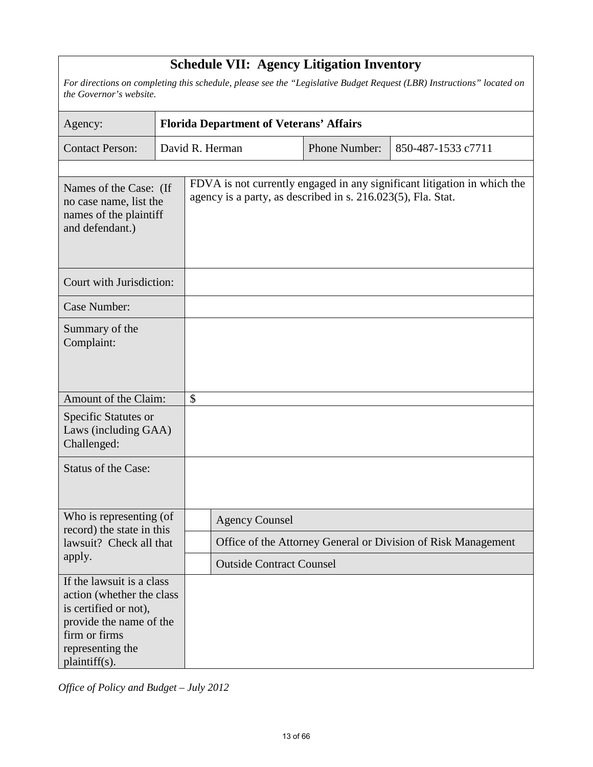# Schedule VII: Agency Litigation Inventory

*For directions on completing this schedule, please see the "Legislative Budget Request (LBR) Instructions" located on the Governor's website.*

| Agency: | **Florida Department of Veterans' Affairs** | | |
|---|---|---|---|
| Contact Person: | David R. Herman | Phone Number: | 850-487-1533 c7711 |

| | | |
|---|---|---|
| Names of the Case: (If no case name, list the names of the plaintiff and defendant.) | FDVA is not currently engaged in any significant litigation in which the agency is a party, as described in s. 216.023(5), Fla. Stat. | |
| Court with Jurisdiction: | | |
| Case Number: | | |
| Summary of the Complaint: | | |
| Amount of the Claim: | $ | |
| Specific Statutes or Laws (including GAA) Challenged: | | |
| Status of the Case: | | |
| Who is representing (of record) the state in this lawsuit? Check all that apply. | | Agency Counsel |
| | | Office of the Attorney General or Division of Risk Management |
| | | Outside Contract Counsel |
| If the lawsuit is a class action (whether the class is certified or not), provide the name of the firm or firms representing the plaintiff(s). | | |

*Office of Policy and Budget – July 2012*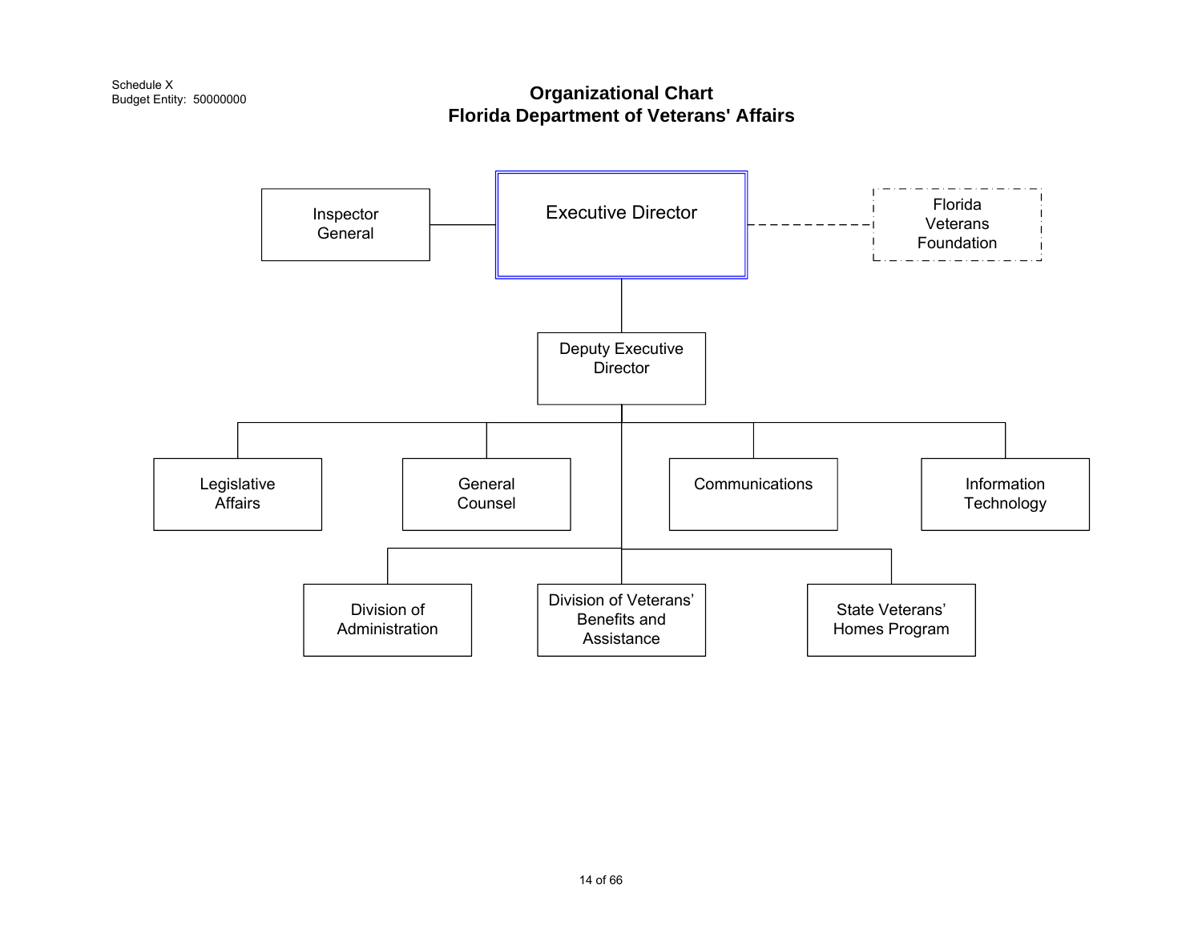Schedule X
Budget Entity: 50000000

# Organizational Chart
# Florida Department of Veterans' Affairs

Inspector General

Executive Director

Florida Veterans Foundation

Deputy Executive Director

Legislative Affairs

General Counsel

Communications

Information Technology

Division of Administration

Division of Veterans' Benefits and Assistance

State Veterans' Homes Program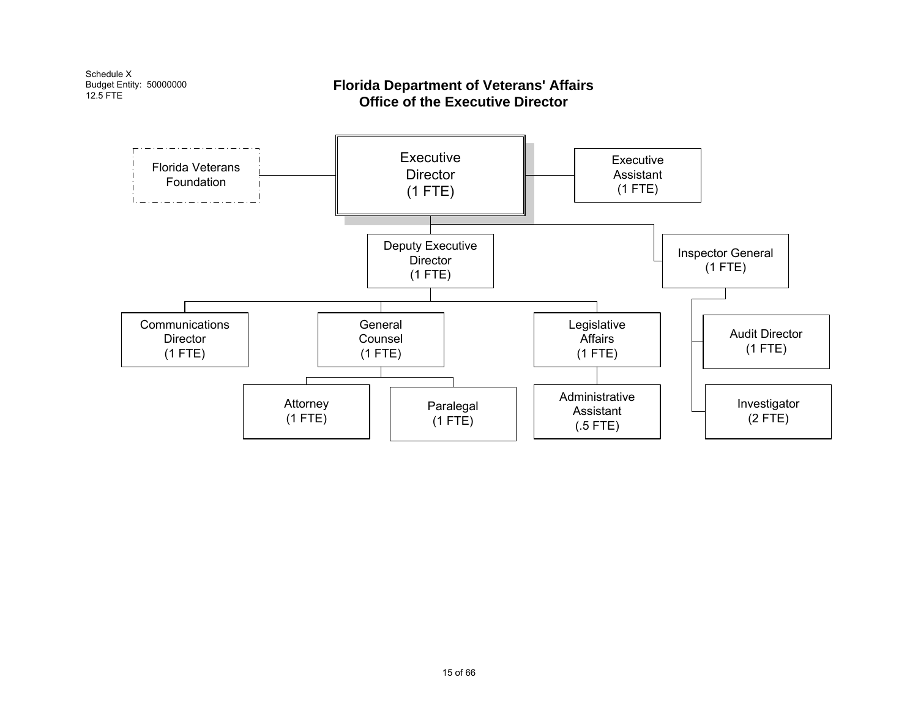Schedule X
Budget Entity: 50000000
12.5 FTE

# Florida Department of Veterans' Affairs
## Office of the Executive Director

Florida Veterans Foundation

Executive Director (1 FTE)

Executive Assistant (1 FTE)

Deputy Executive Director (1 FTE)

Inspector General (1 FTE)

Communications Director (1 FTE)

General Counsel (1 FTE)

Legislative Affairs (1 FTE)

Audit Director (1 FTE)

Attorney (1 FTE)

Paralegal (1 FTE)

Administrative Assistant (.5 FTE)

Investigator (2 FTE)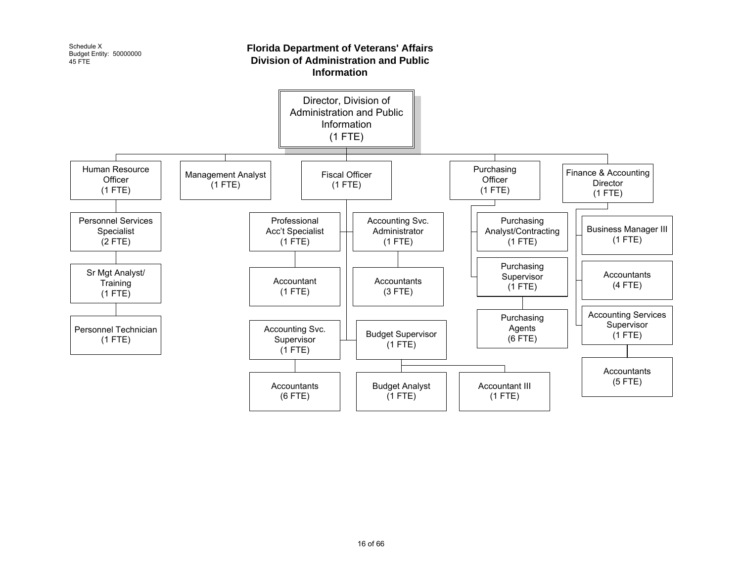Schedule X
Budget Entity: 50000000
45 FTE

# Florida Department of Veterans' Affairs
## Division of Administration and Public Information

Director, Division of Administration and Public Information (1 FTE)

- Human Resource Officer (1 FTE)
  - Personnel Services Specialist (2 FTE)
    - Sr Mgt Analyst/ Training (1 FTE)
      - Personnel Technician (1 FTE)
- Management Analyst (1 FTE)
- Fiscal Officer (1 FTE)
  - Professional Acc't Specialist (1 FTE)
    - Accountant (1 FTE)
  - Accounting Svc. Administrator (1 FTE)
    - Accountants (3 FTE)
  - Accounting Svc. Supervisor (1 FTE)
    - Accountants (6 FTE)
  - Budget Supervisor (1 FTE)
    - Budget Analyst (1 FTE)
    - Accountant III (1 FTE)
- Purchasing Officer (1 FTE)
  - Purchasing Analyst/Contracting (1 FTE)
  - Purchasing Supervisor (1 FTE)
    - Purchasing Agents (6 FTE)
- Finance & Accounting Director (1 FTE)
  - Business Manager III (1 FTE)
  - Accountants (4 FTE)
  - Accounting Services Supervisor (1 FTE)
    - Accountants (5 FTE)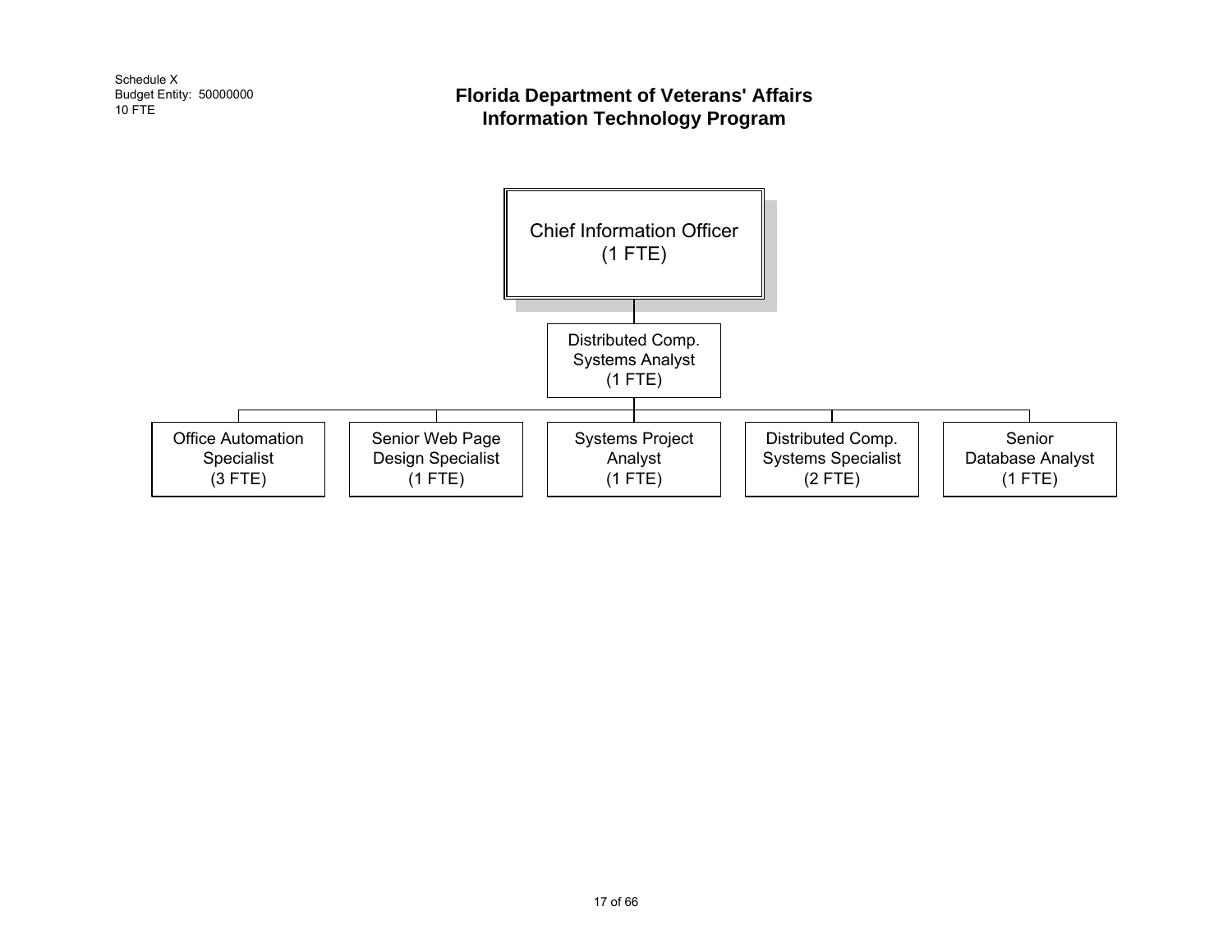Schedule X
Budget Entity: 50000000
10 FTE

# Florida Department of Veterans' Affairs
## Information Technology Program

Chief Information Officer
(1 FTE)

Distributed Comp.
Systems Analyst
(1 FTE)

Office Automation
Specialist
(3 FTE)

Senior Web Page
Design Specialist
(1 FTE)

Systems Project
Analyst
(1 FTE)

Distributed Comp.
Systems Specialist
(2 FTE)

Senior
Database Analyst
(1 FTE)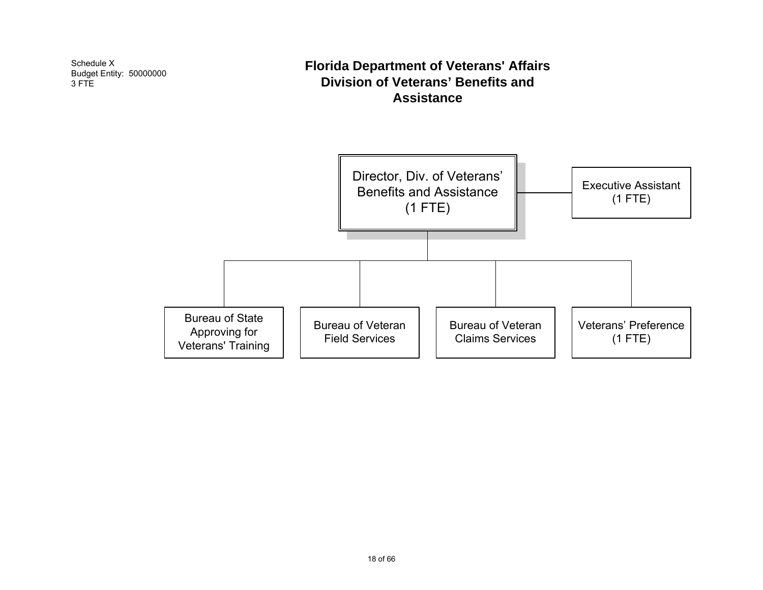Schedule X
Budget Entity: 50000000
3 FTE

# Florida Department of Veterans' Affairs
## Division of Veterans' Benefits and Assistance

- Director, Div. of Veterans' Benefits and Assistance (1 FTE)
  - Executive Assistant (1 FTE)
  - Bureau of State Approving for Veterans' Training
  - Bureau of Veteran Field Services
  - Bureau of Veteran Claims Services
  - Veterans' Preference (1 FTE)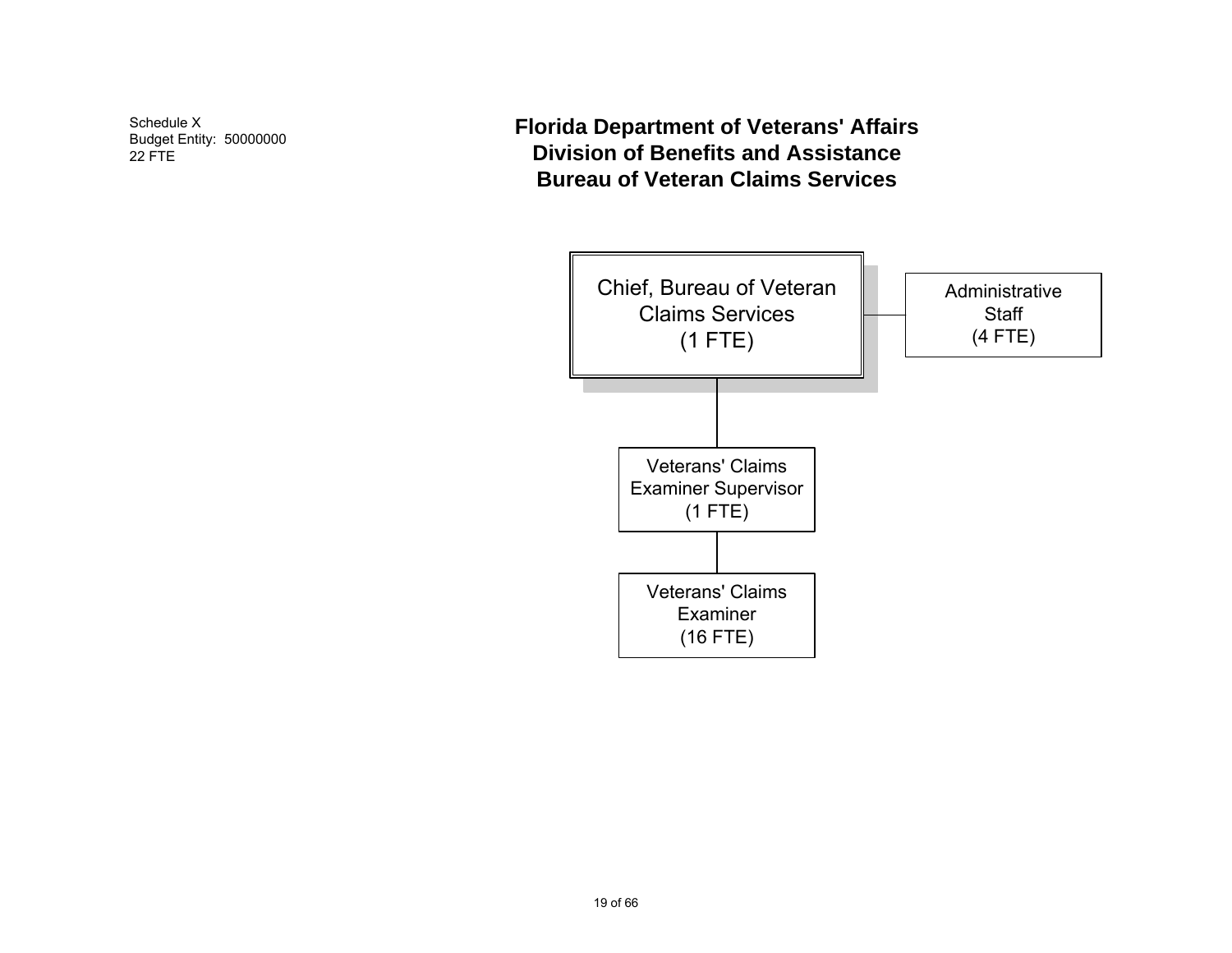Schedule X
Budget Entity: 50000000
22 FTE

# Florida Department of Veterans' Affairs
## Division of Benefits and Assistance
## Bureau of Veteran Claims Services

Chief, Bureau of Veteran Claims Services
(1 FTE)

Administrative Staff
(4 FTE)

Veterans' Claims Examiner Supervisor
(1 FTE)

Veterans' Claims Examiner
(16 FTE)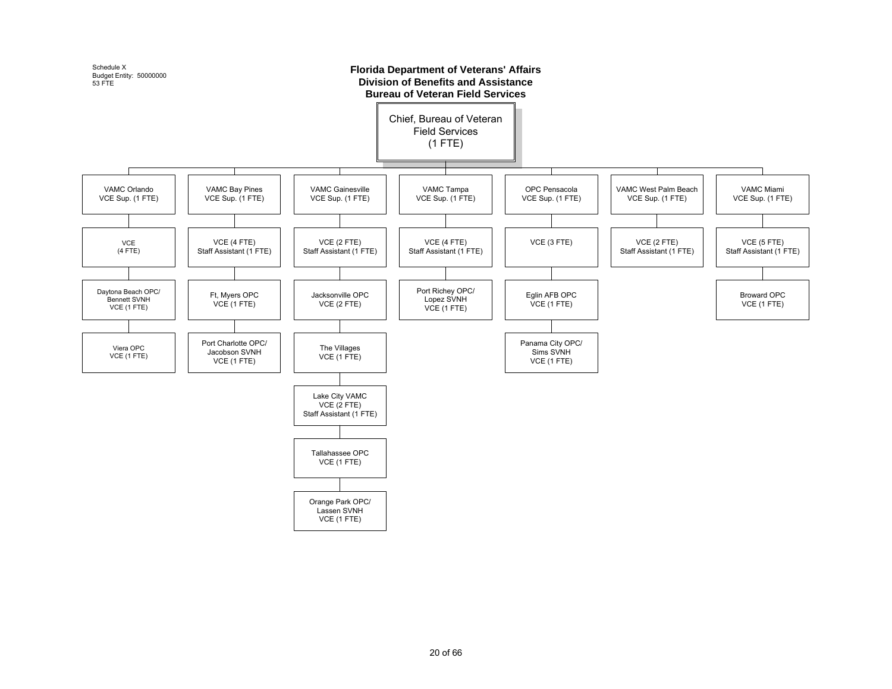Schedule X
Budget Entity: 50000000
53 FTE

# Florida Department of Veterans' Affairs
## Division of Benefits and Assistance
## Bureau of Veteran Field Services

Chief, Bureau of Veteran Field Services (1 FTE)

- VAMC Orlando VCE Sup. (1 FTE)
  - VCE (4 FTE)
  - Daytona Beach OPC/ Bennett SVNH VCE (1 FTE)
  - Viera OPC VCE (1 FTE)
- VAMC Bay Pines VCE Sup. (1 FTE)
  - VCE (4 FTE) Staff Assistant (1 FTE)
  - Ft, Myers OPC VCE (1 FTE)
  - Port Charlotte OPC/ Jacobson SVNH VCE (1 FTE)
- VAMC Gainesville VCE Sup. (1 FTE)
  - VCE (2 FTE) Staff Assistant (1 FTE)
  - Jacksonville OPC VCE (2 FTE)
  - The Villages VCE (1 FTE)
  - Lake City VAMC VCE (2 FTE) Staff Assistant (1 FTE)
  - Tallahassee OPC VCE (1 FTE)
  - Orange Park OPC/ Lassen SVNH VCE (1 FTE)
- VAMC Tampa VCE Sup. (1 FTE)
  - VCE (4 FTE) Staff Assistant (1 FTE)
  - Port Richey OPC/ Lopez SVNH VCE (1 FTE)
- OPC Pensacola VCE Sup. (1 FTE)
  - VCE (3 FTE)
  - Eglin AFB OPC VCE (1 FTE)
  - Panama City OPC/ Sims SVNH VCE (1 FTE)
- VAMC West Palm Beach VCE Sup. (1 FTE)
  - VCE (2 FTE) Staff Assistant (1 FTE)
- VAMC Miami VCE Sup. (1 FTE)
  - VCE (5 FTE) Staff Assistant (1 FTE)
  - Broward OPC VCE (1 FTE)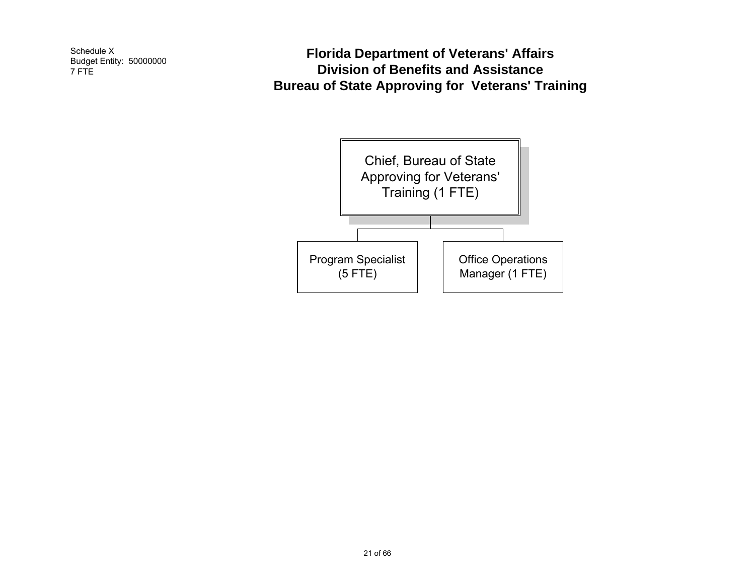Schedule X
Budget Entity: 50000000
7 FTE

# Florida Department of Veterans' Affairs
## Division of Benefits and Assistance
## Bureau of State Approving for Veterans' Training

Chief, Bureau of State Approving for Veterans' Training (1 FTE)

Program Specialist (5 FTE)

Office Operations Manager (1 FTE)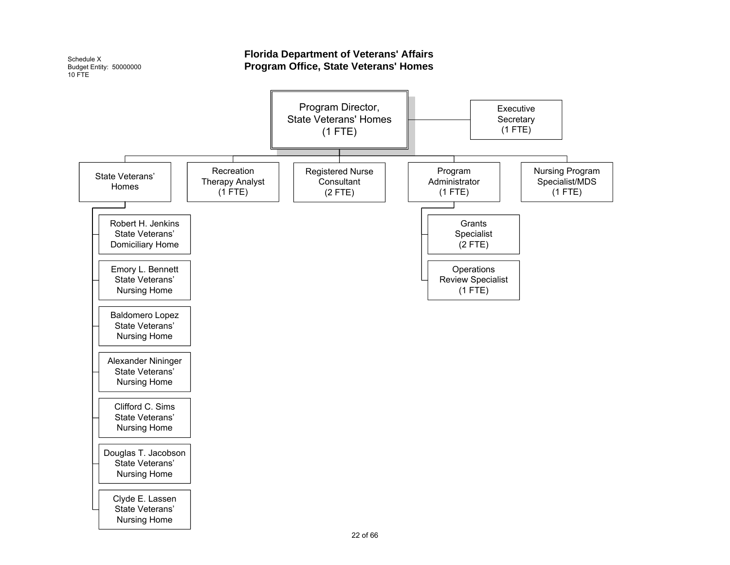Schedule X
Budget Entity: 50000000
10 FTE

# Florida Department of Veterans' Affairs
## Program Office, State Veterans' Homes

- Program Director, State Veterans' Homes (1 FTE)
  - Executive Secretary (1 FTE)
  - State Veterans' Homes
    - Robert H. Jenkins State Veterans' Domiciliary Home
    - Emory L. Bennett State Veterans' Nursing Home
    - Baldomero Lopez State Veterans' Nursing Home
    - Alexander Nininger State Veterans' Nursing Home
    - Clifford C. Sims State Veterans' Nursing Home
    - Douglas T. Jacobson State Veterans' Nursing Home
    - Clyde E. Lassen State Veterans' Nursing Home
  - Recreation Therapy Analyst (1 FTE)
  - Registered Nurse Consultant (2 FTE)
  - Program Administrator (1 FTE)
    - Grants Specialist (2 FTE)
    - Operations Review Specialist (1 FTE)
  - Nursing Program Specialist/MDS (1 FTE)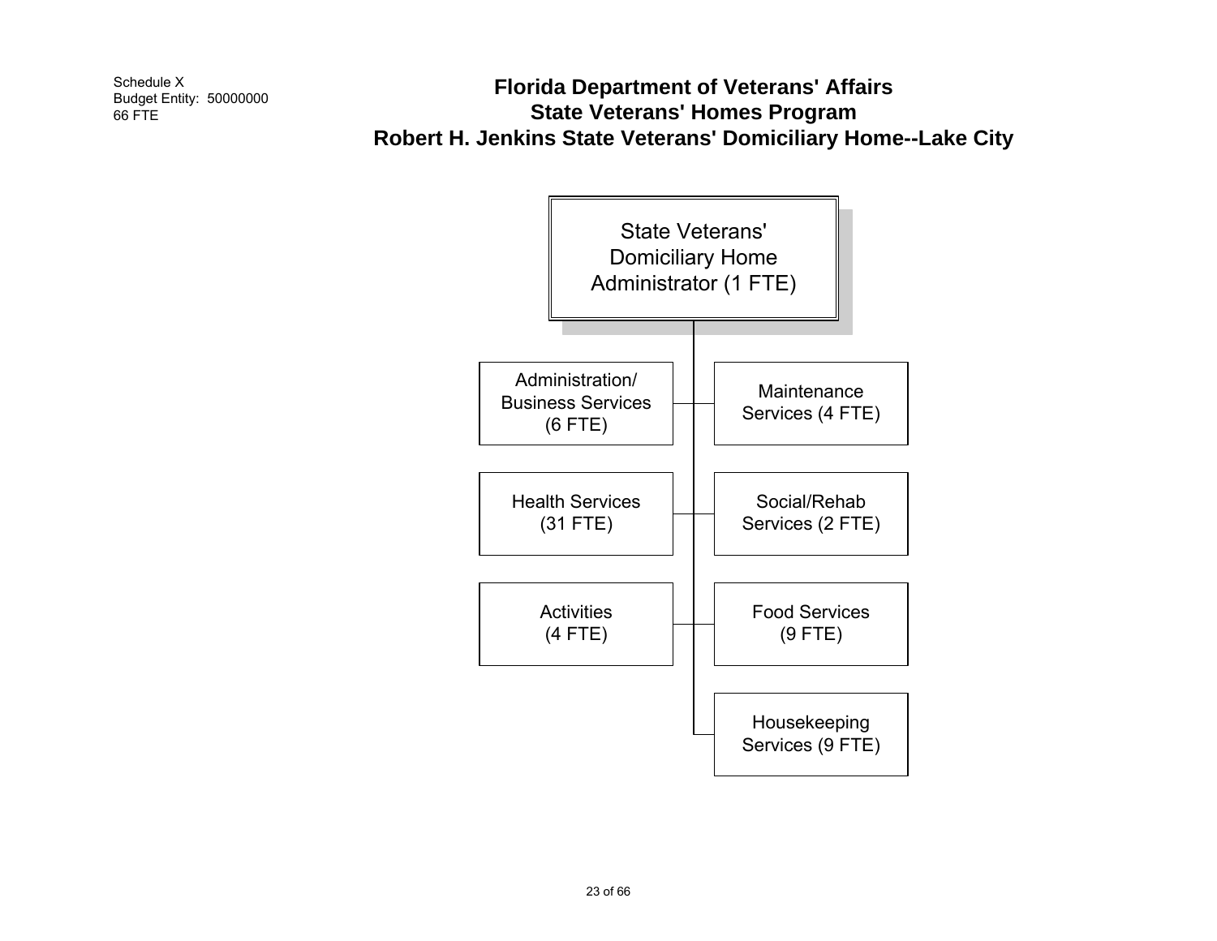Schedule X
Budget Entity: 50000000
66 FTE

# Florida Department of Veterans' Affairs
## State Veterans' Homes Program
## Robert H. Jenkins State Veterans' Domiciliary Home--Lake City

- **State Veterans' Domiciliary Home Administrator (1 FTE)**
  - Administration/ Business Services (6 FTE)
  - Maintenance Services (4 FTE)
  - Health Services (31 FTE)
  - Social/Rehab Services (2 FTE)
  - Activities (4 FTE)
  - Food Services (9 FTE)
  - Housekeeping Services (9 FTE)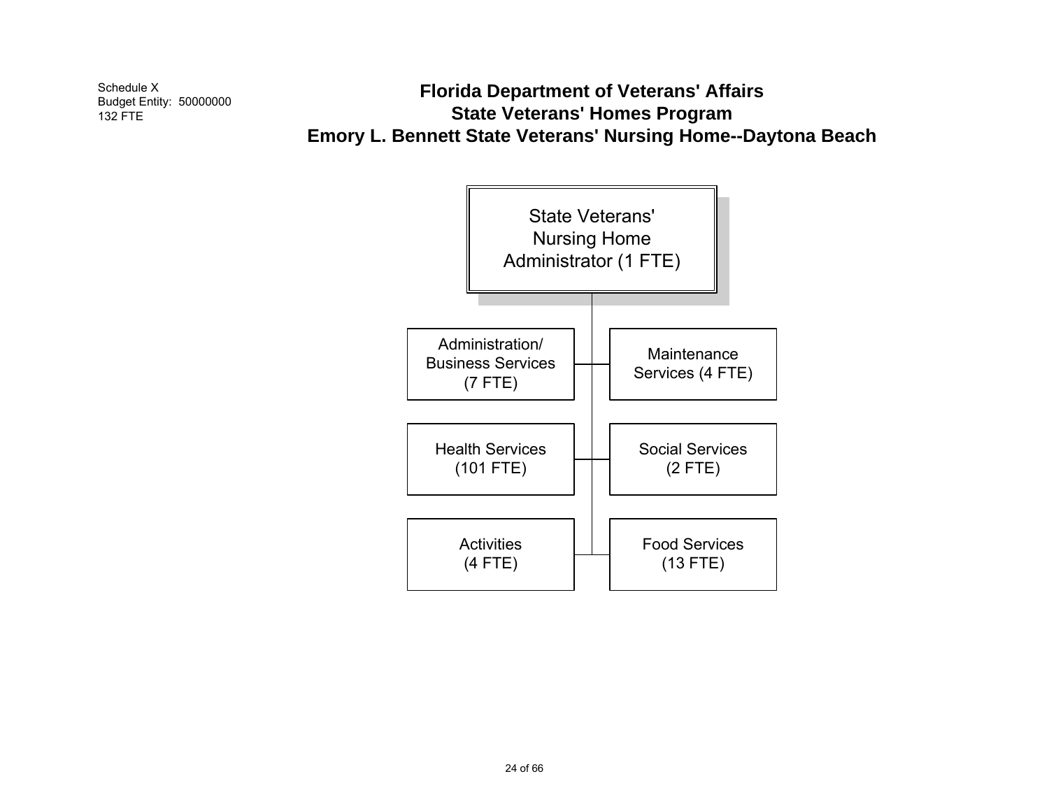Schedule X
Budget Entity: 50000000
132 FTE

# Florida Department of Veterans' Affairs
## State Veterans' Homes Program
## Emory L. Bennett State Veterans' Nursing Home--Daytona Beach

State Veterans' Nursing Home Administrator (1 FTE)

- Administration/ Business Services (7 FTE)
- Maintenance Services (4 FTE)
- Health Services (101 FTE)
- Social Services (2 FTE)
- Activities (4 FTE)
- Food Services (13 FTE)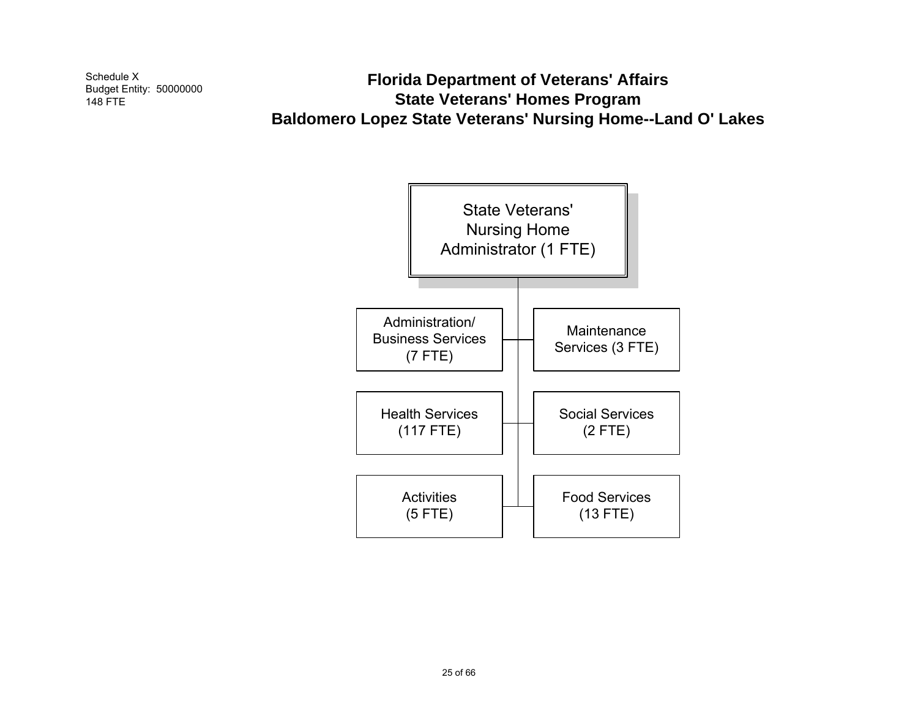Schedule X
Budget Entity: 50000000
148 FTE

# Florida Department of Veterans' Affairs
## State Veterans' Homes Program
## Baldomero Lopez State Veterans' Nursing Home--Land O' Lakes

State Veterans' Nursing Home Administrator (1 FTE)

Administration/ Business Services (7 FTE)

Maintenance Services (3 FTE)

Health Services (117 FTE)

Social Services (2 FTE)

Activities (5 FTE)

Food Services (13 FTE)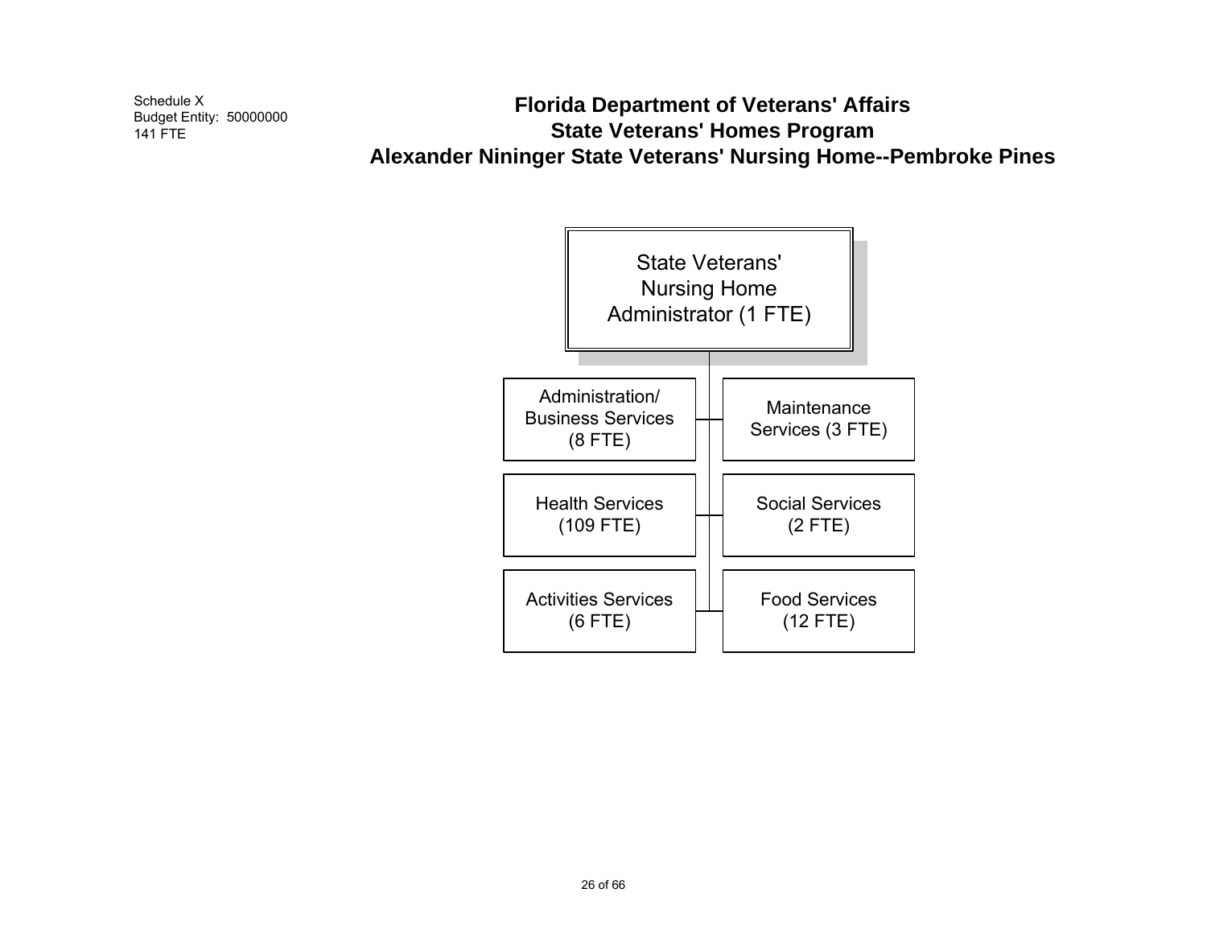Schedule X
Budget Entity: 50000000
141 FTE

# Florida Department of Veterans' Affairs
## State Veterans' Homes Program
## Alexander Nininger State Veterans' Nursing Home--Pembroke Pines

State Veterans' Nursing Home Administrator (1 FTE)

Administration/ Business Services (8 FTE)

Maintenance Services (3 FTE)

Health Services (109 FTE)

Social Services (2 FTE)

Activities Services (6 FTE)

Food Services (12 FTE)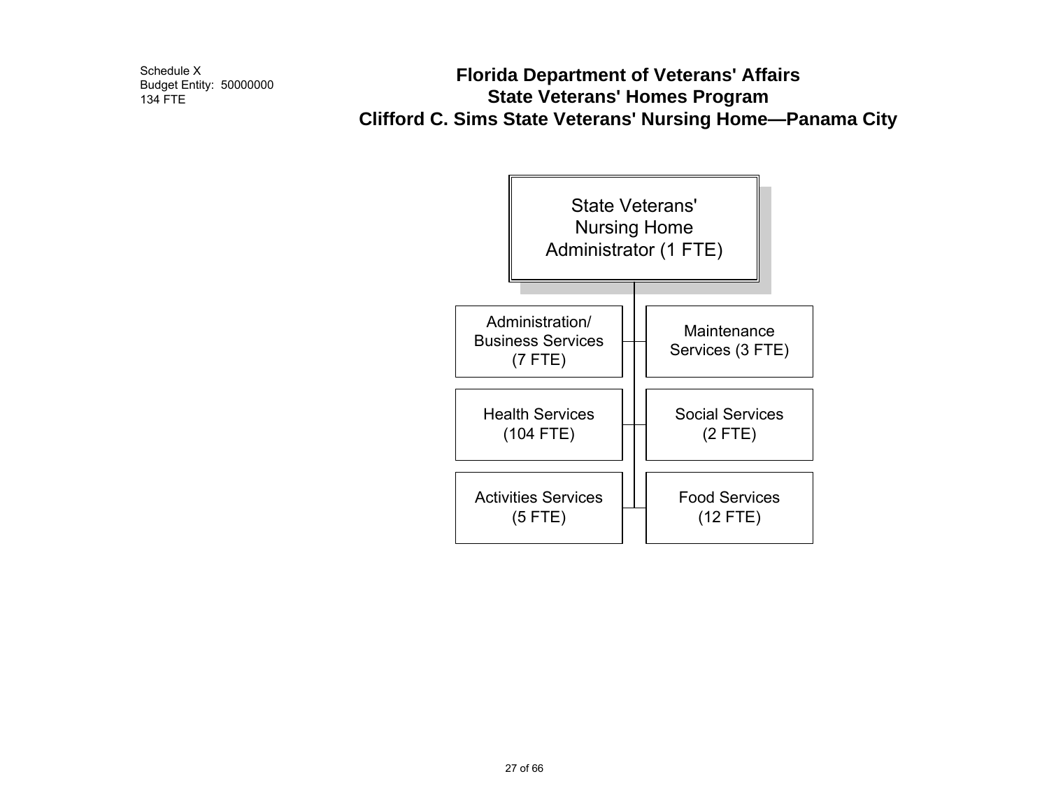Schedule X
Budget Entity: 50000000
134 FTE

# Florida Department of Veterans' Affairs
## State Veterans' Homes Program
## Clifford C. Sims State Veterans' Nursing Home—Panama City

State Veterans' Nursing Home Administrator (1 FTE)

Administration/ Business Services (7 FTE)

Maintenance Services (3 FTE)

Health Services (104 FTE)

Social Services (2 FTE)

Activities Services (5 FTE)

Food Services (12 FTE)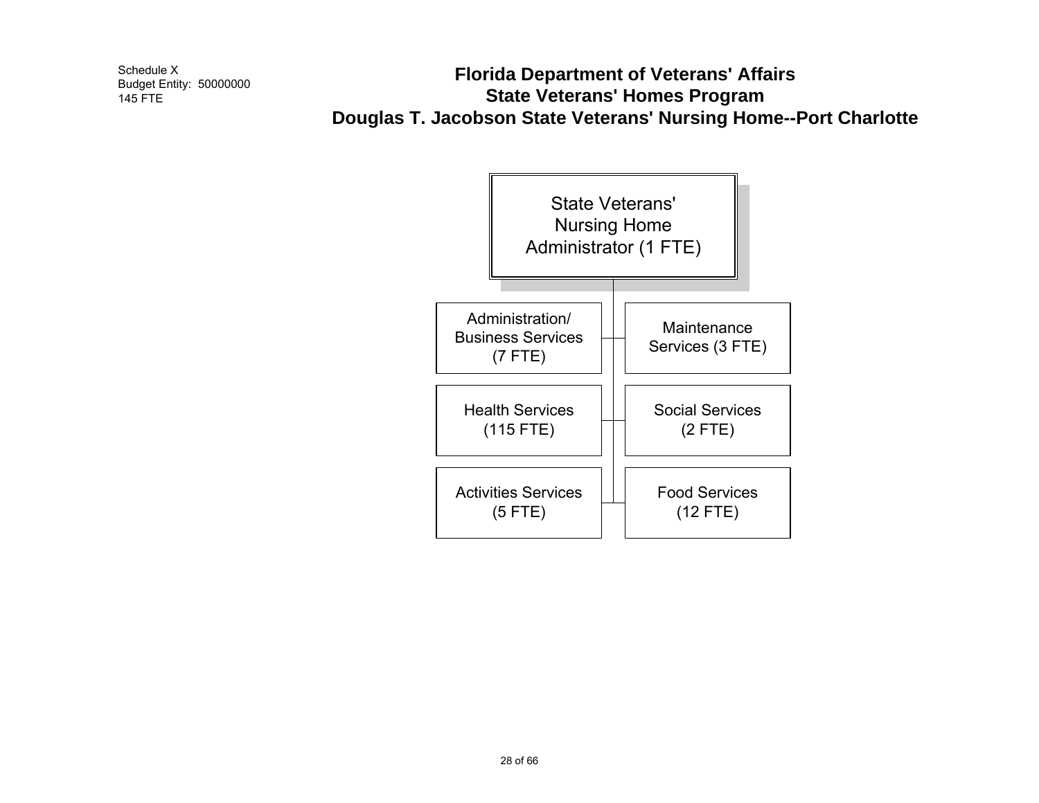Schedule X
Budget Entity: 50000000
145 FTE

# Florida Department of Veterans' Affairs
## State Veterans' Homes Program
## Douglas T. Jacobson State Veterans' Nursing Home--Port Charlotte

State Veterans' Nursing Home Administrator (1 FTE)

Administration/ Business Services (7 FTE)

Maintenance Services (3 FTE)

Health Services (115 FTE)

Social Services (2 FTE)

Activities Services (5 FTE)

Food Services (12 FTE)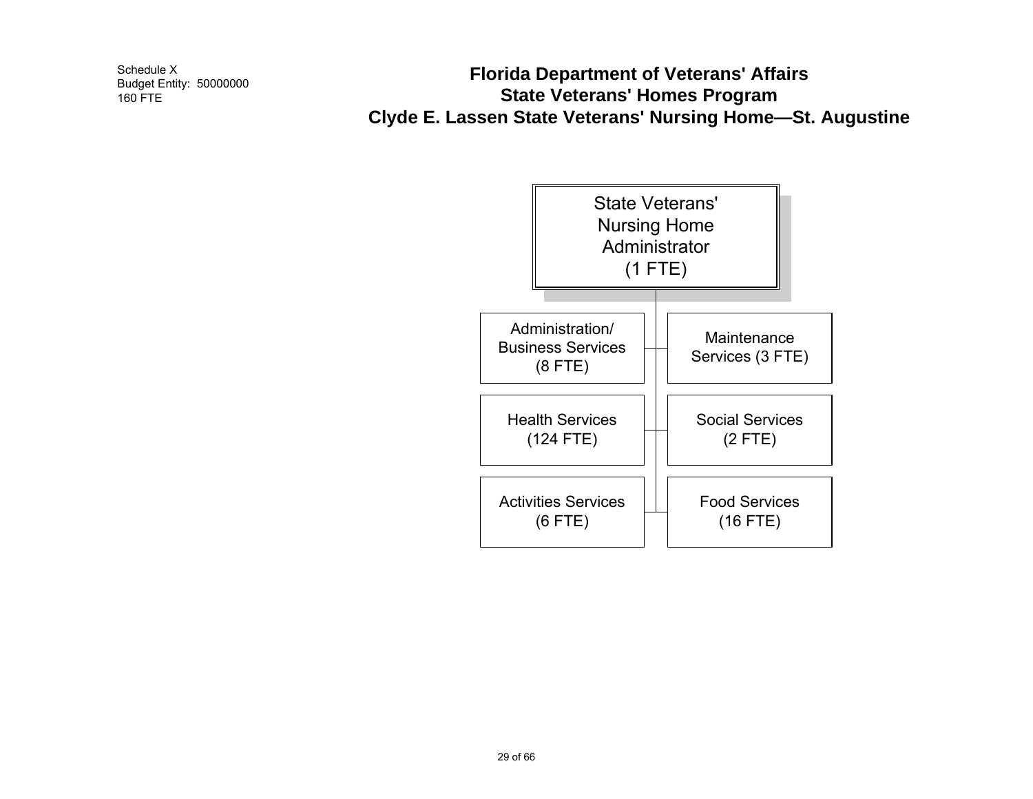Schedule X
Budget Entity: 50000000
160 FTE

# Florida Department of Veterans' Affairs
## State Veterans' Homes Program
## Clyde E. Lassen State Veterans' Nursing Home—St. Augustine

State Veterans' Nursing Home Administrator (1 FTE)

Administration/ Business Services (8 FTE)

Maintenance Services (3 FTE)

Health Services (124 FTE)

Social Services (2 FTE)

Activities Services (6 FTE)

Food Services (16 FTE)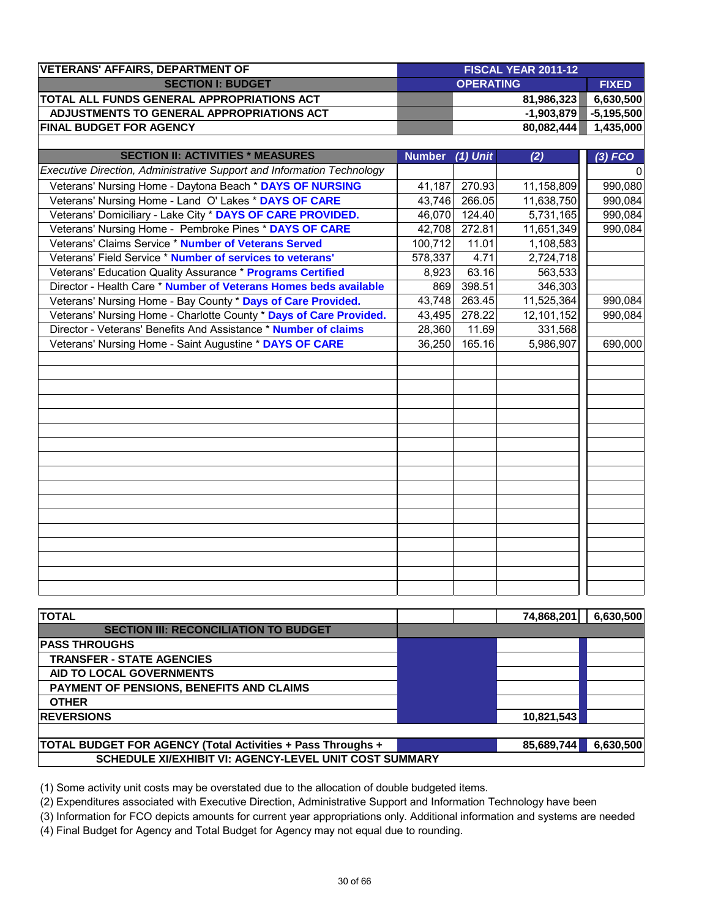| VETERANS' AFFAIRS, DEPARTMENT OF | FISCAL YEAR 2011-12 | | | |
|---|---|---|---|---|
| SECTION I: BUDGET | OPERATING | | | FIXED |
| TOTAL ALL FUNDS GENERAL APPROPRIATIONS ACT | | | 81,986,323 | 6,630,500 |
| ADJUSTMENTS TO GENERAL APPROPRIATIONS ACT | | | -1,903,879 | -5,195,500 |
| FINAL BUDGET FOR AGENCY | | | 80,082,444 | 1,435,000 |

| SECTION II: ACTIVITIES * MEASURES | Number | (1) Unit | (2) | (3) FCO |
|---|---|---|---|---|
| *Executive Direction, Administrative Support and Information Technology* | | | | 0 |
| Veterans' Nursing Home - Daytona Beach * DAYS OF NURSING | 41,187 | 270.93 | 11,158,809 | 990,080 |
| Veterans' Nursing Home - Land O' Lakes * DAYS OF CARE | 43,746 | 266.05 | 11,638,750 | 990,084 |
| Veterans' Domiciliary - Lake City * DAYS OF CARE PROVIDED. | 46,070 | 124.40 | 5,731,165 | 990,084 |
| Veterans' Nursing Home - Pembroke Pines * DAYS OF CARE | 42,708 | 272.81 | 11,651,349 | 990,084 |
| Veterans' Claims Service * Number of Veterans Served | 100,712 | 11.01 | 1,108,583 | |
| Veterans' Field Service * Number of services to veterans' | 578,337 | 4.71 | 2,724,718 | |
| Veterans' Education Quality Assurance * Programs Certified | 8,923 | 63.16 | 563,533 | |
| Director - Health Care * Number of Veterans Homes beds available | 869 | 398.51 | 346,303 | |
| Veterans' Nursing Home - Bay County * Days of Care Provided. | 43,748 | 263.45 | 11,525,364 | 990,084 |
| Veterans' Nursing Home - Charlotte County * Days of Care Provided. | 43,495 | 278.22 | 12,101,152 | 990,084 |
| Director - Veterans' Benefits And Assistance * Number of claims | 28,360 | 11.69 | 331,568 | |
| Veterans' Nursing Home - Saint Augustine * DAYS OF CARE | 36,250 | 165.16 | 5,986,907 | 690,000 |

| TOTAL | | | 74,868,201 | 6,630,500 |
|---|---|---|---|---|
| SECTION III: RECONCILIATION TO BUDGET | | | | |
| PASS THROUGHS | | | | |
| TRANSFER - STATE AGENCIES | | | | |
| AID TO LOCAL GOVERNMENTS | | | | |
| PAYMENT OF PENSIONS, BENEFITS AND CLAIMS | | | | |
| OTHER | | | | |
| REVERSIONS | | | 10,821,543 | |
| TOTAL BUDGET FOR AGENCY (Total Activities + Pass Throughs + | | | 85,689,744 | 6,630,500 |

SCHEDULE XI/EXHIBIT VI: AGENCY-LEVEL UNIT COST SUMMARY

(1) Some activity unit costs may be overstated due to the allocation of double budgeted items.
(2) Expenditures associated with Executive Direction, Administrative Support and Information Technology have been
(3) Information for FCO depicts amounts for current year appropriations only. Additional information and systems are needed
(4) Final Budget for Agency and Total Budget for Agency may not equal due to rounding.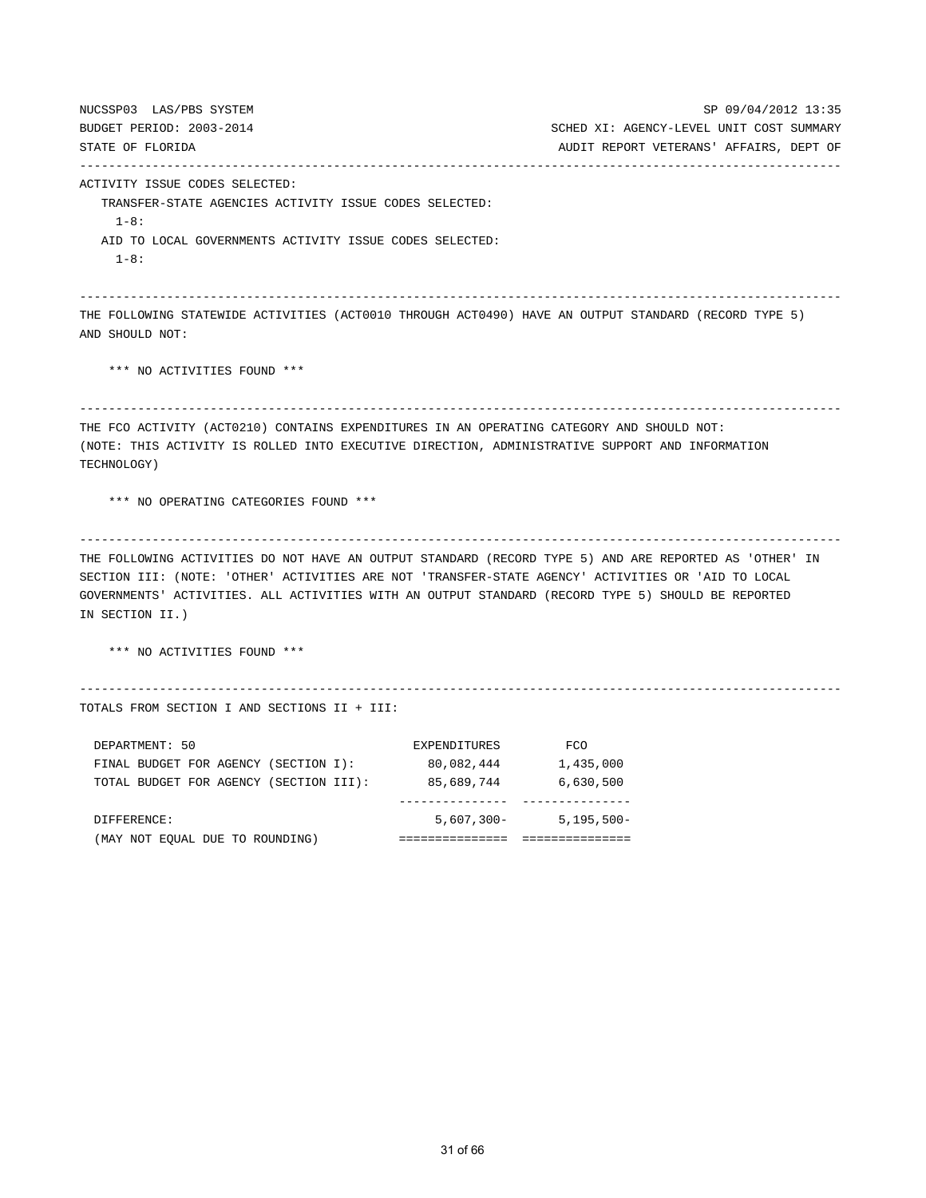NUCSSP03 LAS/PBS SYSTEM SP 09/04/2012 13:35

BUDGET PERIOD: 2003-2014 SCHED XI: AGENCY-LEVEL UNIT COST SUMMARY

STATE OF FLORIDA AUDIT REPORT VETERANS' AFFAIRS, DEPT OF

---

ACTIVITY ISSUE CODES SELECTED:

TRANSFER-STATE AGENCIES ACTIVITY ISSUE CODES SELECTED:

1-8:

AID TO LOCAL GOVERNMENTS ACTIVITY ISSUE CODES SELECTED:

1-8:

---

THE FOLLOWING STATEWIDE ACTIVITIES (ACT0010 THROUGH ACT0490) HAVE AN OUTPUT STANDARD (RECORD TYPE 5) AND SHOULD NOT:

*** NO ACTIVITIES FOUND ***

---

THE FCO ACTIVITY (ACT0210) CONTAINS EXPENDITURES IN AN OPERATING CATEGORY AND SHOULD NOT:
(NOTE: THIS ACTIVITY IS ROLLED INTO EXECUTIVE DIRECTION, ADMINISTRATIVE SUPPORT AND INFORMATION TECHNOLOGY)

*** NO OPERATING CATEGORIES FOUND ***

---

THE FOLLOWING ACTIVITIES DO NOT HAVE AN OUTPUT STANDARD (RECORD TYPE 5) AND ARE REPORTED AS 'OTHER' IN SECTION III: (NOTE: 'OTHER' ACTIVITIES ARE NOT 'TRANSFER-STATE AGENCY' ACTIVITIES OR 'AID TO LOCAL GOVERNMENTS' ACTIVITIES. ALL ACTIVITIES WITH AN OUTPUT STANDARD (RECORD TYPE 5) SHOULD BE REPORTED IN SECTION II.)

*** NO ACTIVITIES FOUND ***

---

TOTALS FROM SECTION I AND SECTIONS II + III:

| DEPARTMENT: 50 | EXPENDITURES | FCO |
|---|---|---|
| FINAL BUDGET FOR AGENCY (SECTION I): | 80,082,444 | 1,435,000 |
| TOTAL BUDGET FOR AGENCY (SECTION III): | 85,689,744 | 6,630,500 |
| DIFFERENCE: | 5,607,300- | 5,195,500- |
| (MAY NOT EQUAL DUE TO ROUNDING) | | |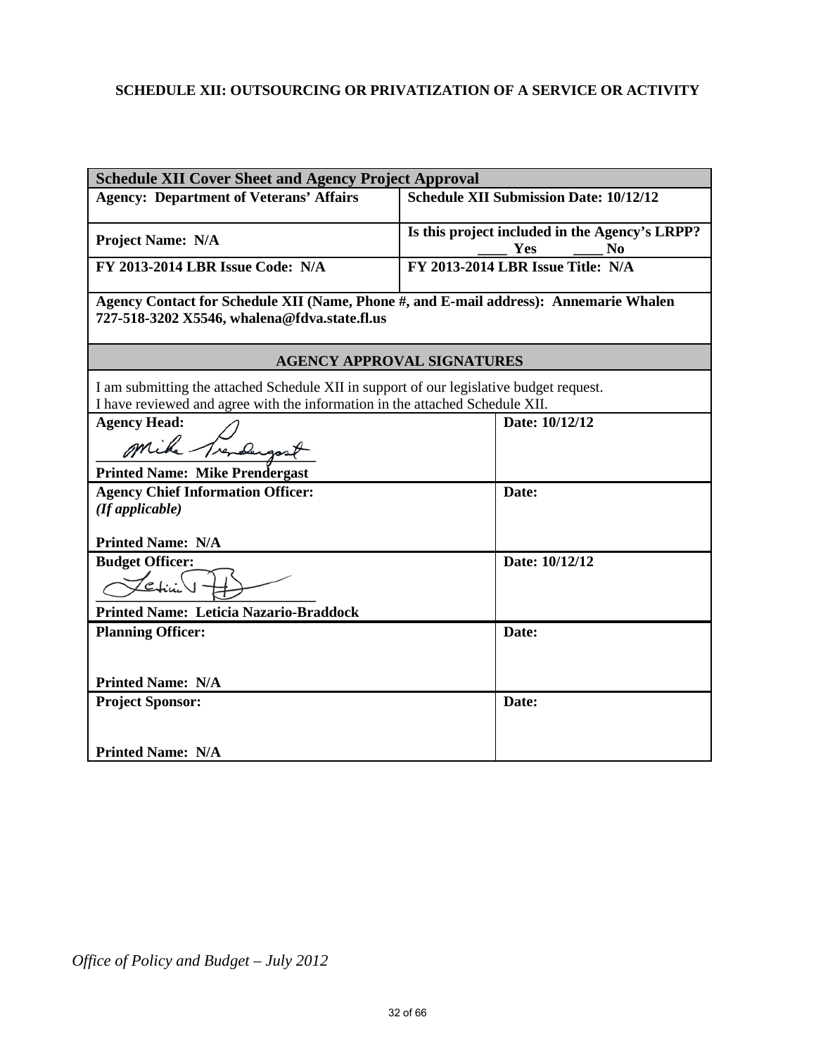**SCHEDULE XII: OUTSOURCING OR PRIVATIZATION OF A SERVICE OR ACTIVITY**

| **Schedule XII Cover Sheet and Agency Project Approval** | |
|---|---|
| **Agency: Department of Veterans' Affairs** | **Schedule XII Submission Date: 10/12/12** |
| **Project Name: N/A** | **Is this project included in the Agency's LRPP?** ____ **Yes** ____ **No** |
| **FY 2013-2014 LBR Issue Code: N/A** | **FY 2013-2014 LBR Issue Title: N/A** |
| **Agency Contact for Schedule XII (Name, Phone #, and E-mail address): Annemarie Whalen 727-518-3202 X5546, whalena@fdva.state.fl.us** | |
| **AGENCY APPROVAL SIGNATURES** | |
| I am submitting the attached Schedule XII in support of our legislative budget request. I have reviewed and agree with the information in the attached Schedule XII. | |
| **Agency Head:** [signature] **Printed Name: Mike Prendergast** | **Date: 10/12/12** |
| **Agency Chief Information Officer:** ***(If applicable)*** **Printed Name: N/A** | **Date:** |
| **Budget Officer:** [signature] **Printed Name: Leticia Nazario-Braddock** | **Date: 10/12/12** |
| **Planning Officer:** **Printed Name: N/A** | **Date:** |
| **Project Sponsor:** **Printed Name: N/A** | **Date:** |

*Office of Policy and Budget – July 2012*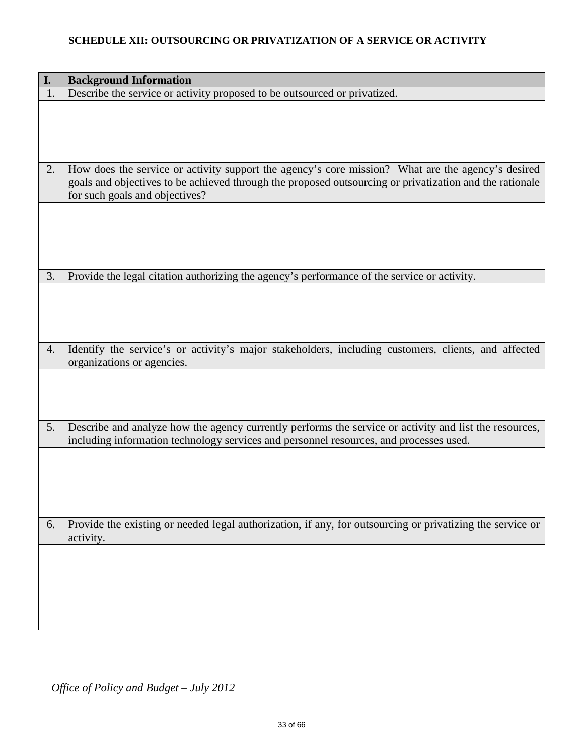**SCHEDULE XII: OUTSOURCING OR PRIVATIZATION OF A SERVICE OR ACTIVITY**

| **I.** | **Background Information** |
|---|---|
| 1. | Describe the service or activity proposed to be outsourced or privatized. |
| | |
| 2. | How does the service or activity support the agency's core mission? What are the agency's desired goals and objectives to be achieved through the proposed outsourcing or privatization and the rationale for such goals and objectives? |
| | |
| 3. | Provide the legal citation authorizing the agency's performance of the service or activity. |
| | |
| 4. | Identify the service's or activity's major stakeholders, including customers, clients, and affected organizations or agencies. |
| | |
| 5. | Describe and analyze how the agency currently performs the service or activity and list the resources, including information technology services and personnel resources, and processes used. |
| | |
| 6. | Provide the existing or needed legal authorization, if any, for outsourcing or privatizing the service or activity. |
| | |

*Office of Policy and Budget – July 2012*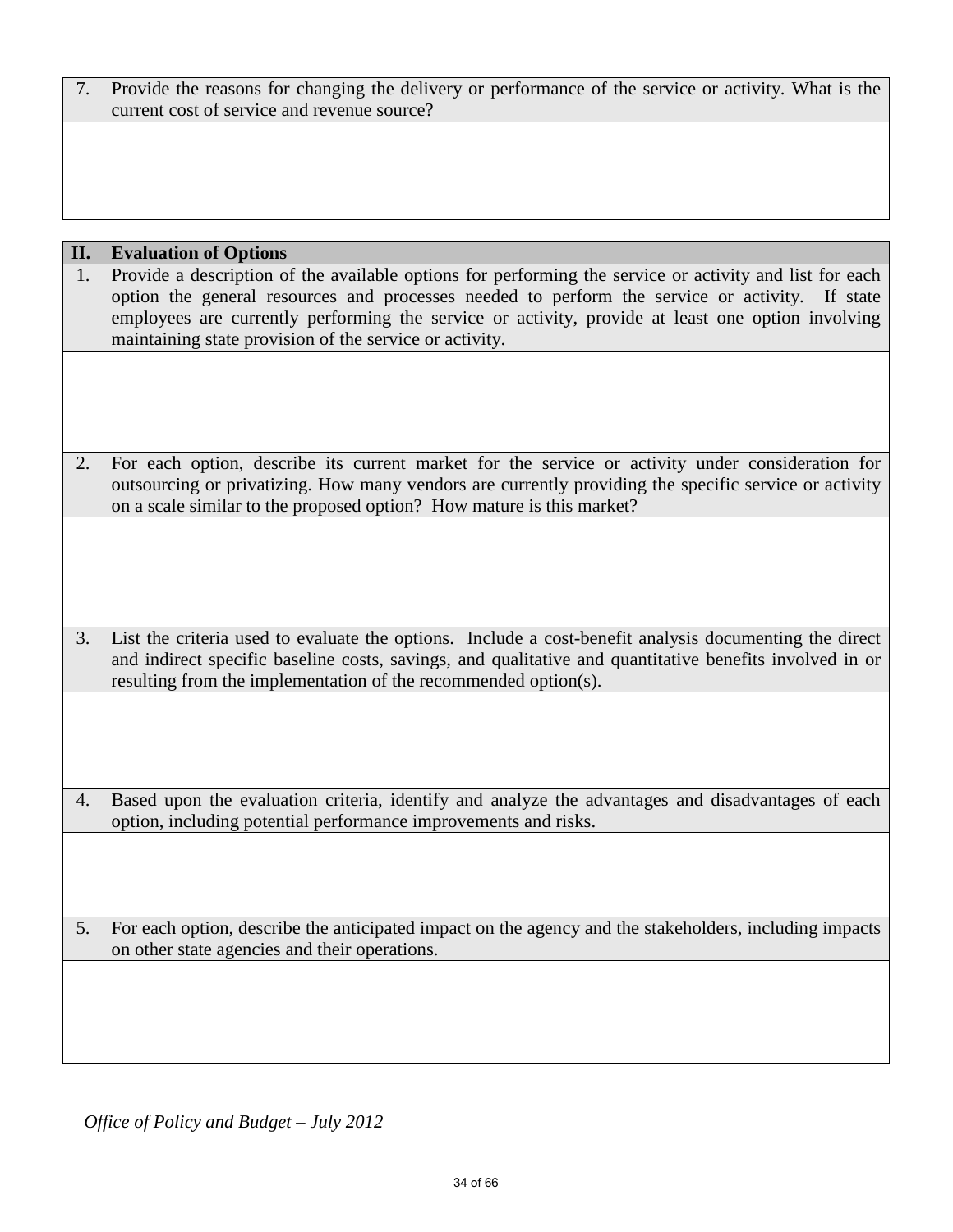| 7. | Provide the reasons for changing the delivery or performance of the service or activity. What is the current cost of service and revenue source? |
|---|---|
| | |

| II. | **Evaluation of Options** |
|---|---|
| 1. | Provide a description of the available options for performing the service or activity and list for each option the general resources and processes needed to perform the service or activity. If state employees are currently performing the service or activity, provide at least one option involving maintaining state provision of the service or activity. |
| | |
| 2. | For each option, describe its current market for the service or activity under consideration for outsourcing or privatizing. How many vendors are currently providing the specific service or activity on a scale similar to the proposed option? How mature is this market? |
| | |
| 3. | List the criteria used to evaluate the options. Include a cost-benefit analysis documenting the direct and indirect specific baseline costs, savings, and qualitative and quantitative benefits involved in or resulting from the implementation of the recommended option(s). |
| | |
| 4. | Based upon the evaluation criteria, identify and analyze the advantages and disadvantages of each option, including potential performance improvements and risks. |
| | |
| 5. | For each option, describe the anticipated impact on the agency and the stakeholders, including impacts on other state agencies and their operations. |
| | |

*Office of Policy and Budget – July 2012*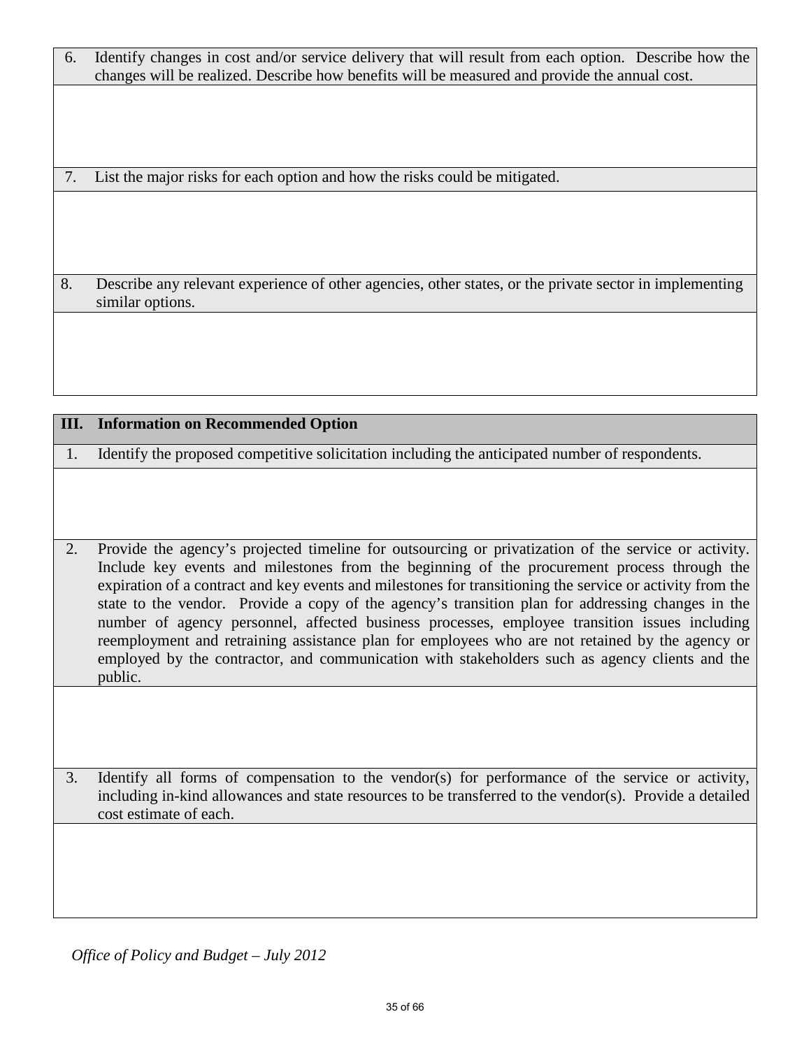| |
|---|
| 6. Identify changes in cost and/or service delivery that will result from each option. Describe how the changes will be realized. Describe how benefits will be measured and provide the annual cost. |
| |
| 7. List the major risks for each option and how the risks could be mitigated. |
| |
| 8. Describe any relevant experience of other agencies, other states, or the private sector in implementing similar options. |
| |

| **III. Information on Recommended Option** |
|---|
| 1. Identify the proposed competitive solicitation including the anticipated number of respondents. |
| |
| 2. Provide the agency's projected timeline for outsourcing or privatization of the service or activity. Include key events and milestones from the beginning of the procurement process through the expiration of a contract and key events and milestones for transitioning the service or activity from the state to the vendor. Provide a copy of the agency's transition plan for addressing changes in the number of agency personnel, affected business processes, employee transition issues including reemployment and retraining assistance plan for employees who are not retained by the agency or employed by the contractor, and communication with stakeholders such as agency clients and the public. |
| |
| 3. Identify all forms of compensation to the vendor(s) for performance of the service or activity, including in-kind allowances and state resources to be transferred to the vendor(s). Provide a detailed cost estimate of each. |
| |

*Office of Policy and Budget – July 2012*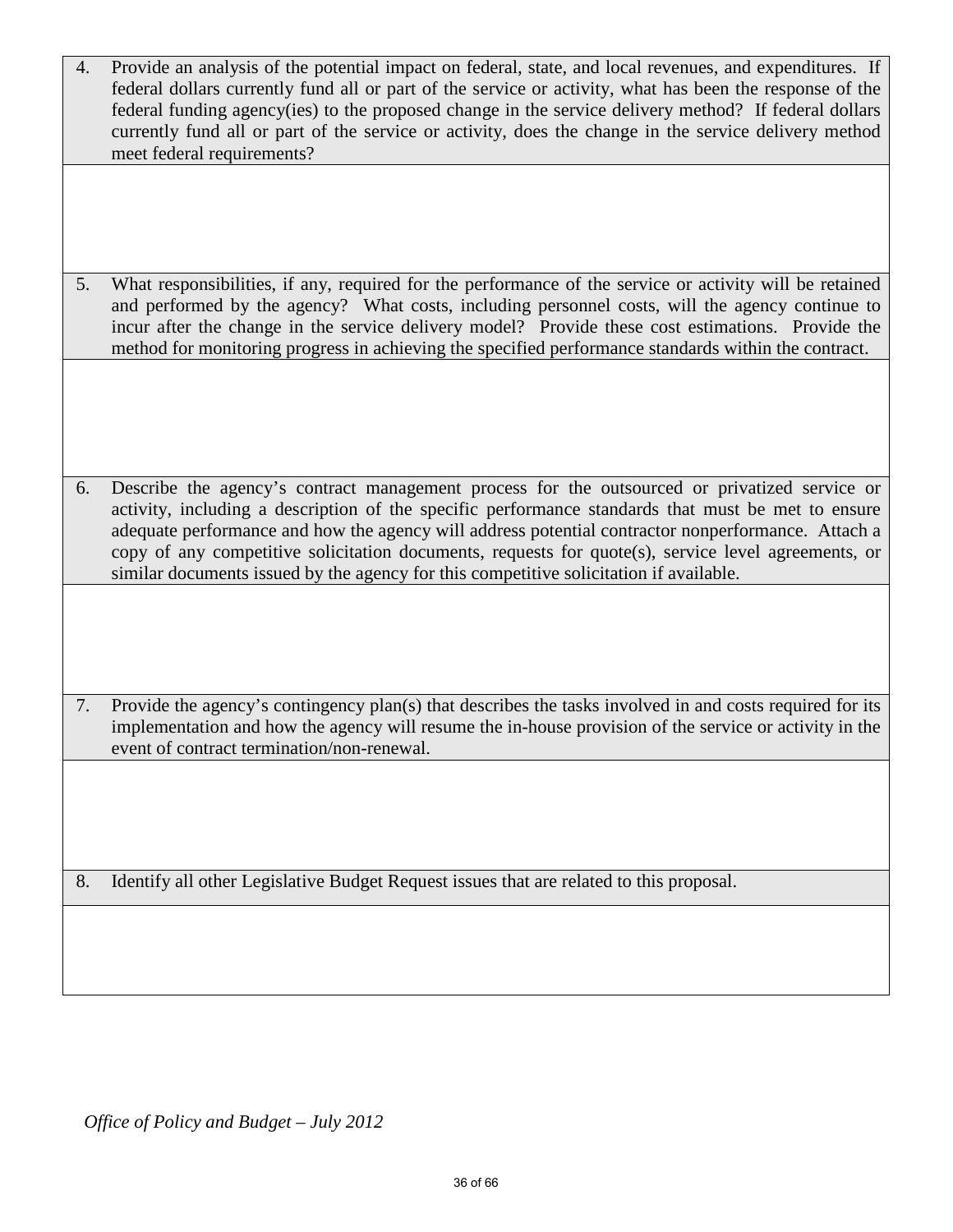| | |
|---|---|
| 4. | Provide an analysis of the potential impact on federal, state, and local revenues, and expenditures. If federal dollars currently fund all or part of the service or activity, what has been the response of the federal funding agency(ies) to the proposed change in the service delivery method? If federal dollars currently fund all or part of the service or activity, does the change in the service delivery method meet federal requirements? |
| | |
| 5. | What responsibilities, if any, required for the performance of the service or activity will be retained and performed by the agency? What costs, including personnel costs, will the agency continue to incur after the change in the service delivery model? Provide these cost estimations. Provide the method for monitoring progress in achieving the specified performance standards within the contract. |
| | |
| 6. | Describe the agency's contract management process for the outsourced or privatized service or activity, including a description of the specific performance standards that must be met to ensure adequate performance and how the agency will address potential contractor nonperformance. Attach a copy of any competitive solicitation documents, requests for quote(s), service level agreements, or similar documents issued by the agency for this competitive solicitation if available. |
| | |
| 7. | Provide the agency's contingency plan(s) that describes the tasks involved in and costs required for its implementation and how the agency will resume the in-house provision of the service or activity in the event of contract termination/non-renewal. |
| | |
| 8. | Identify all other Legislative Budget Request issues that are related to this proposal. |
| | |

*Office of Policy and Budget – July 2012*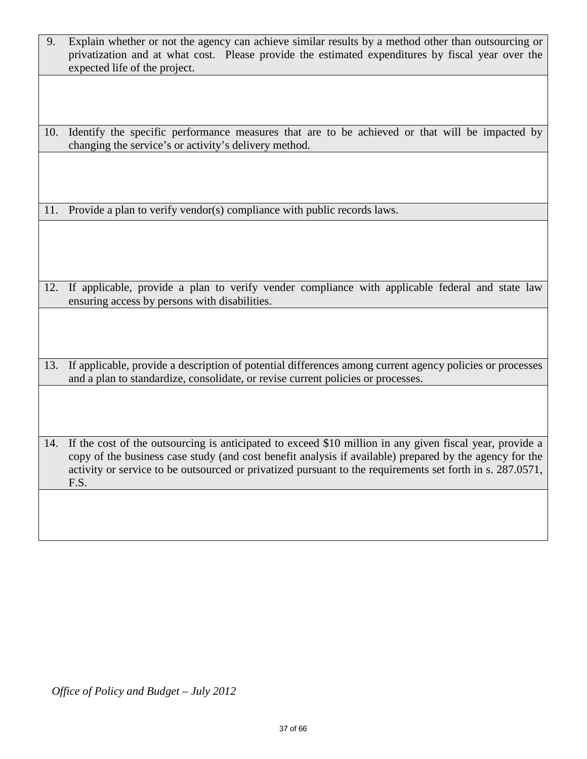| | |
|---|---|
| 9. | Explain whether or not the agency can achieve similar results by a method other than outsourcing or privatization and at what cost. Please provide the estimated expenditures by fiscal year over the expected life of the project. |
| | |
| 10. | Identify the specific performance measures that are to be achieved or that will be impacted by changing the service's or activity's delivery method. |
| | |
| 11. | Provide a plan to verify vendor(s) compliance with public records laws. |
| | |
| 12. | If applicable, provide a plan to verify vender compliance with applicable federal and state law ensuring access by persons with disabilities. |
| | |
| 13. | If applicable, provide a description of potential differences among current agency policies or processes and a plan to standardize, consolidate, or revise current policies or processes. |
| | |
| 14. | If the cost of the outsourcing is anticipated to exceed $10 million in any given fiscal year, provide a copy of the business case study (and cost benefit analysis if available) prepared by the agency for the activity or service to be outsourced or privatized pursuant to the requirements set forth in s. 287.0571, F.S. |
| | |

*Office of Policy and Budget – July 2012*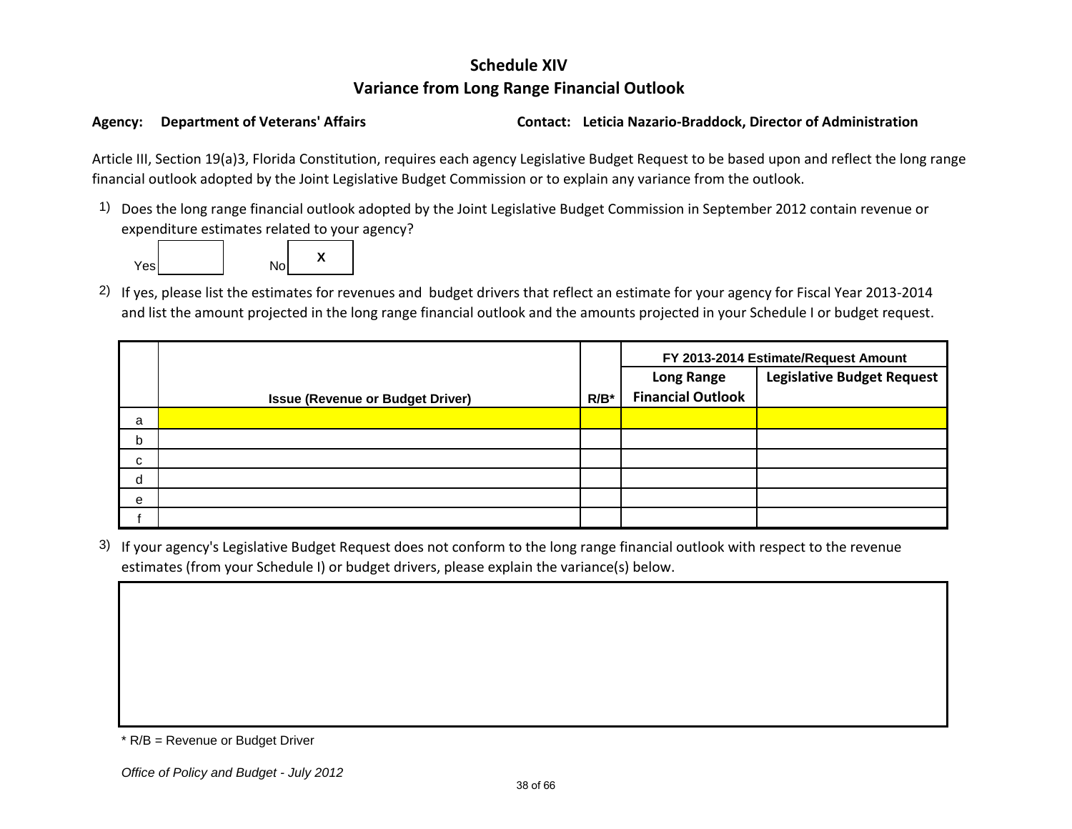# Schedule XIV
## Variance from Long Range Financial Outlook

**Agency: Department of Veterans' Affairs** **Contact: Leticia Nazario-Braddock, Director of Administration**

Article III, Section 19(a)3, Florida Constitution, requires each agency Legislative Budget Request to be based upon and reflect the long range financial outlook adopted by the Joint Legislative Budget Commission or to explain any variance from the outlook.

1) Does the long range financial outlook adopted by the Joint Legislative Budget Commission in September 2012 contain revenue or expenditure estimates related to your agency?

Yes [ ] No [X]

2) If yes, please list the estimates for revenues and budget drivers that reflect an estimate for your agency for Fiscal Year 2013-2014 and list the amount projected in the long range financial outlook and the amounts projected in your Schedule I or budget request.

| | | | FY 2013-2014 Estimate/Request Amount | |
|---|---|---|---|---|
| | Issue (Revenue or Budget Driver) | R/B* | Long Range Financial Outlook | Legislative Budget Request |
| a | | | | |
| b | | | | |
| c | | | | |
| d | | | | |
| e | | | | |
| f | | | | |

3) If your agency's Legislative Budget Request does not conform to the long range financial outlook with respect to the revenue estimates (from your Schedule I) or budget drivers, please explain the variance(s) below.

* R/B = Revenue or Budget Driver

*Office of Policy and Budget - July 2012*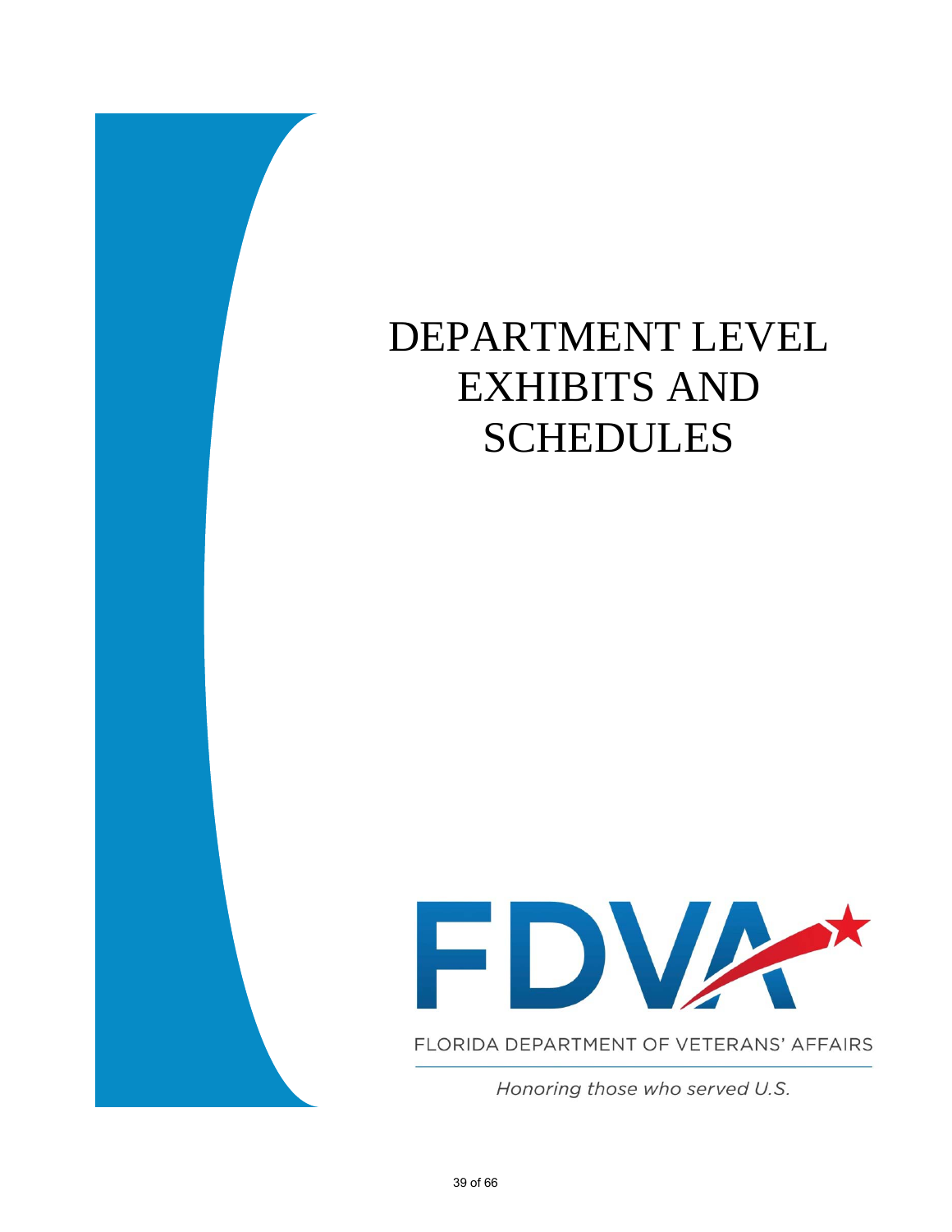# DEPARTMENT LEVEL EXHIBITS AND SCHEDULES

FDVA

FLORIDA DEPARTMENT OF VETERANS' AFFAIRS

*Honoring those who served U.S.*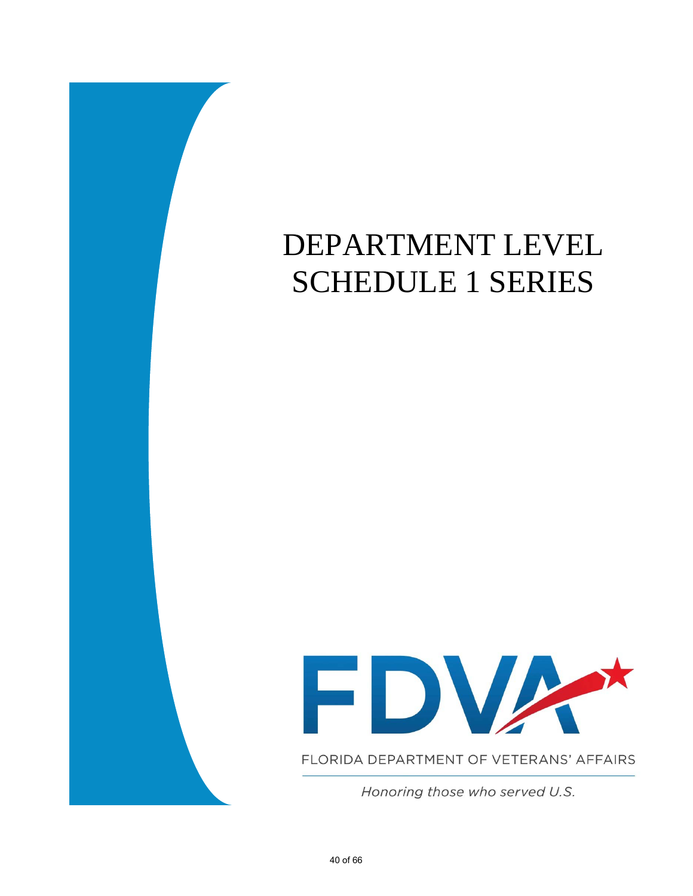# DEPARTMENT LEVEL SCHEDULE 1 SERIES

FDVA

FLORIDA DEPARTMENT OF VETERANS' AFFAIRS

*Honoring those who served U.S.*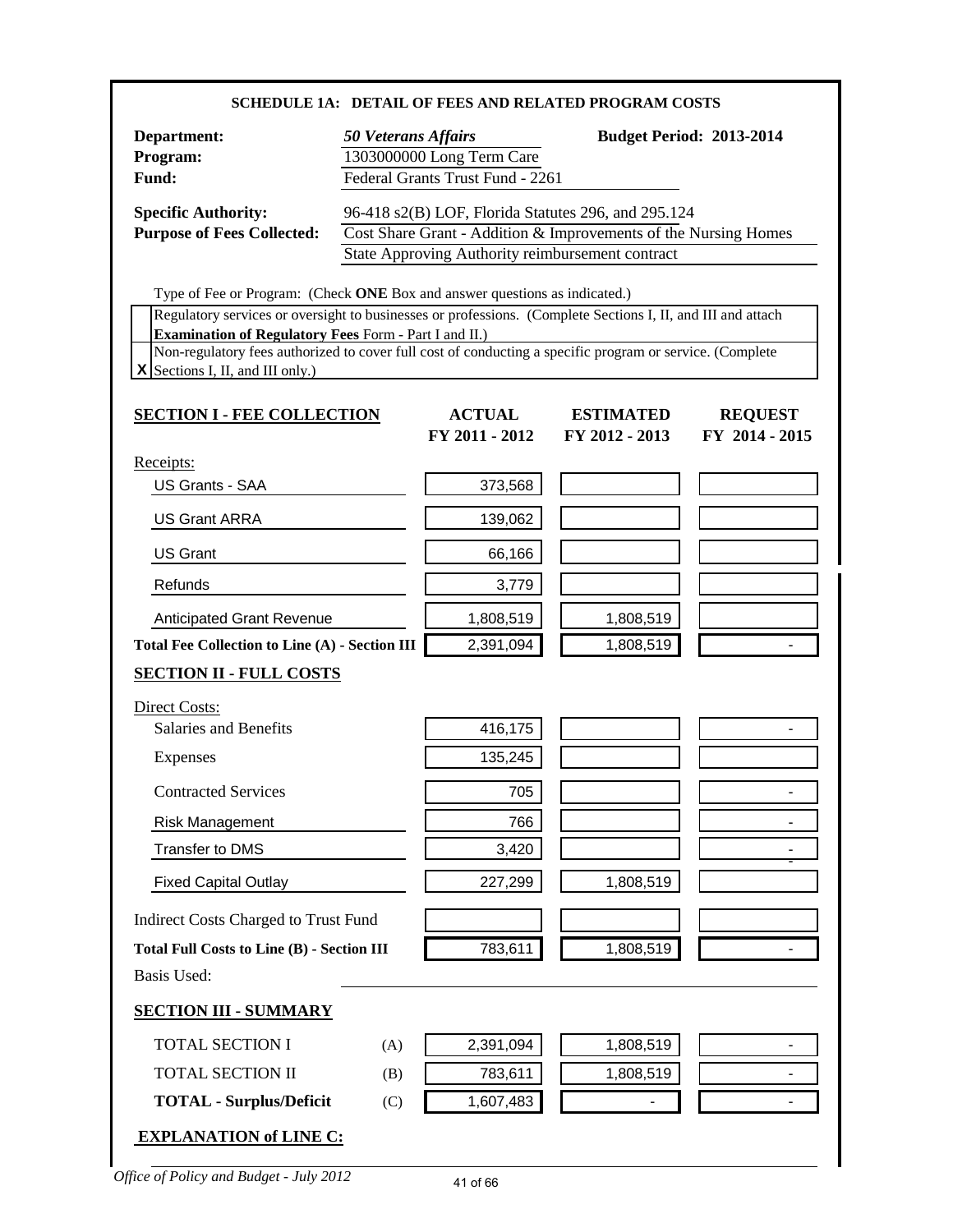## SCHEDULE 1A: DETAIL OF FEES AND RELATED PROGRAM COSTS

**Department:** *50 Veterans Affairs* **Budget Period: 2013-2014**

**Program:** 1303000000 Long Term Care

**Fund:** Federal Grants Trust Fund - 2261

**Specific Authority:** 96-418 s2(B) LOF, Florida Statutes 296, and 295.124

**Purpose of Fees Collected:** Cost Share Grant - Addition & Improvements of the Nursing Homes State Approving Authority reimbursement contract

Type of Fee or Program: (Check **ONE** Box and answer questions as indicated.)

| | |
|---|---|
| | Regulatory services or oversight to businesses or professions. (Complete Sections I, II, and III and attach **Examination of Regulatory Fees** Form - Part I and II.) |
| X | Non-regulatory fees authorized to cover full cost of conducting a specific program or service. (Complete Sections I, II, and III only.) |

| **SECTION I - FEE COLLECTION** | **ACTUAL FY 2011 - 2012** | **ESTIMATED FY 2012 - 2013** | **REQUEST FY 2014 - 2015** |
|---|---|---|---|
| Receipts: | | | |
| US Grants - SAA | 373,568 | | |
| US Grant ARRA | 139,062 | | |
| US Grant | 66,166 | | |
| Refunds | 3,779 | | |
| Anticipated Grant Revenue | 1,808,519 | 1,808,519 | |
| **Total Fee Collection to Line (A) - Section III** | 2,391,094 | 1,808,519 | - |
| **SECTION II - FULL COSTS** | | | |
| Direct Costs: | | | |
| Salaries and Benefits | 416,175 | | - |
| Expenses | 135,245 | | |
| Contracted Services | 705 | | - |
| Risk Management | 766 | | - |
| Transfer to DMS | 3,420 | | - |
| Fixed Capital Outlay | 227,299 | 1,808,519 | |
| Indirect Costs Charged to Trust Fund | | | |
| **Total Full Costs to Line (B) - Section III** | 783,611 | 1,808,519 | - |
| Basis Used: | | | |
| **SECTION III - SUMMARY** | | | |
| TOTAL SECTION I (A) | 2,391,094 | 1,808,519 | - |
| TOTAL SECTION II (B) | 783,611 | 1,808,519 | - |
| **TOTAL - Surplus/Deficit** (C) | 1,607,483 | - | - |

**EXPLANATION of LINE C:**

*Office of Policy and Budget - July 2012*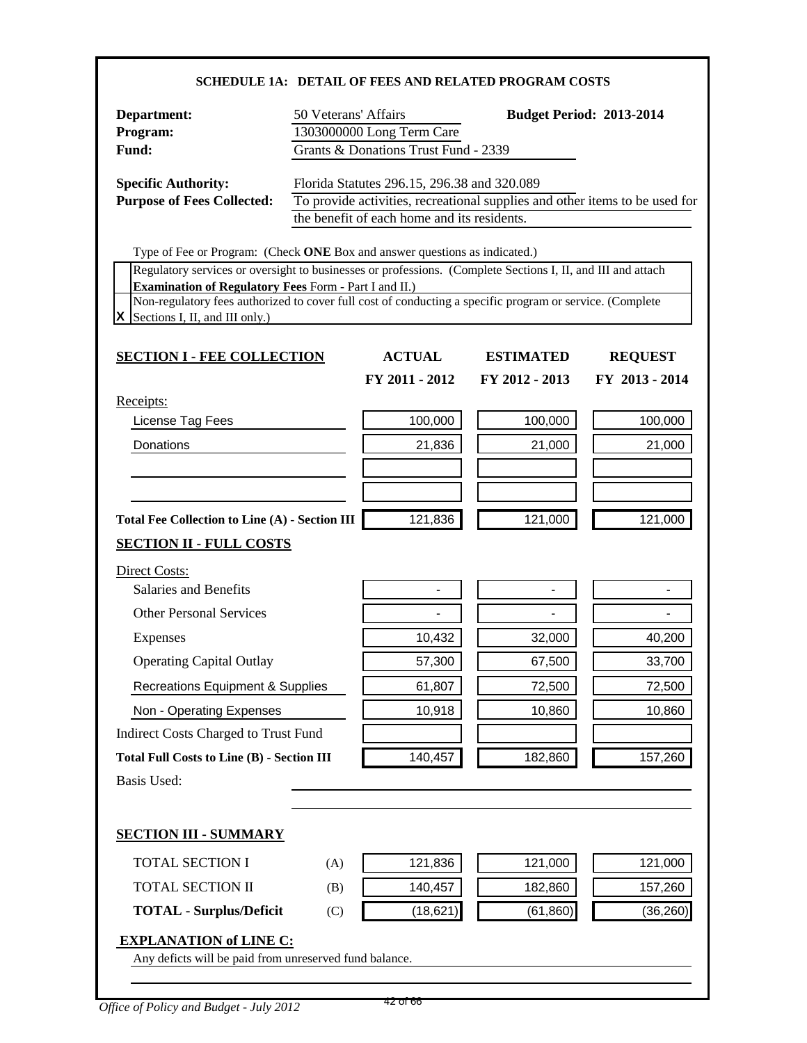## SCHEDULE 1A: DETAIL OF FEES AND RELATED PROGRAM COSTS

**Department:** 50 Veterans' Affairs **Budget Period: 2013-2014**
**Program:** 1303000000 Long Term Care
**Fund:** Grants & Donations Trust Fund - 2339

**Specific Authority:** Florida Statutes 296.15, 296.38 and 320.089
**Purpose of Fees Collected:** To provide activities, recreational supplies and other items to be used for the benefit of each home and its residents.

Type of Fee or Program: (Check **ONE** Box and answer questions as indicated.)

| | |
|---|---|
| | Regulatory services or oversight to businesses or professions. (Complete Sections I, II, and III and attach **Examination of Regulatory Fees** Form - Part I and II.) |
| X | Non-regulatory fees authorized to cover full cost of conducting a specific program or service. (Complete Sections I, II, and III only.) |

| **SECTION I - FEE COLLECTION** | **ACTUAL FY 2011 - 2012** | **ESTIMATED FY 2012 - 2013** | **REQUEST FY 2013 - 2014** |
|---|---|---|---|
| Receipts: | | | |
| License Tag Fees | 100,000 | 100,000 | 100,000 |
| Donations | 21,836 | 21,000 | 21,000 |
| | | | |
| | | | |
| **Total Fee Collection to Line (A) - Section III** | 121,836 | 121,000 | 121,000 |
| **SECTION II - FULL COSTS** | | | |
| Direct Costs: | | | |
| Salaries and Benefits | - | - | - |
| Other Personal Services | - | - | - |
| Expenses | 10,432 | 32,000 | 40,200 |
| Operating Capital Outlay | 57,300 | 67,500 | 33,700 |
| Recreations Equipment & Supplies | 61,807 | 72,500 | 72,500 |
| Non - Operating Expenses | 10,918 | 10,860 | 10,860 |
| Indirect Costs Charged to Trust Fund | | | |
| **Total Full Costs to Line (B) - Section III** | 140,457 | 182,860 | 157,260 |

Basis Used:

**SECTION III - SUMMARY**

| | | | | |
|---|---|---|---|---|
| TOTAL SECTION I | (A) | 121,836 | 121,000 | 121,000 |
| TOTAL SECTION II | (B) | 140,457 | 182,860 | 157,260 |
| **TOTAL - Surplus/Deficit** | (C) | (18,621) | (61,860) | (36,260) |

**EXPLANATION of LINE C:**

Any deficts will be paid from unreserved fund balance.

*Office of Policy and Budget - July 2012*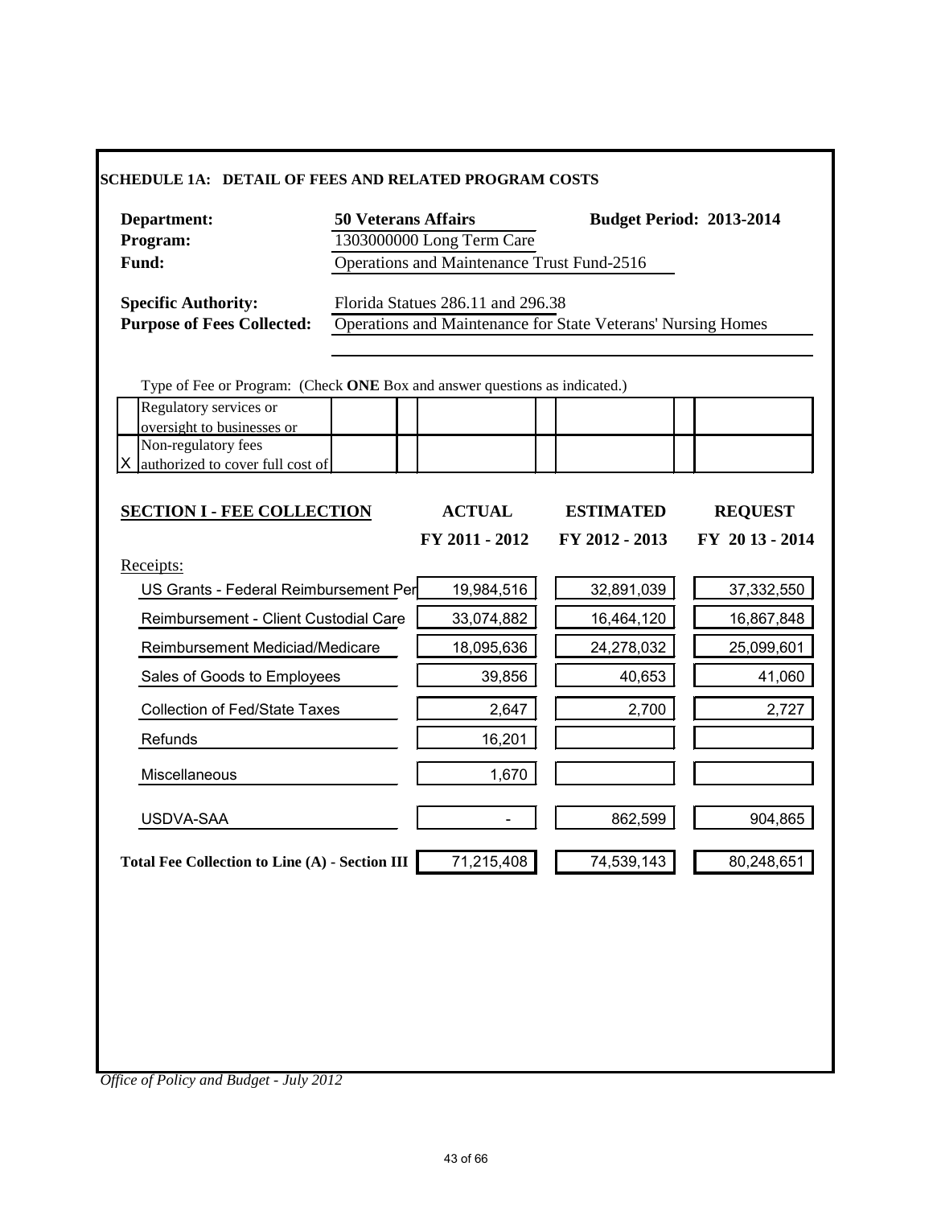## SCHEDULE 1A: DETAIL OF FEES AND RELATED PROGRAM COSTS

**Department:** **50 Veterans Affairs** **Budget Period: 2013-2014**

**Program:** 1303000000 Long Term Care

**Fund:** Operations and Maintenance Trust Fund-2516

**Specific Authority:** Florida Statues 286.11 and 296.38

**Purpose of Fees Collected:** Operations and Maintenance for State Veterans' Nursing Homes

Type of Fee or Program: (Check **ONE** Box and answer questions as indicated.)

| | | | | | |
|---|---|---|---|---|---|
| | Regulatory services or oversight to businesses or | | | | |
| X | Non-regulatory fees authorized to cover full cost of | | | | |

| **SECTION I - FEE COLLECTION** | **ACTUAL FY 2011 - 2012** | **ESTIMATED FY 2012 - 2013** | **REQUEST FY 20 13 - 2014** |
|---|---|---|---|
| Receipts: | | | |
| US Grants - Federal Reimbursement Per | 19,984,516 | 32,891,039 | 37,332,550 |
| Reimbursement - Client Custodial Care | 33,074,882 | 16,464,120 | 16,867,848 |
| Reimbursement Mediciad/Medicare | 18,095,636 | 24,278,032 | 25,099,601 |
| Sales of Goods to Employees | 39,856 | 40,653 | 41,060 |
| Collection of Fed/State Taxes | 2,647 | 2,700 | 2,727 |
| Refunds | 16,201 | | |
| Miscellaneous | 1,670 | | |
| USDVA-SAA | - | 862,599 | 904,865 |
| **Total Fee Collection to Line (A) - Section III** | 71,215,408 | 74,539,143 | 80,248,651 |

*Office of Policy and Budget - July 2012*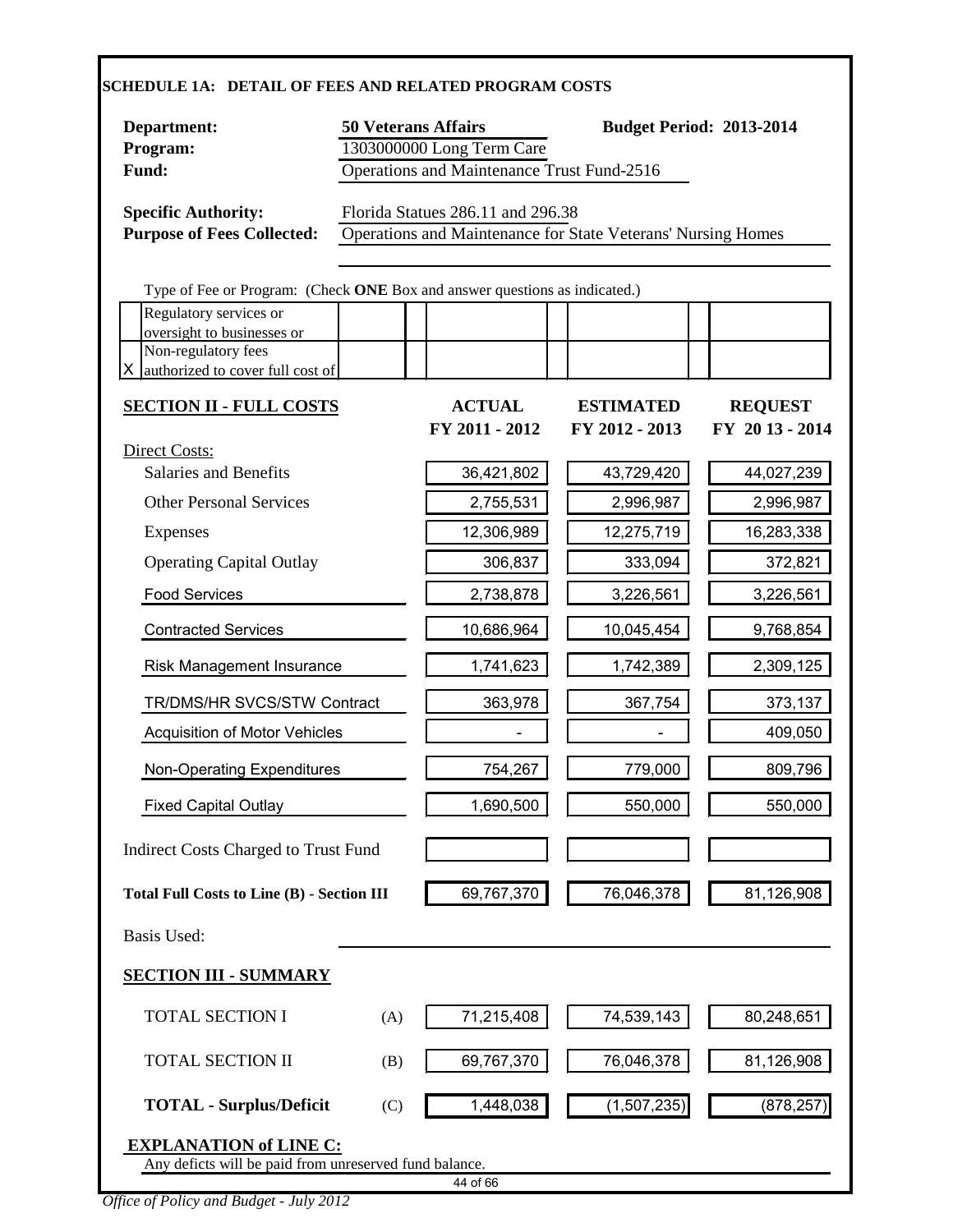## SCHEDULE 1A: DETAIL OF FEES AND RELATED PROGRAM COSTS

**Department:** 50 Veterans Affairs **Budget Period: 2013-2014**
**Program:** 1303000000 Long Term Care
**Fund:** Operations and Maintenance Trust Fund-2516

**Specific Authority:** Florida Statues 286.11 and 296.38
**Purpose of Fees Collected:** Operations and Maintenance for State Veterans' Nursing Homes

Type of Fee or Program: (Check **ONE** Box and answer questions as indicated.)

| | | | | | |
|---|---|---|---|---|---|
| | Regulatory services or oversight to businesses or | | | | |
| X | Non-regulatory fees authorized to cover full cost of | | | | |

| **SECTION II - FULL COSTS** | **ACTUAL FY 2011 - 2012** | **ESTIMATED FY 2012 - 2013** | **REQUEST FY 2013 - 2014** |
|---|---|---|---|
| Direct Costs: | | | |
| Salaries and Benefits | 36,421,802 | 43,729,420 | 44,027,239 |
| Other Personal Services | 2,755,531 | 2,996,987 | 2,996,987 |
| Expenses | 12,306,989 | 12,275,719 | 16,283,338 |
| Operating Capital Outlay | 306,837 | 333,094 | 372,821 |
| Food Services | 2,738,878 | 3,226,561 | 3,226,561 |
| Contracted Services | 10,686,964 | 10,045,454 | 9,768,854 |
| Risk Management Insurance | 1,741,623 | 1,742,389 | 2,309,125 |
| TR/DMS/HR SVCS/STW Contract | 363,978 | 367,754 | 373,137 |
| Acquisition of Motor Vehicles | - | - | 409,050 |
| Non-Operating Expenditures | 754,267 | 779,000 | 809,796 |
| Fixed Capital Outlay | 1,690,500 | 550,000 | 550,000 |
| Indirect Costs Charged to Trust Fund | | | |
| **Total Full Costs to Line (B) - Section III** | 69,767,370 | 76,046,378 | 81,126,908 |

Basis Used:

**SECTION III - SUMMARY**

| | | | | |
|---|---|---|---|---|
| TOTAL SECTION I | (A) | 71,215,408 | 74,539,143 | 80,248,651 |
| TOTAL SECTION II | (B) | 69,767,370 | 76,046,378 | 81,126,908 |
| **TOTAL - Surplus/Deficit** | (C) | 1,448,038 | (1,507,235) | (878,257) |

**EXPLANATION of LINE C:**
Any deficts will be paid from unreserved fund balance.

*Office of Policy and Budget - July 2012*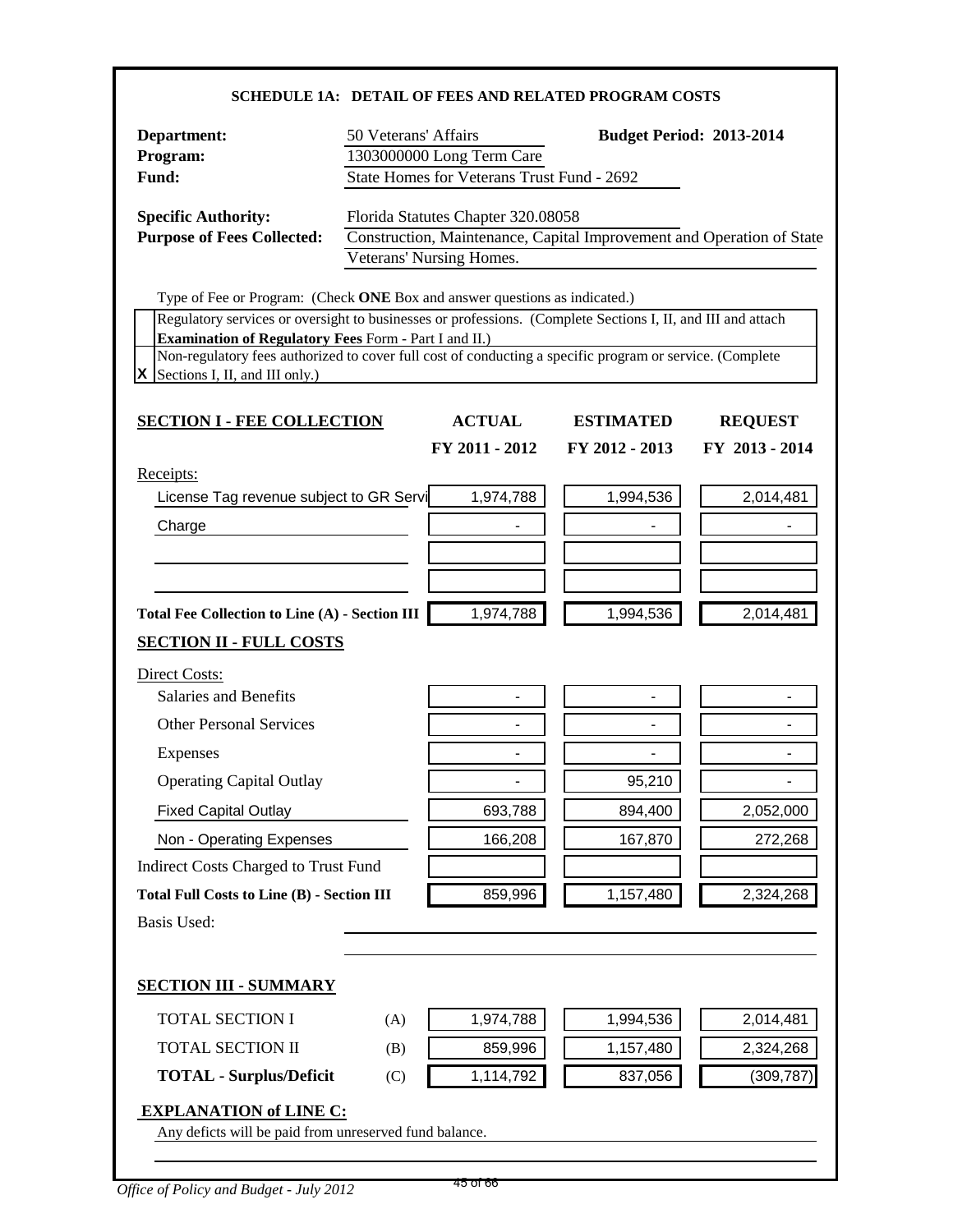# SCHEDULE 1A: DETAIL OF FEES AND RELATED PROGRAM COSTS

**Department:** 50 Veterans' Affairs **Budget Period: 2013-2014**
**Program:** 1303000000 Long Term Care
**Fund:** State Homes for Veterans Trust Fund - 2692

**Specific Authority:** Florida Statutes Chapter 320.08058
**Purpose of Fees Collected:** Construction, Maintenance, Capital Improvement and Operation of State Veterans' Nursing Homes.

Type of Fee or Program: (Check **ONE** Box and answer questions as indicated.)

| | |
|---|---|
| | Regulatory services or oversight to businesses or professions. (Complete Sections I, II, and III and attach **Examination of Regulatory Fees** Form - Part I and II.) |
| X | Non-regulatory fees authorized to cover full cost of conducting a specific program or service. (Complete Sections I, II, and III only.) |

| **SECTION I - FEE COLLECTION** | **ACTUAL FY 2011 - 2012** | **ESTIMATED FY 2012 - 2013** | **REQUEST FY 2013 - 2014** |
|---|---|---|---|
| Receipts: | | | |
| License Tag revenue subject to GR Servi | 1,974,788 | 1,994,536 | 2,014,481 |
| Charge | - | - | - |
| | | | |
| | | | |
| **Total Fee Collection to Line (A) - Section III** | 1,974,788 | 1,994,536 | 2,014,481 |
| **SECTION II - FULL COSTS** | | | |
| Direct Costs: | | | |
| Salaries and Benefits | - | - | - |
| Other Personal Services | - | - | - |
| Expenses | - | - | - |
| Operating Capital Outlay | - | 95,210 | - |
| Fixed Capital Outlay | 693,788 | 894,400 | 2,052,000 |
| Non - Operating Expenses | 166,208 | 167,870 | 272,268 |
| Indirect Costs Charged to Trust Fund | | | |
| **Total Full Costs to Line (B) - Section III** | 859,996 | 1,157,480 | 2,324,268 |

Basis Used:

**SECTION III - SUMMARY**

| | | | | |
|---|---|---|---|---|
| TOTAL SECTION I | (A) | 1,974,788 | 1,994,536 | 2,014,481 |
| TOTAL SECTION II | (B) | 859,996 | 1,157,480 | 2,324,268 |
| **TOTAL - Surplus/Deficit** | (C) | 1,114,792 | 837,056 | (309,787) |

**EXPLANATION of LINE C:**

Any defiicts will be paid from unreserved fund balance.

*Office of Policy and Budget - July 2012*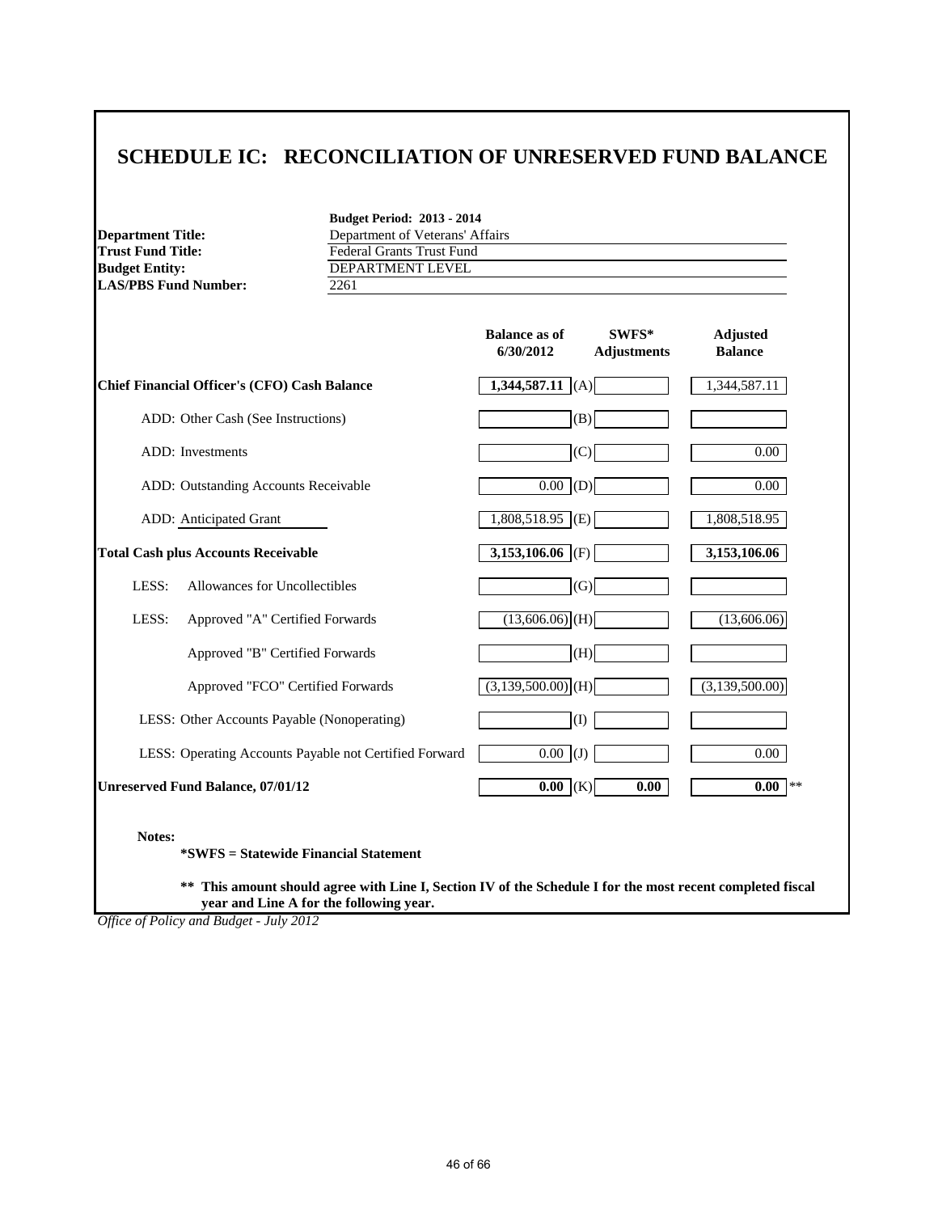# SCHEDULE IC: RECONCILIATION OF UNRESERVED FUND BALANCE

**Budget Period: 2013 - 2014**

**Department Title:** Department of Veterans' Affairs
**Trust Fund Title:** Federal Grants Trust Fund
**Budget Entity:** DEPARTMENT LEVEL
**LAS/PBS Fund Number:** 2261

| | Balance as of 6/30/2012 | | SWFS* Adjustments | Adjusted Balance |
|---|---|---|---|---|
| **Chief Financial Officer's (CFO) Cash Balance** | **1,344,587.11** | (A) | | 1,344,587.11 |
| ADD: Other Cash (See Instructions) | | (B) | | |
| ADD: Investments | | (C) | | 0.00 |
| ADD: Outstanding Accounts Receivable | 0.00 | (D) | | 0.00 |
| ADD: Anticipated Grant | 1,808,518.95 | (E) | | 1,808,518.95 |
| **Total Cash plus Accounts Receivable** | **3,153,106.06** | (F) | | **3,153,106.06** |
| LESS: Allowances for Uncollectibles | | (G) | | |
| LESS: Approved "A" Certified Forwards | (13,606.06) | (H) | | (13,606.06) |
| Approved "B" Certified Forwards | | (H) | | |
| Approved "FCO" Certified Forwards | (3,139,500.00) | (H) | | (3,139,500.00) |
| LESS: Other Accounts Payable (Nonoperating) | | (I) | | |
| LESS: Operating Accounts Payable not Certified Forward | 0.00 | (J) | | 0.00 |
| **Unreserved Fund Balance, 07/01/12** | **0.00** | (K) | **0.00** | **0.00** ** |

**Notes:**

**\*SWFS = Statewide Financial Statement**

**\*\* This amount should agree with Line I, Section IV of the Schedule I for the most recent completed fiscal year and Line A for the following year.**

*Office of Policy and Budget - July 2012*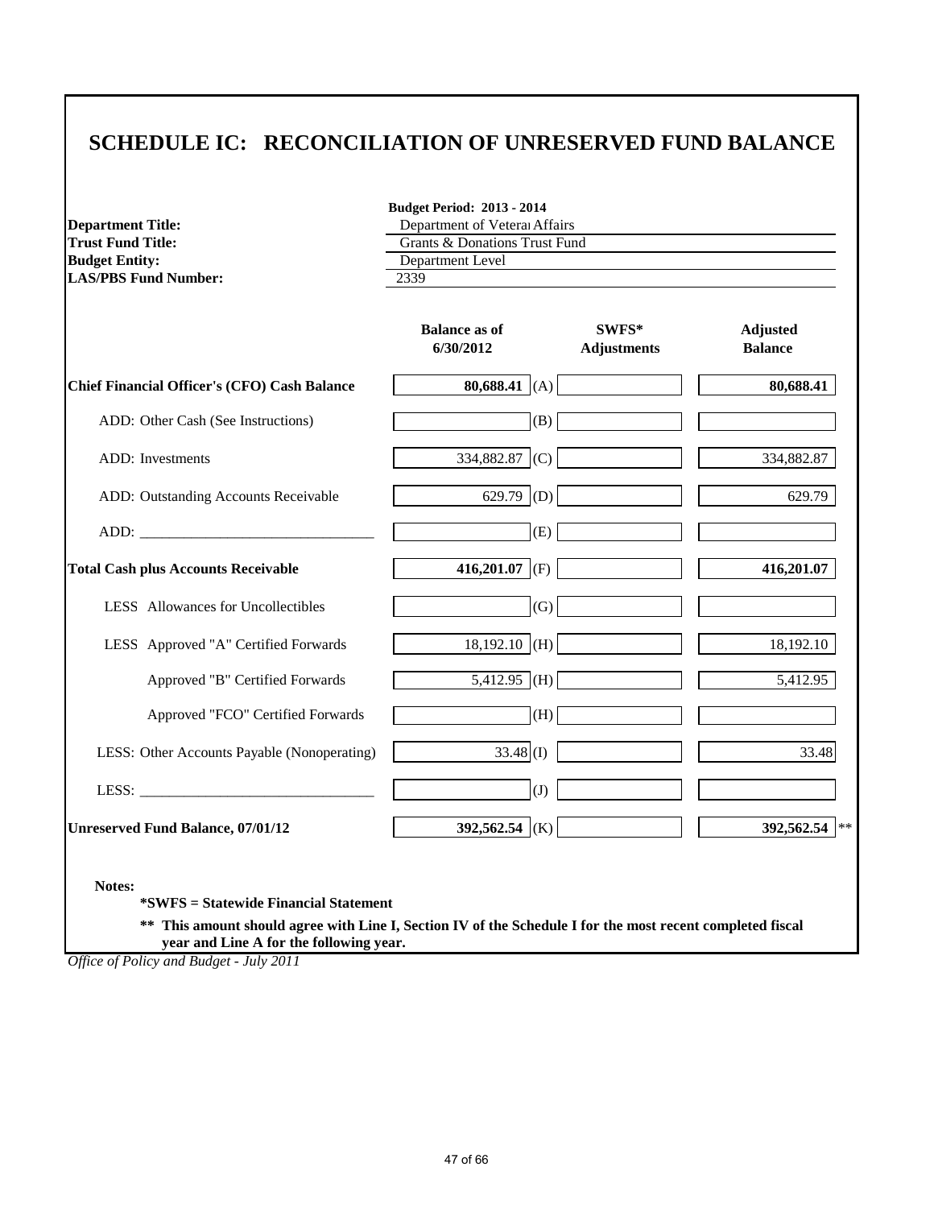# SCHEDULE IC: RECONCILIATION OF UNRESERVED FUND BALANCE

**Budget Period: 2013 - 2014**

**Department Title:** Department of Veteran Affairs
**Trust Fund Title:** Grants & Donations Trust Fund
**Budget Entity:** Department Level
**LAS/PBS Fund Number:** 2339

| | Balance as of 6/30/2012 | | SWFS* Adjustments | Adjusted Balance |
|---|---|---|---|---|
| **Chief Financial Officer's (CFO) Cash Balance** | **80,688.41** | (A) | | **80,688.41** |
| ADD: Other Cash (See Instructions) | | (B) | | |
| ADD: Investments | 334,882.87 | (C) | | 334,882.87 |
| ADD: Outstanding Accounts Receivable | 629.79 | (D) | | 629.79 |
| ADD: _______________________________ | | (E) | | |
| **Total Cash plus Accounts Receivable** | **416,201.07** | (F) | | **416,201.07** |
| LESS Allowances for Uncollectibles | | (G) | | |
| LESS Approved "A" Certified Forwards | 18,192.10 | (H) | | 18,192.10 |
| Approved "B" Certified Forwards | 5,412.95 | (H) | | 5,412.95 |
| Approved "FCO" Certified Forwards | | (H) | | |
| LESS: Other Accounts Payable (Nonoperating) | 33.48 | (I) | | 33.48 |
| LESS: _______________________________ | | (J) | | |
| **Unreserved Fund Balance, 07/01/12** | **392,562.54** | (K) | | **392,562.54** ** |

**Notes:**

**\*SWFS = Statewide Financial Statement**

**\*\* This amount should agree with Line I, Section IV of the Schedule I for the most recent completed fiscal year and Line A for the following year.**

*Office of Policy and Budget - July 2011*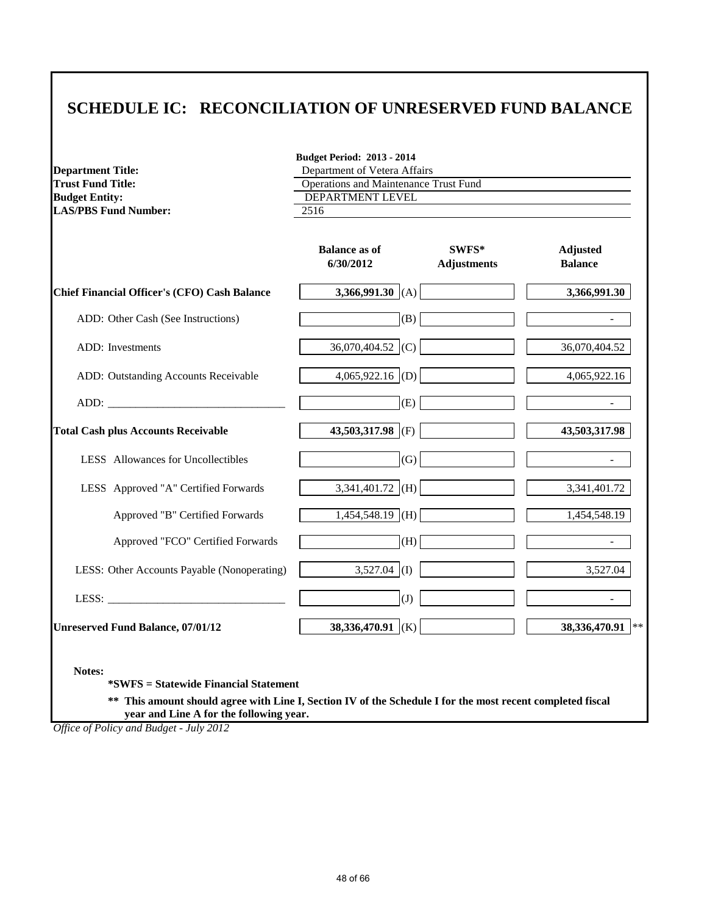# SCHEDULE IC: RECONCILIATION OF UNRESERVED FUND BALANCE

**Budget Period: 2013 - 2014**

**Department Title:** Department of Vetera Affairs
**Trust Fund Title:** Operations and Maintenance Trust Fund
**Budget Entity:** DEPARTMENT LEVEL
**LAS/PBS Fund Number:** 2516

| | Balance as of 6/30/2012 | | SWFS* Adjustments | Adjusted Balance |
|---|---|---|---|---|
| **Chief Financial Officer's (CFO) Cash Balance** | **3,366,991.30** | (A) | | **3,366,991.30** |
| ADD: Other Cash (See Instructions) | | (B) | | - |
| ADD: Investments | 36,070,404.52 | (C) | | 36,070,404.52 |
| ADD: Outstanding Accounts Receivable | 4,065,922.16 | (D) | | 4,065,922.16 |
| ADD: _______________ | | (E) | | - |
| **Total Cash plus Accounts Receivable** | **43,503,317.98** | (F) | | **43,503,317.98** |
| LESS Allowances for Uncollectibles | | (G) | | - |
| LESS Approved "A" Certified Forwards | 3,341,401.72 | (H) | | 3,341,401.72 |
| Approved "B" Certified Forwards | 1,454,548.19 | (H) | | 1,454,548.19 |
| Approved "FCO" Certified Forwards | | (H) | | - |
| LESS: Other Accounts Payable (Nonoperating) | 3,527.04 | (I) | | 3,527.04 |
| LESS: _______________ | | (J) | | - |
| **Unreserved Fund Balance, 07/01/12** | **38,336,470.91** | (K) | | **38,336,470.91** ** |

**Notes:**

**\*SWFS = Statewide Financial Statement**

**\*\* This amount should agree with Line I, Section IV of the Schedule I for the most recent completed fiscal year and Line A for the following year.**

*Office of Policy and Budget - July 2012*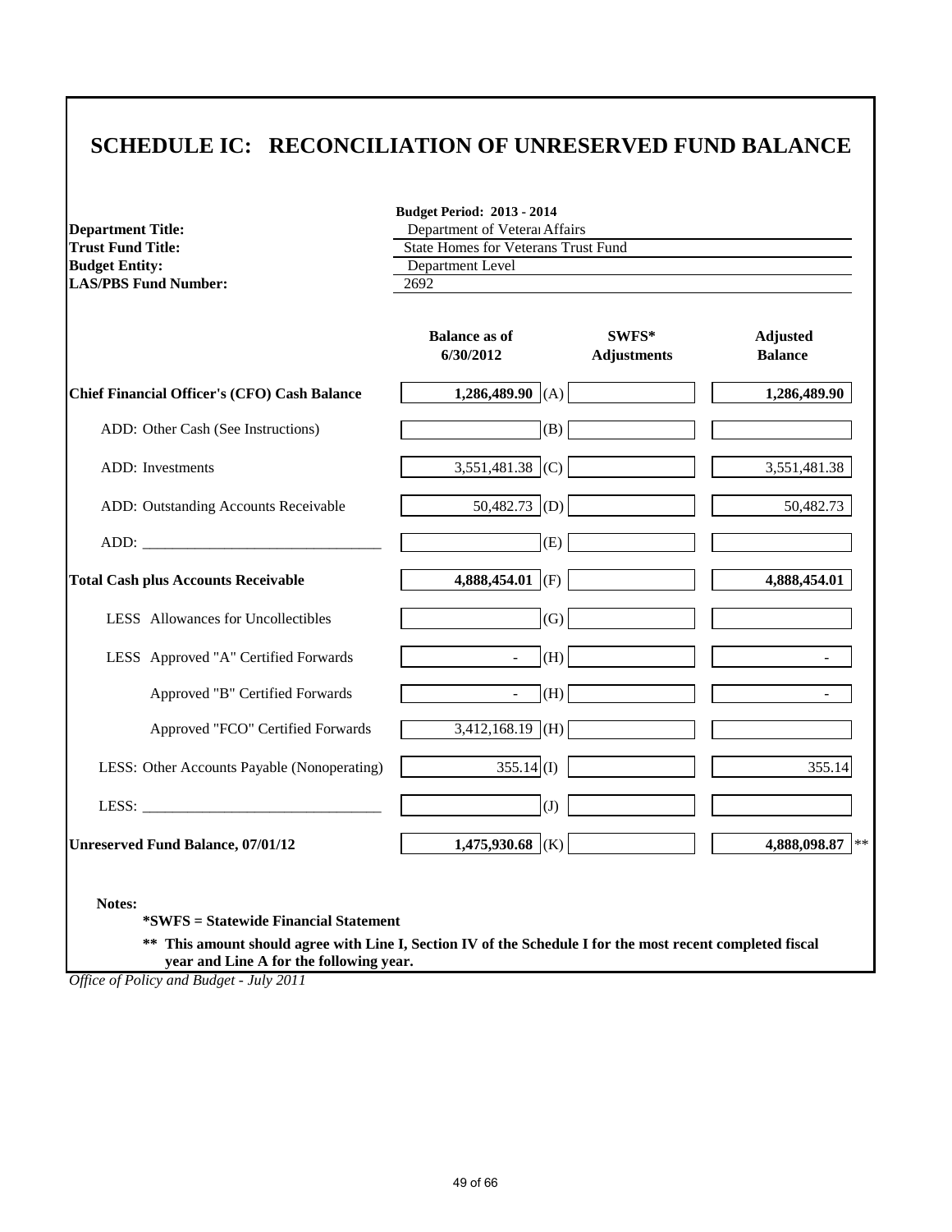# SCHEDULE IC: RECONCILIATION OF UNRESERVED FUND BALANCE

**Budget Period: 2013 - 2014**

| | |
|---|---|
| **Department Title:** | Department of Veterai Affairs |
| **Trust Fund Title:** | State Homes for Veterans Trust Fund |
| **Budget Entity:** | Department Level |
| **LAS/PBS Fund Number:** | 2692 |

| | Balance as of 6/30/2012 | | SWFS* Adjustments | Adjusted Balance | |
|---|---|---|---|---|---|
| **Chief Financial Officer's (CFO) Cash Balance** | **1,286,489.90** | (A) | | **1,286,489.90** | |
| ADD: Other Cash (See Instructions) | | (B) | | | |
| ADD: Investments | 3,551,481.38 | (C) | | 3,551,481.38 | |
| ADD: Outstanding Accounts Receivable | 50,482.73 | (D) | | 50,482.73 | |
| ADD: _______________________________ | | (E) | | | |
| **Total Cash plus Accounts Receivable** | **4,888,454.01** | (F) | | **4,888,454.01** | |
| LESS Allowances for Uncollectibles | | (G) | | | |
| LESS Approved "A" Certified Forwards | - | (H) | | - | |
| Approved "B" Certified Forwards | - | (H) | | - | |
| Approved "FCO" Certified Forwards | 3,412,168.19 | (H) | | | |
| LESS: Other Accounts Payable (Nonoperating) | 355.14 | (I) | | 355.14 | |
| LESS: _______________________________ | | (J) | | | |
| **Unreserved Fund Balance, 07/01/12** | **1,475,930.68** | (K) | | **4,888,098.87** | ** |

**Notes:**

**\*SWFS = Statewide Financial Statement**

**\*\* This amount should agree with Line I, Section IV of the Schedule I for the most recent completed fiscal year and Line A for the following year.**

*Office of Policy and Budget - July 2011*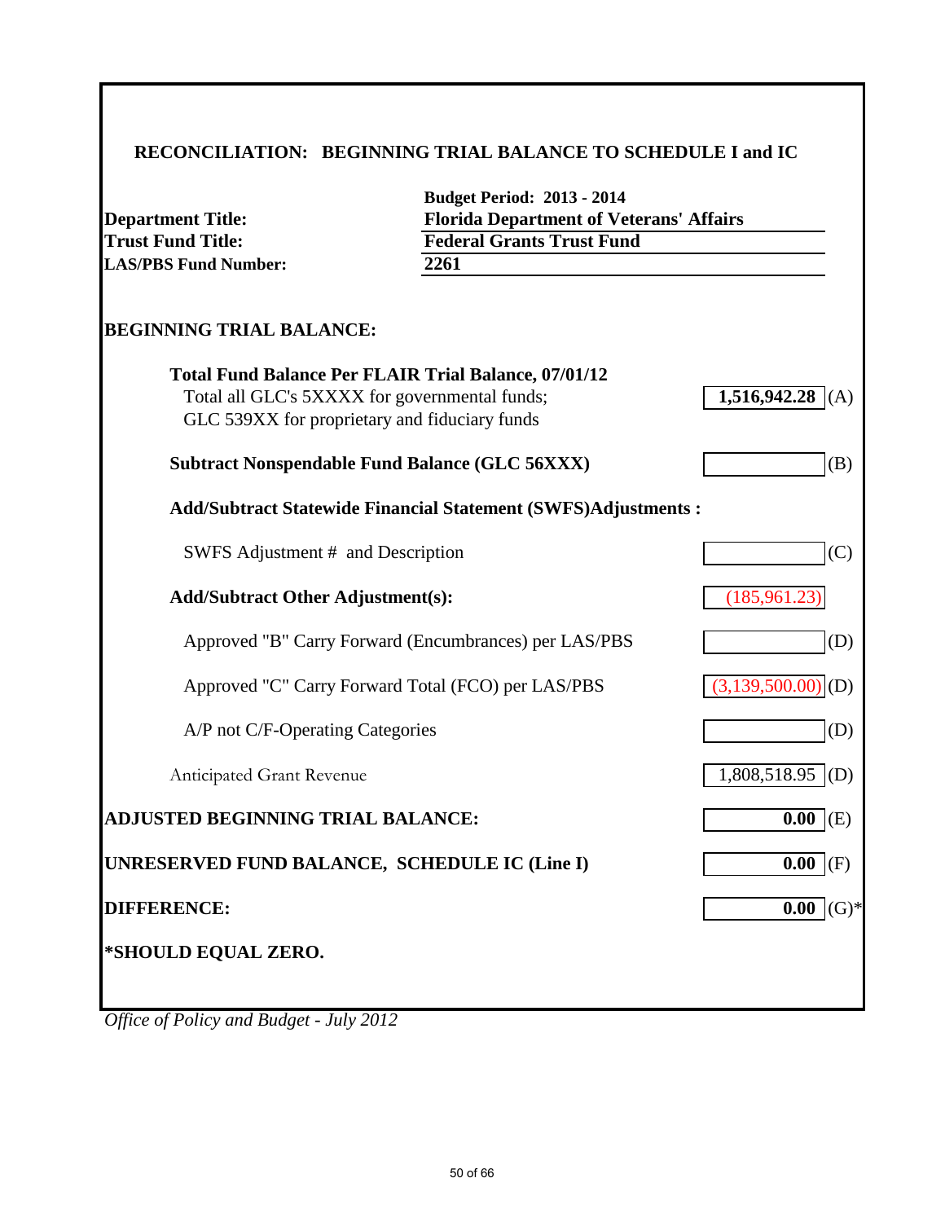## RECONCILIATION: BEGINNING TRIAL BALANCE TO SCHEDULE I and IC

| | |
|---|---|
| | **Budget Period: 2013 - 2014** |
| **Department Title:** | **Florida Department of Veterans' Affairs** |
| **Trust Fund Title:** | **Federal Grants Trust Fund** |
| **LAS/PBS Fund Number:** | **2261** |

**BEGINNING TRIAL BALANCE:**

| | | |
|---|---|---|
| **Total Fund Balance Per FLAIR Trial Balance, 07/01/12**<br>Total all GLC's 5XXXX for governmental funds;<br>GLC 539XX for proprietary and fiduciary funds | **1,516,942.28** | (A) |
| **Subtract Nonspendable Fund Balance (GLC 56XXX)** | | (B) |
| **Add/Subtract Statewide Financial Statement (SWFS)Adjustments :** | | |
| SWFS Adjustment # and Description | | (C) |
| **Add/Subtract Other Adjustment(s):** | (185,961.23) | |
| Approved "B" Carry Forward (Encumbrances) per LAS/PBS | | (D) |
| Approved "C" Carry Forward Total (FCO) per LAS/PBS | (3,139,500.00) | (D) |
| A/P not C/F-Operating Categories | | (D) |
| Anticipated Grant Revenue | 1,808,518.95 | (D) |
| **ADJUSTED BEGINNING TRIAL BALANCE:** | **0.00** | (E) |
| **UNRESERVED FUND BALANCE, SCHEDULE IC (Line I)** | **0.00** | (F) |
| **DIFFERENCE:** | **0.00** | (G)* |

**\*SHOULD EQUAL ZERO.**

*Office of Policy and Budget - July 2012*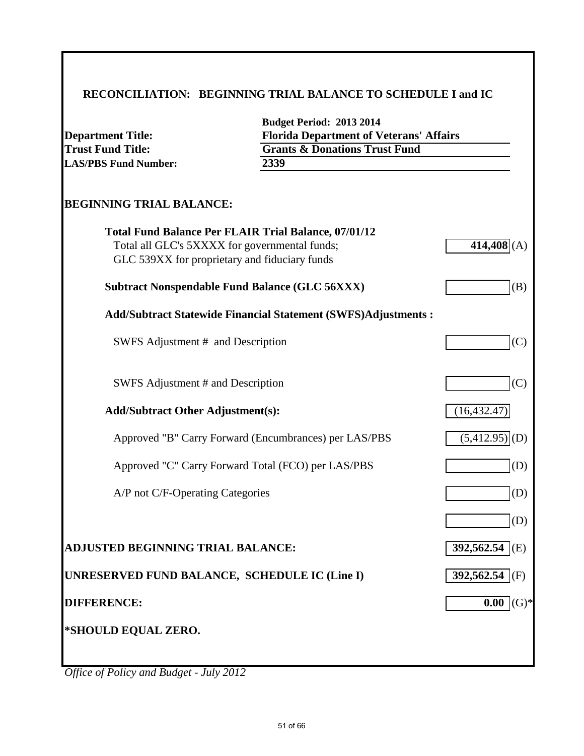## RECONCILIATION: BEGINNING TRIAL BALANCE TO SCHEDULE I and IC

| | |
|---|---|
| | **Budget Period: 2013 2014** |
| **Department Title:** | **Florida Department of Veterans' Affairs** |
| **Trust Fund Title:** | **Grants & Donations Trust Fund** |
| **LAS/PBS Fund Number:** | **2339** |

**BEGINNING TRIAL BALANCE:**

| | | |
|---|---|---|
| **Total Fund Balance Per FLAIR Trial Balance, 07/01/12** | | |
| Total all GLC's 5XXXX for governmental funds; GLC 539XX for proprietary and fiduciary funds | **414,408** | (A) |
| **Subtract Nonspendable Fund Balance (GLC 56XXX)** | | (B) |
| **Add/Subtract Statewide Financial Statement (SWFS)Adjustments :** | | |
| SWFS Adjustment # and Description | | (C) |
| SWFS Adjustment # and Description | | (C) |
| **Add/Subtract Other Adjustment(s):** | (16,432.47) | |
| Approved "B" Carry Forward (Encumbrances) per LAS/PBS | (5,412.95) | (D) |
| Approved "C" Carry Forward Total (FCO) per LAS/PBS | | (D) |
| A/P not C/F-Operating Categories | | (D) |
| | | (D) |
| **ADJUSTED BEGINNING TRIAL BALANCE:** | **392,562.54** | (E) |
| **UNRESERVED FUND BALANCE, SCHEDULE IC (Line I)** | **392,562.54** | (F) |
| **DIFFERENCE:** | **0.00** | (G)* |

**\*SHOULD EQUAL ZERO.**

*Office of Policy and Budget - July 2012*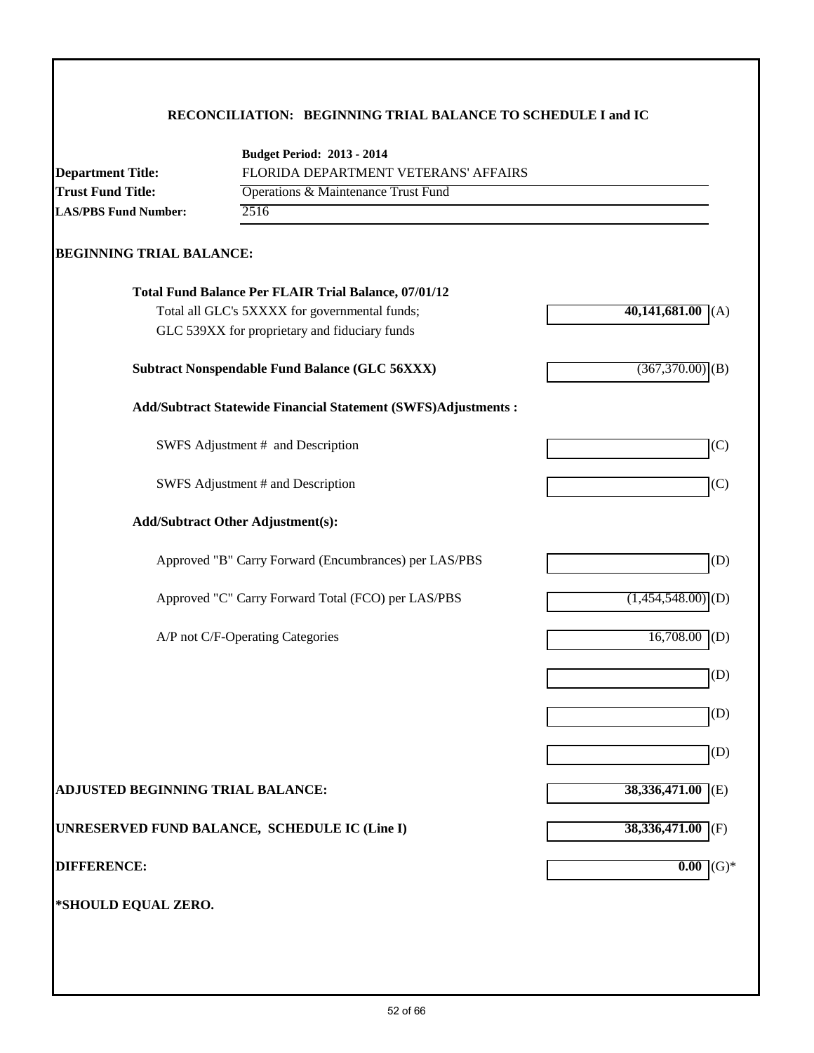## RECONCILIATION: BEGINNING TRIAL BALANCE TO SCHEDULE I and IC

**Budget Period: 2013 - 2014**

**Department Title:** FLORIDA DEPARTMENT VETERANS' AFFAIRS

**Trust Fund Title:** Operations & Maintenance Trust Fund

**LAS/PBS Fund Number:** 2516

### BEGINNING TRIAL BALANCE:

| | | |
|---|---|---|
| **Total Fund Balance Per FLAIR Trial Balance, 07/01/12** | | |
| Total all GLC's 5XXXX for governmental funds; GLC 539XX for proprietary and fiduciary funds | **40,141,681.00** | (A) |
| **Subtract Nonspendable Fund Balance (GLC 56XXX)** | (367,370.00) | (B) |
| **Add/Subtract Statewide Financial Statement (SWFS)Adjustments :** | | |
| SWFS Adjustment # and Description | | (C) |
| SWFS Adjustment # and Description | | (C) |
| **Add/Subtract Other Adjustment(s):** | | |
| Approved "B" Carry Forward (Encumbrances) per LAS/PBS | | (D) |
| Approved "C" Carry Forward Total (FCO) per LAS/PBS | (1,454,548.00) | (D) |
| A/P not C/F-Operating Categories | 16,708.00 | (D) |
| | | (D) |
| | | (D) |
| | | (D) |
| **ADJUSTED BEGINNING TRIAL BALANCE:** | **38,336,471.00** | (E) |
| **UNRESERVED FUND BALANCE, SCHEDULE IC (Line I)** | **38,336,471.00** | (F) |
| **DIFFERENCE:** | **0.00** | (G)* |

**\*SHOULD EQUAL ZERO.**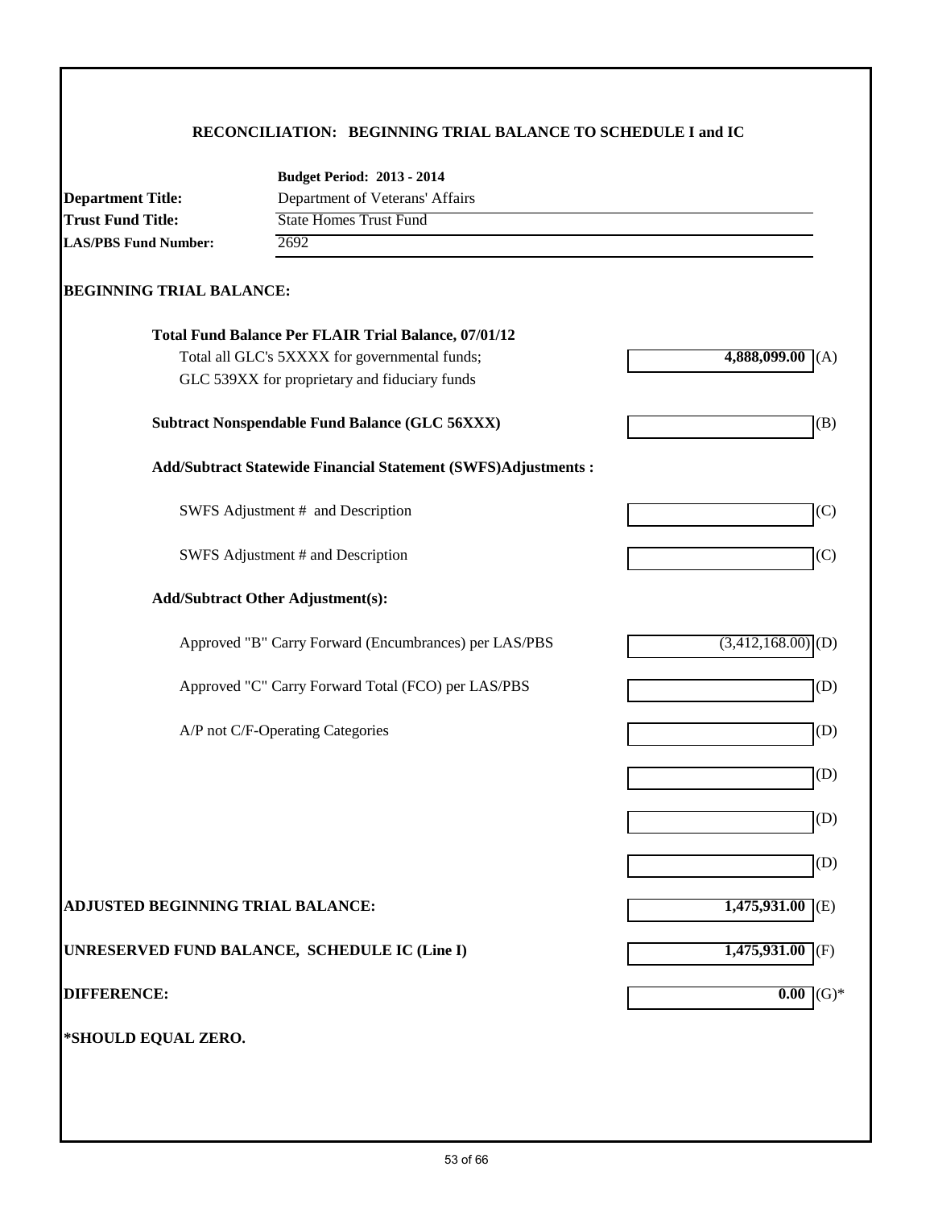## RECONCILIATION: BEGINNING TRIAL BALANCE TO SCHEDULE I and IC

**Budget Period: 2013 - 2014**

**Department Title:** Department of Veterans' Affairs

**Trust Fund Title:** State Homes Trust Fund

**LAS/PBS Fund Number:** 2692

### BEGINNING TRIAL BALANCE:

| | | |
|---|---|---|
| **Total Fund Balance Per FLAIR Trial Balance, 07/01/12**<br>Total all GLC's 5XXXX for governmental funds;<br>GLC 539XX for proprietary and fiduciary funds | **4,888,099.00** | (A) |
| **Subtract Nonspendable Fund Balance (GLC 56XXX)** | | (B) |
| **Add/Subtract Statewide Financial Statement (SWFS)Adjustments :** | | |
| SWFS Adjustment # and Description | | (C) |
| SWFS Adjustment # and Description | | (C) |
| **Add/Subtract Other Adjustment(s):** | | |
| Approved "B" Carry Forward (Encumbrances) per LAS/PBS | (3,412,168.00) | (D) |
| Approved "C" Carry Forward Total (FCO) per LAS/PBS | | (D) |
| A/P not C/F-Operating Categories | | (D) |
| | | (D) |
| | | (D) |
| | | (D) |
| **ADJUSTED BEGINNING TRIAL BALANCE:** | **1,475,931.00** | (E) |
| **UNRESERVED FUND BALANCE, SCHEDULE IC (Line I)** | **1,475,931.00** | (F) |
| **DIFFERENCE:** | **0.00** | (G)* |

**\*SHOULD EQUAL ZERO.**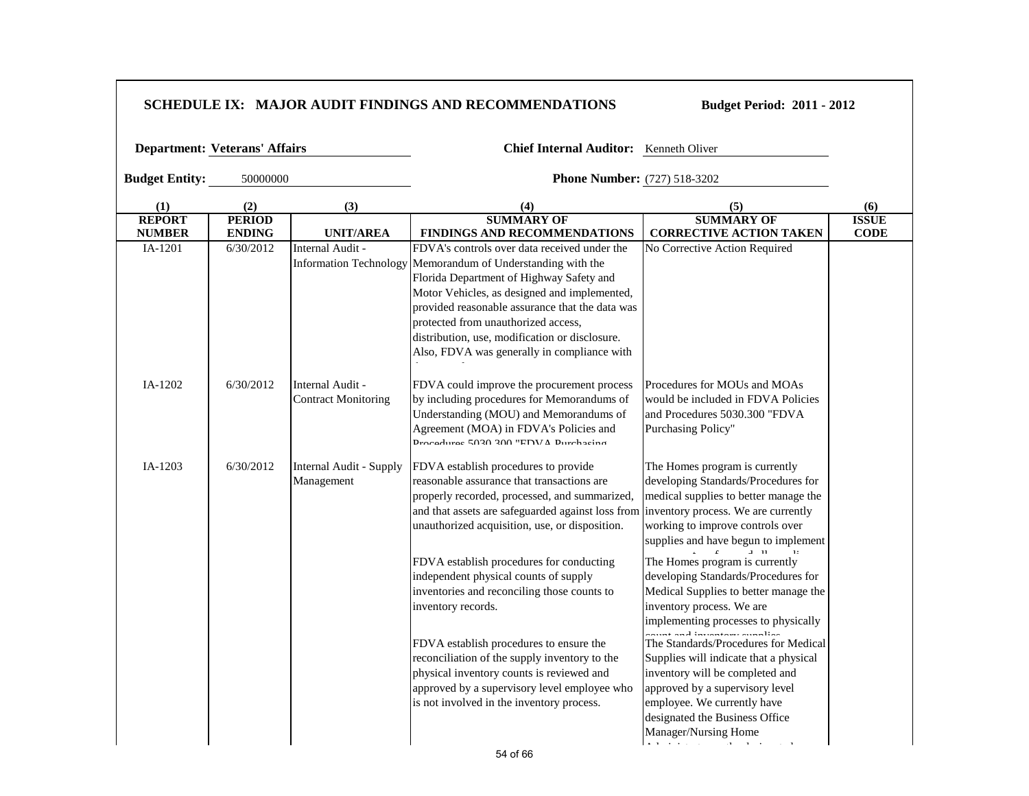## SCHEDULE IX: MAJOR AUDIT FINDINGS AND RECOMMENDATIONS

**Budget Period: 2011 - 2012**

**Department:** Veterans' Affairs

**Chief Internal Auditor:** Kenneth Oliver

**Budget Entity:** 50000000

**Phone Number:** (727) 518-3202

| (1) REPORT NUMBER | (2) PERIOD ENDING | (3) UNIT/AREA | (4) SUMMARY OF FINDINGS AND RECOMMENDATIONS | (5) SUMMARY OF CORRECTIVE ACTION TAKEN | (6) ISSUE CODE |
|---|---|---|---|---|---|
| IA-1201 | 6/30/2012 | Internal Audit - Information Technology | FDVA's controls over data received under the Memorandum of Understanding with the Florida Department of Highway Safety and Motor Vehicles, as designed and implemented, provided reasonable assurance that the data was protected from unauthorized access, distribution, use, modification or disclosure. Also, FDVA was generally in compliance with | No Corrective Action Required | |
| IA-1202 | 6/30/2012 | Internal Audit - Contract Monitoring | FDVA could improve the procurement process by including procedures for Memorandums of Understanding (MOU) and Memorandums of Agreement (MOA) in FDVA's Policies and Procedures 5030.300 "FDVA Purchasing | Procedures for MOUs and MOAs would be included in FDVA Policies and Procedures 5030.300 "FDVA Purchasing Policy" | |
| IA-1203 | 6/30/2012 | Internal Audit - Supply Management | FDVA establish procedures to provide reasonable assurance that transactions are properly recorded, processed, and summarized, and that assets are safeguarded against loss from unauthorized acquisition, use, or disposition. | The Homes program is currently developing Standards/Procedures for medical supplies to better manage the inventory process. We are currently working to improve controls over supplies and have begun to implement | |
| | | | FDVA establish procedures for conducting independent physical counts of supply inventories and reconciling those counts to inventory records. | The Homes program is currently developing Standards/Procedures for Medical Supplies to better manage the inventory process. We are implementing processes to physically | |
| | | | FDVA establish procedures to ensure the reconciliation of the supply inventory to the physical inventory counts is reviewed and approved by a supervisory level employee who is not involved in the inventory process. | The Standards/Procedures for Medical Supplies will indicate that a physical inventory will be completed and approved by a supervisory level employee. We currently have designated the Business Office Manager/Nursing Home | |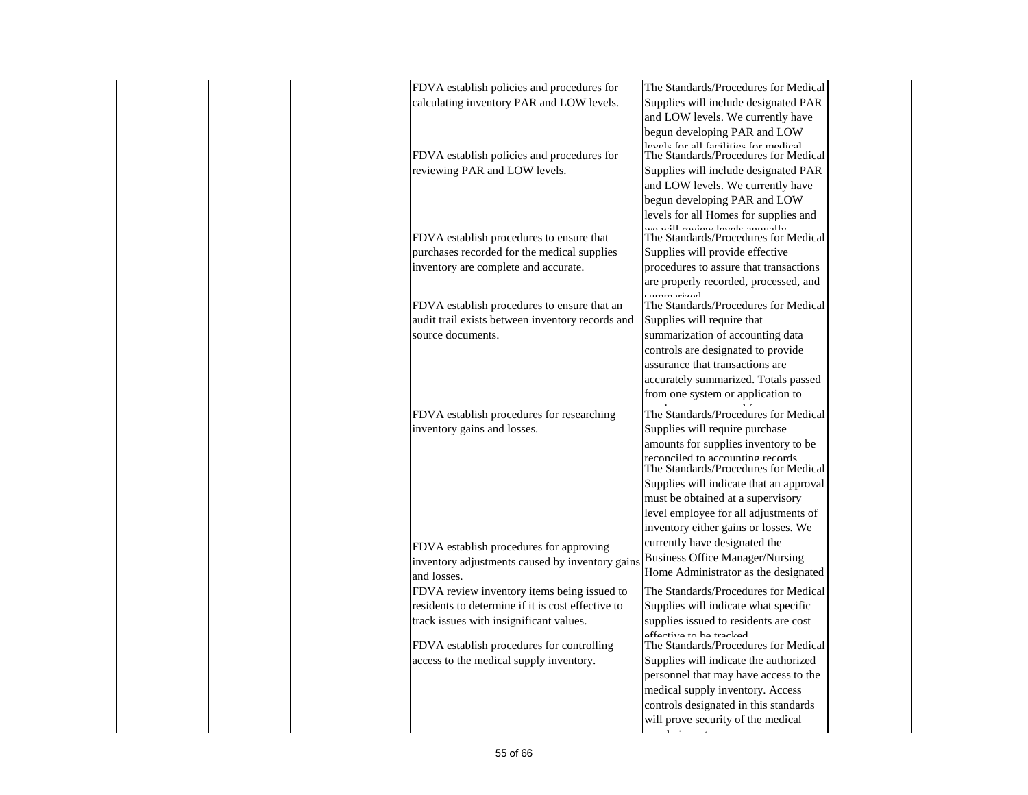| | | | | | |
|---|---|---|---|---|---|
| | | | FDVA establish policies and procedures for calculating inventory PAR and LOW levels. | The Standards/Procedures for Medical Supplies will include designated PAR and LOW levels. We currently have begun developing PAR and LOW levels for all facilities for medical | |
| | | | FDVA establish policies and procedures for reviewing PAR and LOW levels. | The Standards/Procedures for Medical Supplies will include designated PAR and LOW levels. We currently have begun developing PAR and LOW levels for all Homes for supplies and we will review levels annually | |
| | | | FDVA establish procedures to ensure that purchases recorded for the medical supplies inventory are complete and accurate. | The Standards/Procedures for Medical Supplies will provide effective procedures to assure that transactions are properly recorded, processed, and summarized | |
| | | | FDVA establish procedures to ensure that an audit trail exists between inventory records and source documents. | The Standards/Procedures for Medical Supplies will require that summarization of accounting data controls are designated to provide assurance that transactions are accurately summarized. Totals passed from one system or application to | |
| | | | FDVA establish procedures for researching inventory gains and losses. | The Standards/Procedures for Medical Supplies will require purchase amounts for supplies inventory to be reconciled to accounting records | |
| | | | FDVA establish procedures for approving inventory adjustments caused by inventory gains and losses. | The Standards/Procedures for Medical Supplies will indicate that an approval must be obtained at a supervisory level employee for all adjustments of inventory either gains or losses. We currently have designated the Business Office Manager/Nursing Home Administrator as the designated | |
| | | | FDVA review inventory items being issued to residents to determine if it is cost effective to track issues with insignificant values. | The Standards/Procedures for Medical Supplies will indicate what specific supplies issued to residents are cost effective to be tracked | |
| | | | FDVA establish procedures for controlling access to the medical supply inventory. | The Standards/Procedures for Medical Supplies will indicate the authorized personnel that may have access to the medical supply inventory. Access controls designated in this standards will prove security of the medical | |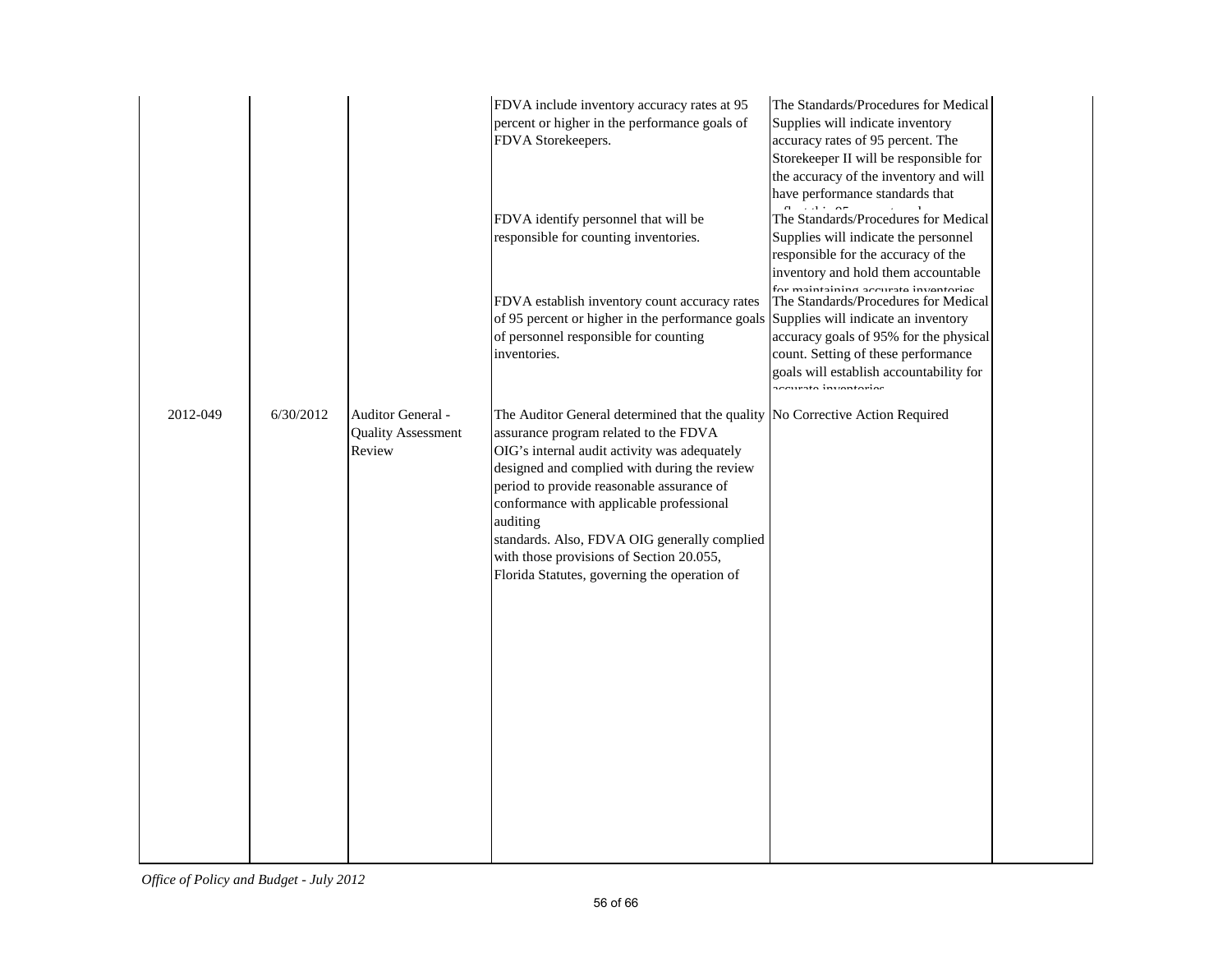| | | | | | |
|---|---|---|---|---|---|
| | | | FDVA include inventory accuracy rates at 95 percent or higher in the performance goals of FDVA Storekeepers. | The Standards/Procedures for Medical Supplies will indicate inventory accuracy rates of 95 percent. The Storekeeper II will be responsible for the accuracy of the inventory and will have performance standards that | |
| | | | FDVA identify personnel that will be responsible for counting inventories. | The Standards/Procedures for Medical Supplies will indicate the personnel responsible for the accuracy of the inventory and hold them accountable | |
| | | | FDVA establish inventory count accuracy rates of 95 percent or higher in the performance goals of personnel responsible for counting inventories. | The Standards/Procedures for Medical Supplies will indicate an inventory accuracy goals of 95% for the physical count. Setting of these performance goals will establish accountability for | |
| 2012-049 | 6/30/2012 | Auditor General - Quality Assessment Review | The Auditor General determined that the quality assurance program related to the FDVA OIG's internal audit activity was adequately designed and complied with during the review period to provide reasonable assurance of conformance with applicable professional auditing standards. Also, FDVA OIG generally complied with those provisions of Section 20.055, Florida Statutes, governing the operation of | No Corrective Action Required | |

*Office of Policy and Budget - July 2012*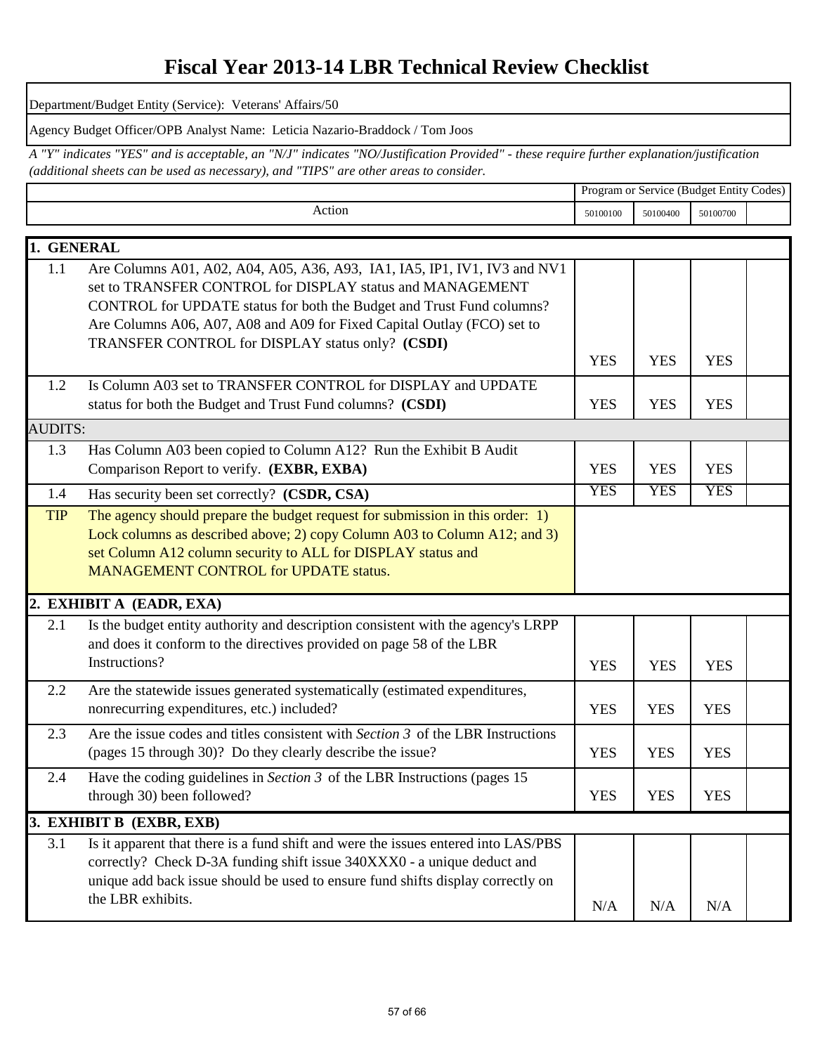# Fiscal Year 2013-14 LBR Technical Review Checklist

Department/Budget Entity (Service): Veterans' Affairs/50

Agency Budget Officer/OPB Analyst Name: Leticia Nazario-Braddock / Tom Joos

*A "Y" indicates "YES" and is acceptable, an "N/J" indicates "NO/Justification Provided" - these require further explanation/justification (additional sheets can be used as necessary), and "TIPS" are other areas to consider.*

| | | Program or Service (Budget Entity Codes) | | | |
|---|---|---|---|---|---|
| | Action | 50100100 | 50100400 | 50100700 | |
| **1. GENERAL** | | | | | |
| 1.1 | Are Columns A01, A02, A04, A05, A36, A93, IA1, IA5, IP1, IV1, IV3 and NV1 set to TRANSFER CONTROL for DISPLAY status and MANAGEMENT CONTROL for UPDATE status for both the Budget and Trust Fund columns? Are Columns A06, A07, A08 and A09 for Fixed Capital Outlay (FCO) set to TRANSFER CONTROL for DISPLAY status only? **(CSDI)** | YES | YES | YES | |
| 1.2 | Is Column A03 set to TRANSFER CONTROL for DISPLAY and UPDATE status for both the Budget and Trust Fund columns? **(CSDI)** | YES | YES | YES | |
| AUDITS: | | | | | |
| 1.3 | Has Column A03 been copied to Column A12? Run the Exhibit B Audit Comparison Report to verify. **(EXBR, EXBA)** | YES | YES | YES | |
| 1.4 | Has security been set correctly? **(CSDR, CSA)** | YES | YES | YES | |
| TIP | The agency should prepare the budget request for submission in this order: 1) Lock columns as described above; 2) copy Column A03 to Column A12; and 3) set Column A12 column security to ALL for DISPLAY status and MANAGEMENT CONTROL for UPDATE status. | | | | |
| **2. EXHIBIT A (EADR, EXA)** | | | | | |
| 2.1 | Is the budget entity authority and description consistent with the agency's LRPP and does it conform to the directives provided on page 58 of the LBR Instructions? | YES | YES | YES | |
| 2.2 | Are the statewide issues generated systematically (estimated expenditures, nonrecurring expenditures, etc.) included? | YES | YES | YES | |
| 2.3 | Are the issue codes and titles consistent with *Section 3* of the LBR Instructions (pages 15 through 30)? Do they clearly describe the issue? | YES | YES | YES | |
| 2.4 | Have the coding guidelines in *Section 3* of the LBR Instructions (pages 15 through 30) been followed? | YES | YES | YES | |
| **3. EXHIBIT B (EXBR, EXB)** | | | | | |
| 3.1 | Is it apparent that there is a fund shift and were the issues entered into LAS/PBS correctly? Check D-3A funding shift issue 340XXX0 - a unique deduct and unique add back issue should be used to ensure fund shifts display correctly on the LBR exhibits. | N/A | N/A | N/A | |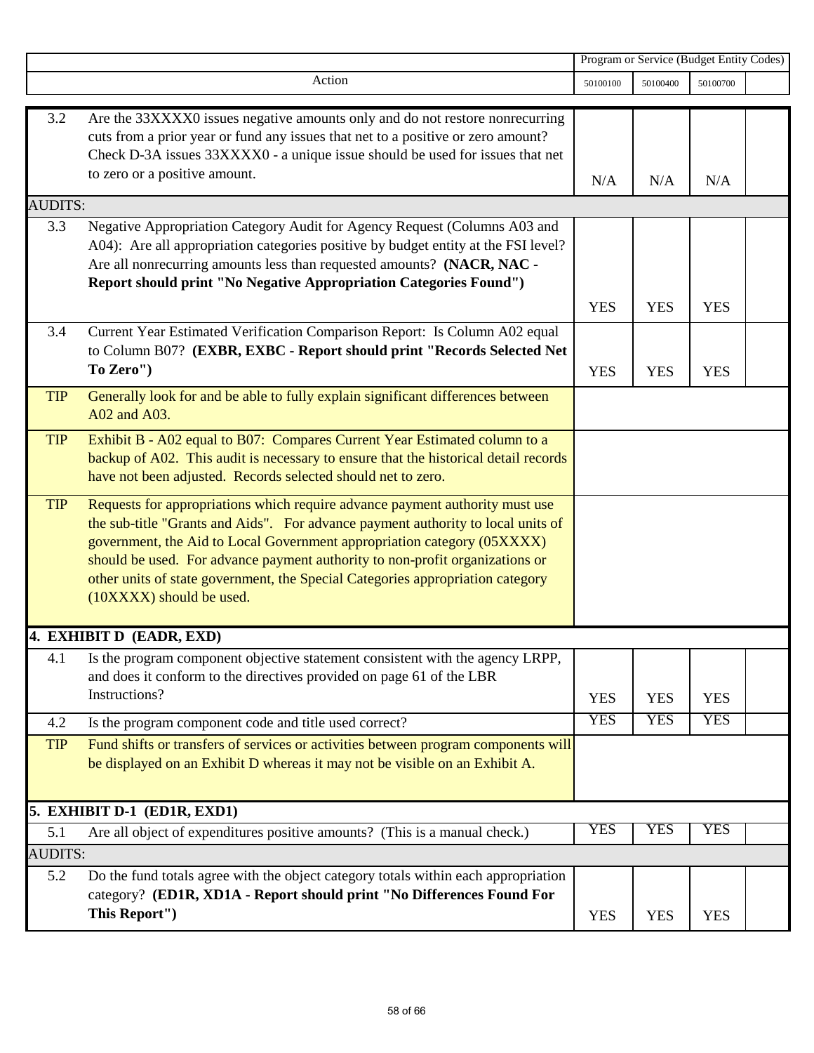| | Action | Program or Service (Budget Entity Codes) | | | |
|---|---|---|---|---|---|
| | | 50100100 | 50100400 | 50100700 | |
| 3.2 | Are the 33XXXX0 issues negative amounts only and do not restore nonrecurring cuts from a prior year or fund any issues that net to a positive or zero amount? Check D-3A issues 33XXXX0 - a unique issue should be used for issues that net to zero or a positive amount. | N/A | N/A | N/A | |
| AUDITS: | | | | | |
| 3.3 | Negative Appropriation Category Audit for Agency Request (Columns A03 and A04): Are all appropriation categories positive by budget entity at the FSI level? Are all nonrecurring amounts less than requested amounts? **(NACR, NAC - Report should print "No Negative Appropriation Categories Found")** | YES | YES | YES | |
| 3.4 | Current Year Estimated Verification Comparison Report: Is Column A02 equal to Column B07? **(EXBR, EXBC - Report should print "Records Selected Net To Zero")** | YES | YES | YES | |
| TIP | Generally look for and be able to fully explain significant differences between A02 and A03. | | | | |
| TIP | Exhibit B - A02 equal to B07: Compares Current Year Estimated column to a backup of A02. This audit is necessary to ensure that the historical detail records have not been adjusted. Records selected should net to zero. | | | | |
| TIP | Requests for appropriations which require advance payment authority must use the sub-title "Grants and Aids". For advance payment authority to local units of government, the Aid to Local Government appropriation category (05XXXX) should be used. For advance payment authority to non-profit organizations or other units of state government, the Special Categories appropriation category (10XXXX) should be used. | | | | |
| **4. EXHIBIT D (EADR, EXD)** | | | | | |
| 4.1 | Is the program component objective statement consistent with the agency LRPP, and does it conform to the directives provided on page 61 of the LBR Instructions? | YES | YES | YES | |
| 4.2 | Is the program component code and title used correct? | YES | YES | YES | |
| TIP | Fund shifts or transfers of services or activities between program components will be displayed on an Exhibit D whereas it may not be visible on an Exhibit A. | | | | |
| **5. EXHIBIT D-1 (ED1R, EXD1)** | | | | | |
| 5.1 | Are all object of expenditures positive amounts? (This is a manual check.) | YES | YES | YES | |
| AUDITS: | | | | | |
| 5.2 | Do the fund totals agree with the object category totals within each appropriation category? **(ED1R, XD1A - Report should print "No Differences Found For This Report")** | YES | YES | YES | |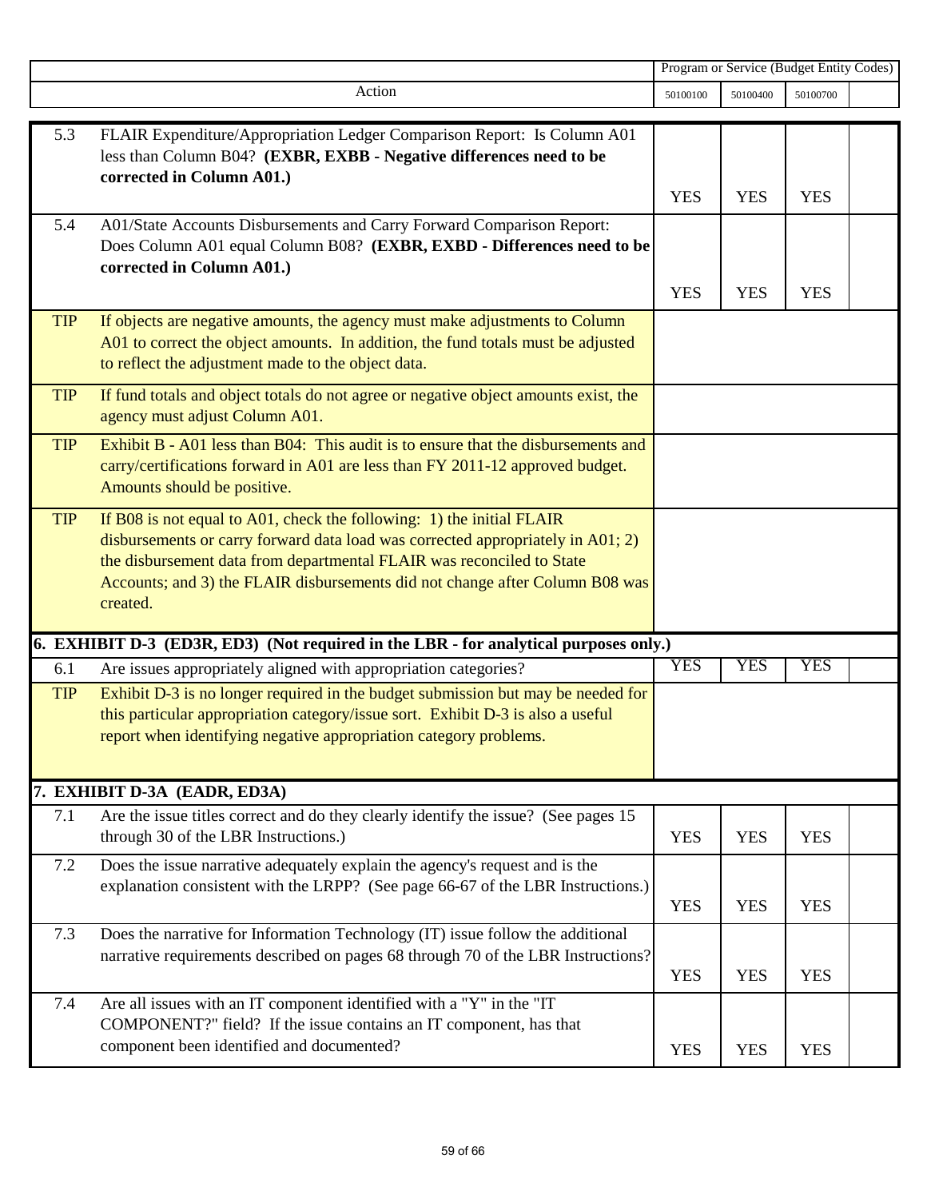| | Action | 50100100 | 50100400 | 50100700 | |
|---|---|---|---|---|---|
| | | Program or Service (Budget Entity Codes) | | | |
| 5.3 | FLAIR Expenditure/Appropriation Ledger Comparison Report: Is Column A01 less than Column B04? **(EXBR, EXBB - Negative differences need to be corrected in Column A01.)** | YES | YES | YES | |
| 5.4 | A01/State Accounts Disbursements and Carry Forward Comparison Report: Does Column A01 equal Column B08? **(EXBR, EXBD - Differences need to be corrected in Column A01.)** | YES | YES | YES | |
| TIP | If objects are negative amounts, the agency must make adjustments to Column A01 to correct the object amounts. In addition, the fund totals must be adjusted to reflect the adjustment made to the object data. | | | | |
| TIP | If fund totals and object totals do not agree or negative object amounts exist, the agency must adjust Column A01. | | | | |
| TIP | Exhibit B - A01 less than B04: This audit is to ensure that the disbursements and carry/certifications forward in A01 are less than FY 2011-12 approved budget. Amounts should be positive. | | | | |
| TIP | If B08 is not equal to A01, check the following: 1) the initial FLAIR disbursements or carry forward data load was corrected appropriately in A01; 2) the disbursement data from departmental FLAIR was reconciled to State Accounts; and 3) the FLAIR disbursements did not change after Column B08 was created. | | | | |
| **6. EXHIBIT D-3 (ED3R, ED3) (Not required in the LBR - for analytical purposes only.)** | | | | | |
| 6.1 | Are issues appropriately aligned with appropriation categories? | YES | YES | YES | |
| TIP | Exhibit D-3 is no longer required in the budget submission but may be needed for this particular appropriation category/issue sort. Exhibit D-3 is also a useful report when identifying negative appropriation category problems. | | | | |
| **7. EXHIBIT D-3A (EADR, ED3A)** | | | | | |
| 7.1 | Are the issue titles correct and do they clearly identify the issue? (See pages 15 through 30 of the LBR Instructions.) | YES | YES | YES | |
| 7.2 | Does the issue narrative adequately explain the agency's request and is the explanation consistent with the LRPP? (See page 66-67 of the LBR Instructions.) | YES | YES | YES | |
| 7.3 | Does the narrative for Information Technology (IT) issue follow the additional narrative requirements described on pages 68 through 70 of the LBR Instructions? | YES | YES | YES | |
| 7.4 | Are all issues with an IT component identified with a "Y" in the "IT COMPONENT?" field? If the issue contains an IT component, has that component been identified and documented? | YES | YES | YES | |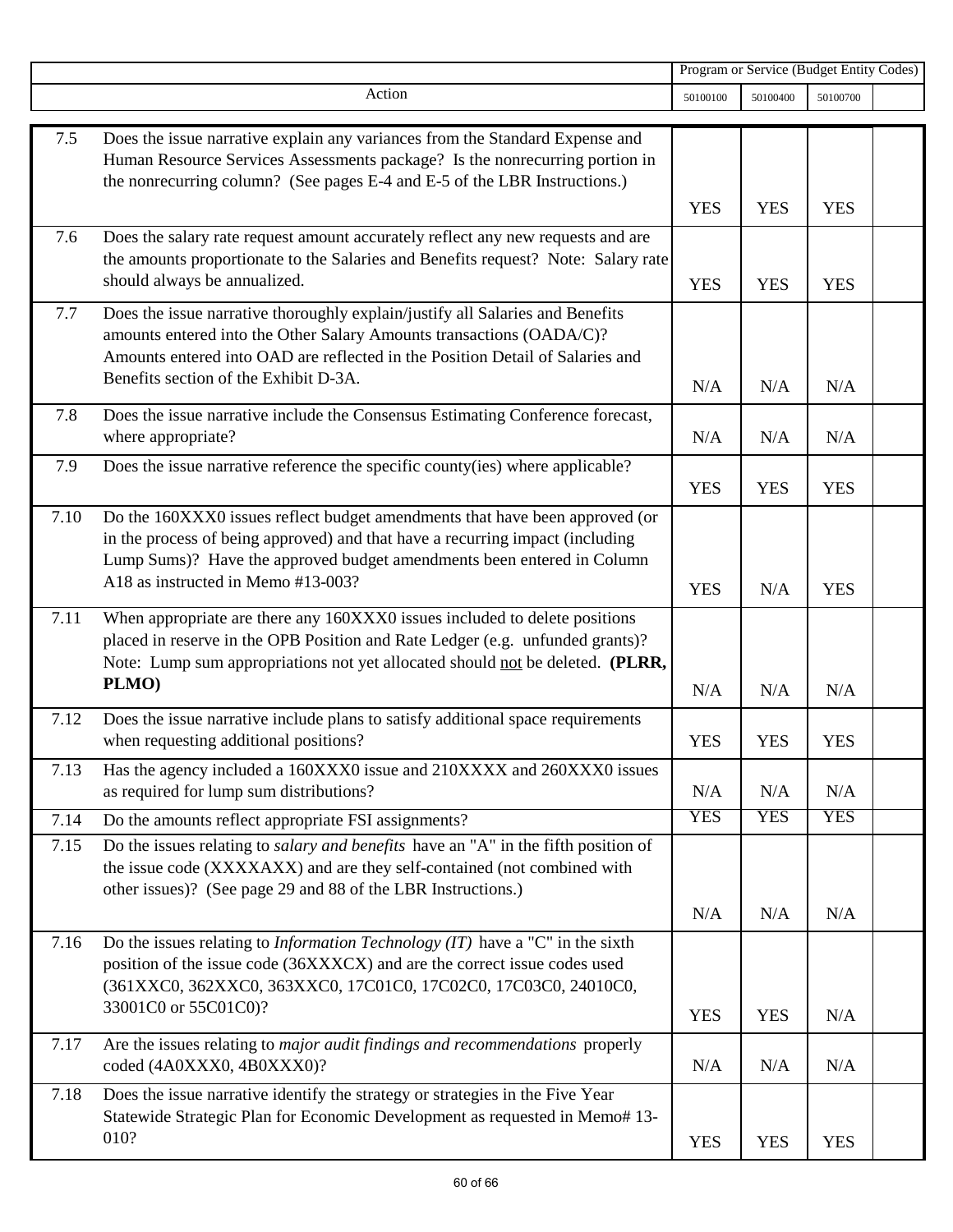| | Action | Program or Service (Budget Entity Codes) | | | |
|---|---|---|---|---|---|
| | | 50100100 | 50100400 | 50100700 | |
| 7.5 | Does the issue narrative explain any variances from the Standard Expense and Human Resource Services Assessments package? Is the nonrecurring portion in the nonrecurring column? (See pages E-4 and E-5 of the LBR Instructions.) | YES | YES | YES | |
| 7.6 | Does the salary rate request amount accurately reflect any new requests and are the amounts proportionate to the Salaries and Benefits request? Note: Salary rate should always be annualized. | YES | YES | YES | |
| 7.7 | Does the issue narrative thoroughly explain/justify all Salaries and Benefits amounts entered into the Other Salary Amounts transactions (OADA/C)? Amounts entered into OAD are reflected in the Position Detail of Salaries and Benefits section of the Exhibit D-3A. | N/A | N/A | N/A | |
| 7.8 | Does the issue narrative include the Consensus Estimating Conference forecast, where appropriate? | N/A | N/A | N/A | |
| 7.9 | Does the issue narrative reference the specific county(ies) where applicable? | YES | YES | YES | |
| 7.10 | Do the 160XXX0 issues reflect budget amendments that have been approved (or in the process of being approved) and that have a recurring impact (including Lump Sums)? Have the approved budget amendments been entered in Column A18 as instructed in Memo #13-003? | YES | N/A | YES | |
| 7.11 | When appropriate are there any 160XXX0 issues included to delete positions placed in reserve in the OPB Position and Rate Ledger (e.g. unfunded grants)? Note: Lump sum appropriations not yet allocated should <u>not</u> be deleted. **(PLRR, PLMO)** | N/A | N/A | N/A | |
| 7.12 | Does the issue narrative include plans to satisfy additional space requirements when requesting additional positions? | YES | YES | YES | |
| 7.13 | Has the agency included a 160XXX0 issue and 210XXXX and 260XXX0 issues as required for lump sum distributions? | N/A | N/A | N/A | |
| 7.14 | Do the amounts reflect appropriate FSI assignments? | YES | YES | YES | |
| 7.15 | Do the issues relating to *salary and benefits* have an "A" in the fifth position of the issue code (XXXXAXX) and are they self-contained (not combined with other issues)? (See page 29 and 88 of the LBR Instructions.) | N/A | N/A | N/A | |
| 7.16 | Do the issues relating to *Information Technology (IT)* have a "C" in the sixth position of the issue code (36XXXCX) and are the correct issue codes used (361XXC0, 362XXC0, 363XXC0, 17C01C0, 17C02C0, 17C03C0, 24010C0, 33001C0 or 55C01C0)? | YES | YES | N/A | |
| 7.17 | Are the issues relating to *major audit findings and recommendations* properly coded (4A0XXX0, 4B0XXX0)? | N/A | N/A | N/A | |
| 7.18 | Does the issue narrative identify the strategy or strategies in the Five Year Statewide Strategic Plan for Economic Development as requested in Memo# 13-010? | YES | YES | YES | |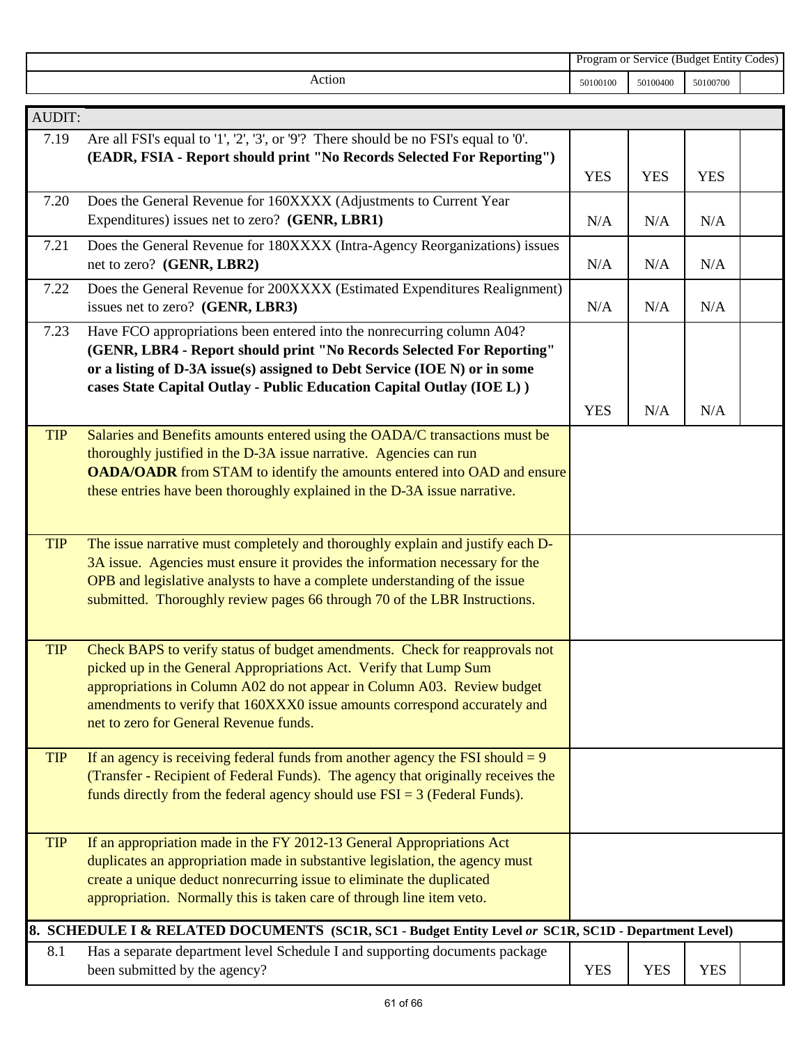| | Action | Program or Service (Budget Entity Codes) | | | |
|---|---|---|---|---|---|
| | | 50100100 | 50100400 | 50100700 | |
| **AUDIT:** | | | | | |
| 7.19 | Are all FSI's equal to '1', '2', '3', or '9'? There should be no FSI's equal to '0'. **(EADR, FSIA - Report should print "No Records Selected For Reporting")** | YES | YES | YES | |
| 7.20 | Does the General Revenue for 160XXXX (Adjustments to Current Year Expenditures) issues net to zero? **(GENR, LBR1)** | N/A | N/A | N/A | |
| 7.21 | Does the General Revenue for 180XXXX (Intra-Agency Reorganizations) issues net to zero? **(GENR, LBR2)** | N/A | N/A | N/A | |
| 7.22 | Does the General Revenue for 200XXXX (Estimated Expenditures Realignment) issues net to zero? **(GENR, LBR3)** | N/A | N/A | N/A | |
| 7.23 | Have FCO appropriations been entered into the nonrecurring column A04? **(GENR, LBR4 - Report should print "No Records Selected For Reporting" or a listing of D-3A issue(s) assigned to Debt Service (IOE N) or in some cases State Capital Outlay - Public Education Capital Outlay (IOE L) )** | YES | N/A | N/A | |
| TIP | Salaries and Benefits amounts entered using the OADA/C transactions must be thoroughly justified in the D-3A issue narrative. Agencies can run **OADA/OADR** from STAM to identify the amounts entered into OAD and ensure these entries have been thoroughly explained in the D-3A issue narrative. | | | | |
| TIP | The issue narrative must completely and thoroughly explain and justify each D-3A issue. Agencies must ensure it provides the information necessary for the OPB and legislative analysts to have a complete understanding of the issue submitted. Thoroughly review pages 66 through 70 of the LBR Instructions. | | | | |
| TIP | Check BAPS to verify status of budget amendments. Check for reapprovals not picked up in the General Appropriations Act. Verify that Lump Sum appropriations in Column A02 do not appear in Column A03. Review budget amendments to verify that 160XXX0 issue amounts correspond accurately and net to zero for General Revenue funds. | | | | |
| TIP | If an agency is receiving federal funds from another agency the FSI should = 9 (Transfer - Recipient of Federal Funds). The agency that originally receives the funds directly from the federal agency should use FSI = 3 (Federal Funds). | | | | |
| TIP | If an appropriation made in the FY 2012-13 General Appropriations Act duplicates an appropriation made in substantive legislation, the agency must create a unique deduct nonrecurring issue to eliminate the duplicated appropriation. Normally this is taken care of through line item veto. | | | | |
| **8. SCHEDULE I & RELATED DOCUMENTS (SC1R, SC1 - Budget Entity Level *or* SC1R, SC1D - Department Level)** | | | | | |
| 8.1 | Has a separate department level Schedule I and supporting documents package been submitted by the agency? | YES | YES | YES | |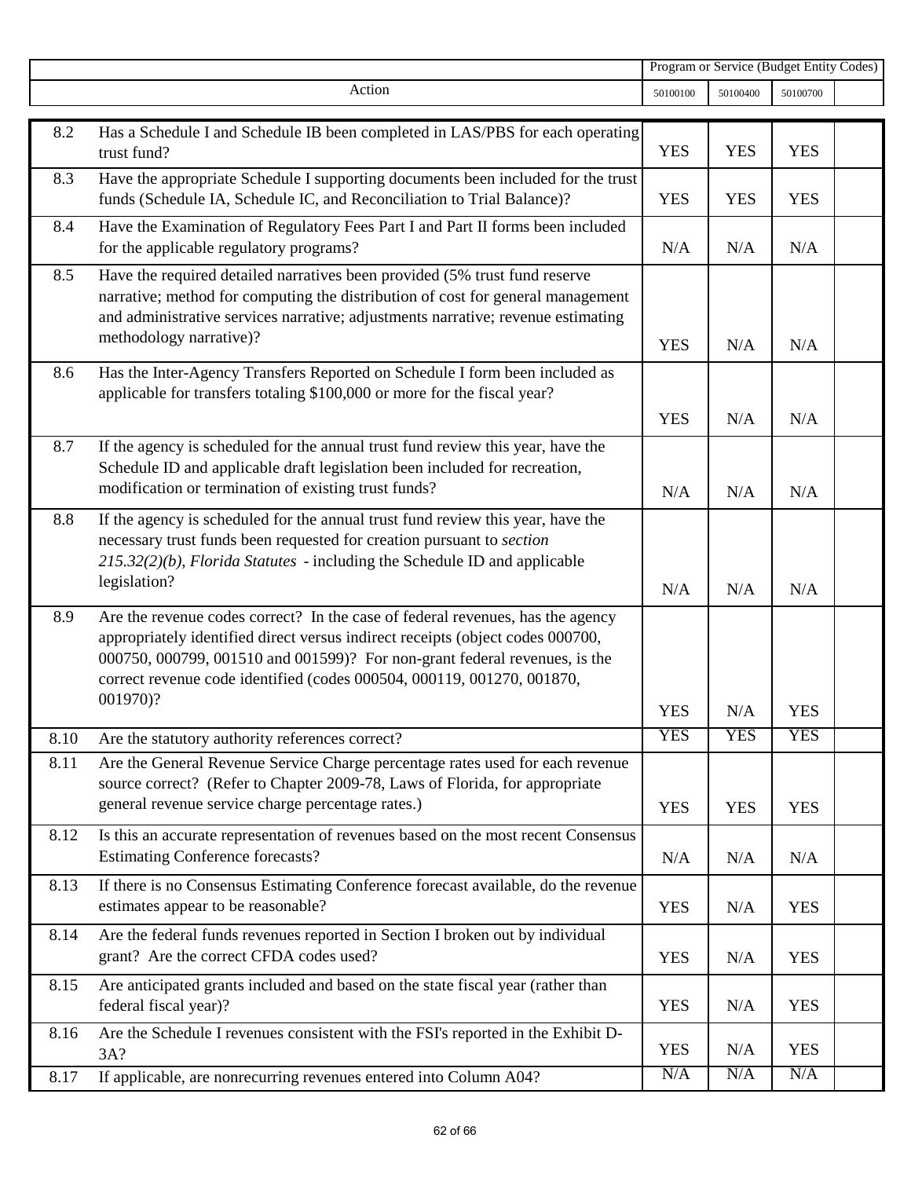| | Action | Program or Service (Budget Entity Codes) | | | |
|---|---|---|---|---|---|
| | | 50100100 | 50100400 | 50100700 | |
| 8.2 | Has a Schedule I and Schedule IB been completed in LAS/PBS for each operating trust fund? | YES | YES | YES | |
| 8.3 | Have the appropriate Schedule I supporting documents been included for the trust funds (Schedule IA, Schedule IC, and Reconciliation to Trial Balance)? | YES | YES | YES | |
| 8.4 | Have the Examination of Regulatory Fees Part I and Part II forms been included for the applicable regulatory programs? | N/A | N/A | N/A | |
| 8.5 | Have the required detailed narratives been provided (5% trust fund reserve narrative; method for computing the distribution of cost for general management and administrative services narrative; adjustments narrative; revenue estimating methodology narrative)? | YES | N/A | N/A | |
| 8.6 | Has the Inter-Agency Transfers Reported on Schedule I form been included as applicable for transfers totaling $100,000 or more for the fiscal year? | YES | N/A | N/A | |
| 8.7 | If the agency is scheduled for the annual trust fund review this year, have the Schedule ID and applicable draft legislation been included for recreation, modification or termination of existing trust funds? | N/A | N/A | N/A | |
| 8.8 | If the agency is scheduled for the annual trust fund review this year, have the necessary trust funds been requested for creation pursuant to *section 215.32(2)(b), Florida Statutes* - including the Schedule ID and applicable legislation? | N/A | N/A | N/A | |
| 8.9 | Are the revenue codes correct? In the case of federal revenues, has the agency appropriately identified direct versus indirect receipts (object codes 000700, 000750, 000799, 001510 and 001599)? For non-grant federal revenues, is the correct revenue code identified (codes 000504, 000119, 001270, 001870, 001970)? | YES | N/A | YES | |
| 8.10 | Are the statutory authority references correct? | YES | YES | YES | |
| 8.11 | Are the General Revenue Service Charge percentage rates used for each revenue source correct? (Refer to Chapter 2009-78, Laws of Florida, for appropriate general revenue service charge percentage rates.) | YES | YES | YES | |
| 8.12 | Is this an accurate representation of revenues based on the most recent Consensus Estimating Conference forecasts? | N/A | N/A | N/A | |
| 8.13 | If there is no Consensus Estimating Conference forecast available, do the revenue estimates appear to be reasonable? | YES | N/A | YES | |
| 8.14 | Are the federal funds revenues reported in Section I broken out by individual grant? Are the correct CFDA codes used? | YES | N/A | YES | |
| 8.15 | Are anticipated grants included and based on the state fiscal year (rather than federal fiscal year)? | YES | N/A | YES | |
| 8.16 | Are the Schedule I revenues consistent with the FSI's reported in the Exhibit D-3A? | YES | N/A | YES | |
| 8.17 | If applicable, are nonrecurring revenues entered into Column A04? | N/A | N/A | N/A | |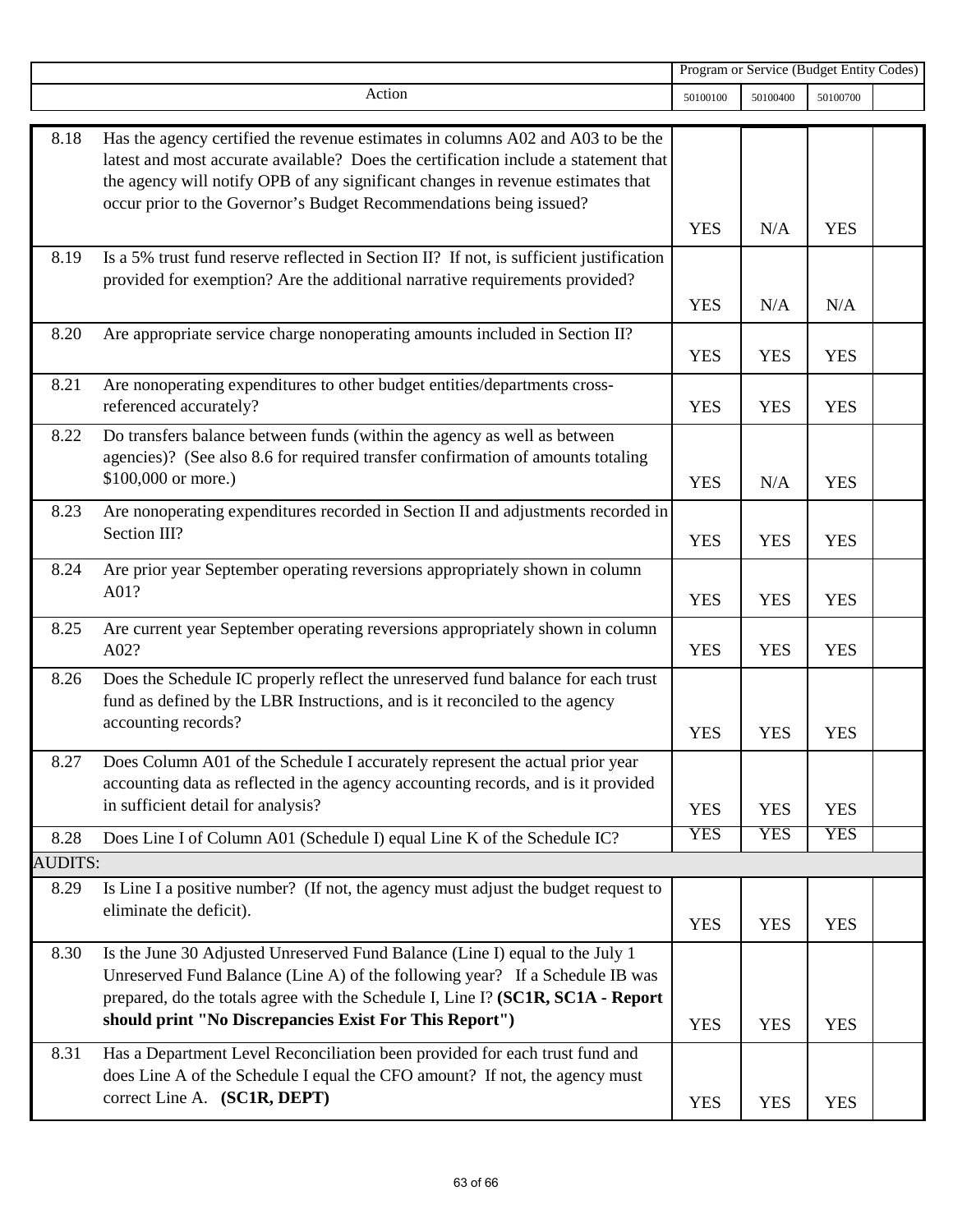| | Action | 50100100 | 50100400 | 50100700 | |
|---|---|---|---|---|---|
| | | Program or Service (Budget Entity Codes) | | | |
| 8.18 | Has the agency certified the revenue estimates in columns A02 and A03 to be the latest and most accurate available? Does the certification include a statement that the agency will notify OPB of any significant changes in revenue estimates that occur prior to the Governor's Budget Recommendations being issued? | YES | N/A | YES | |
| 8.19 | Is a 5% trust fund reserve reflected in Section II? If not, is sufficient justification provided for exemption? Are the additional narrative requirements provided? | YES | N/A | N/A | |
| 8.20 | Are appropriate service charge nonoperating amounts included in Section II? | YES | YES | YES | |
| 8.21 | Are nonoperating expenditures to other budget entities/departments cross-referenced accurately? | YES | YES | YES | |
| 8.22 | Do transfers balance between funds (within the agency as well as between agencies)? (See also 8.6 for required transfer confirmation of amounts totaling $100,000 or more.) | YES | N/A | YES | |
| 8.23 | Are nonoperating expenditures recorded in Section II and adjustments recorded in Section III? | YES | YES | YES | |
| 8.24 | Are prior year September operating reversions appropriately shown in column A01? | YES | YES | YES | |
| 8.25 | Are current year September operating reversions appropriately shown in column A02? | YES | YES | YES | |
| 8.26 | Does the Schedule IC properly reflect the unreserved fund balance for each trust fund as defined by the LBR Instructions, and is it reconciled to the agency accounting records? | YES | YES | YES | |
| 8.27 | Does Column A01 of the Schedule I accurately represent the actual prior year accounting data as reflected in the agency accounting records, and is it provided in sufficient detail for analysis? | YES | YES | YES | |
| 8.28 | Does Line I of Column A01 (Schedule I) equal Line K of the Schedule IC? | YES | YES | YES | |
| AUDITS: | | | | | |
| 8.29 | Is Line I a positive number? (If not, the agency must adjust the budget request to eliminate the deficit). | YES | YES | YES | |
| 8.30 | Is the June 30 Adjusted Unreserved Fund Balance (Line I) equal to the July 1 Unreserved Fund Balance (Line A) of the following year? If a Schedule IB was prepared, do the totals agree with the Schedule I, Line I? **(SC1R, SC1A - Report should print "No Discrepancies Exist For This Report")** | YES | YES | YES | |
| 8.31 | Has a Department Level Reconciliation been provided for each trust fund and does Line A of the Schedule I equal the CFO amount? If not, the agency must correct Line A. **(SC1R, DEPT)** | YES | YES | YES | |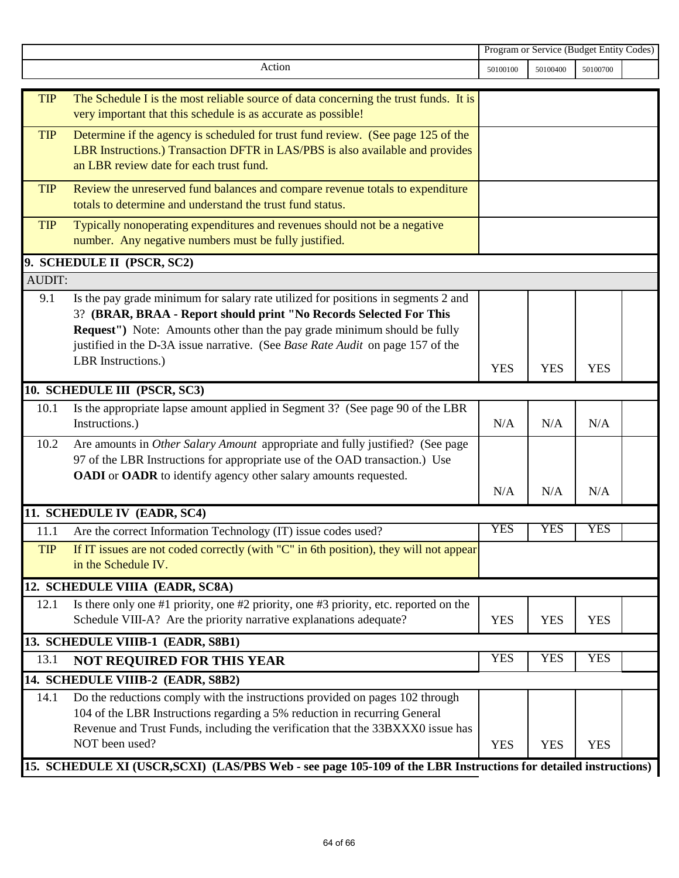| | Action | Program or Service (Budget Entity Codes) | | | |
|---|---|---|---|---|---|
| | | 50100100 | 50100400 | 50100700 | |
| TIP | The Schedule I is the most reliable source of data concerning the trust funds. It is very important that this schedule is as accurate as possible! | | | | |
| TIP | Determine if the agency is scheduled for trust fund review. (See page 125 of the LBR Instructions.) Transaction DFTR in LAS/PBS is also available and provides an LBR review date for each trust fund. | | | | |
| TIP | Review the unreserved fund balances and compare revenue totals to expenditure totals to determine and understand the trust fund status. | | | | |
| TIP | Typically nonoperating expenditures and revenues should not be a negative number. Any negative numbers must be fully justified. | | | | |
| **9. SCHEDULE II (PSCR, SC2)** | | | | | |
| AUDIT: | | | | | |
| 9.1 | Is the pay grade minimum for salary rate utilized for positions in segments 2 and 3? **(BRAR, BRAA - Report should print "No Records Selected For This Request")** Note: Amounts other than the pay grade minimum should be fully justified in the D-3A issue narrative. (See *Base Rate Audit* on page 157 of the LBR Instructions.) | YES | YES | YES | |
| **10. SCHEDULE III (PSCR, SC3)** | | | | | |
| 10.1 | Is the appropriate lapse amount applied in Segment 3? (See page 90 of the LBR Instructions.) | N/A | N/A | N/A | |
| 10.2 | Are amounts in *Other Salary Amount* appropriate and fully justified? (See page 97 of the LBR Instructions for appropriate use of the OAD transaction.) Use **OADI** or **OADR** to identify agency other salary amounts requested. | N/A | N/A | N/A | |
| **11. SCHEDULE IV (EADR, SC4)** | | | | | |
| 11.1 | Are the correct Information Technology (IT) issue codes used? | YES | YES | YES | |
| TIP | If IT issues are not coded correctly (with "C" in 6th position), they will not appear in the Schedule IV. | | | | |
| **12. SCHEDULE VIIIA (EADR, SC8A)** | | | | | |
| 12.1 | Is there only one #1 priority, one #2 priority, one #3 priority, etc. reported on the Schedule VIII-A? Are the priority narrative explanations adequate? | YES | YES | YES | |
| **13. SCHEDULE VIIIB-1 (EADR, S8B1)** | | | | | |
| 13.1 | **NOT REQUIRED FOR THIS YEAR** | YES | YES | YES | |
| **14. SCHEDULE VIIIB-2 (EADR, S8B2)** | | | | | |
| 14.1 | Do the reductions comply with the instructions provided on pages 102 through 104 of the LBR Instructions regarding a 5% reduction in recurring General Revenue and Trust Funds, including the verification that the 33BXXX0 issue has NOT been used? | YES | YES | YES | |
| **15. SCHEDULE XI (USCR,SCXI) (LAS/PBS Web - see page 105-109 of the LBR Instructions for detailed instructions)** | | | | | |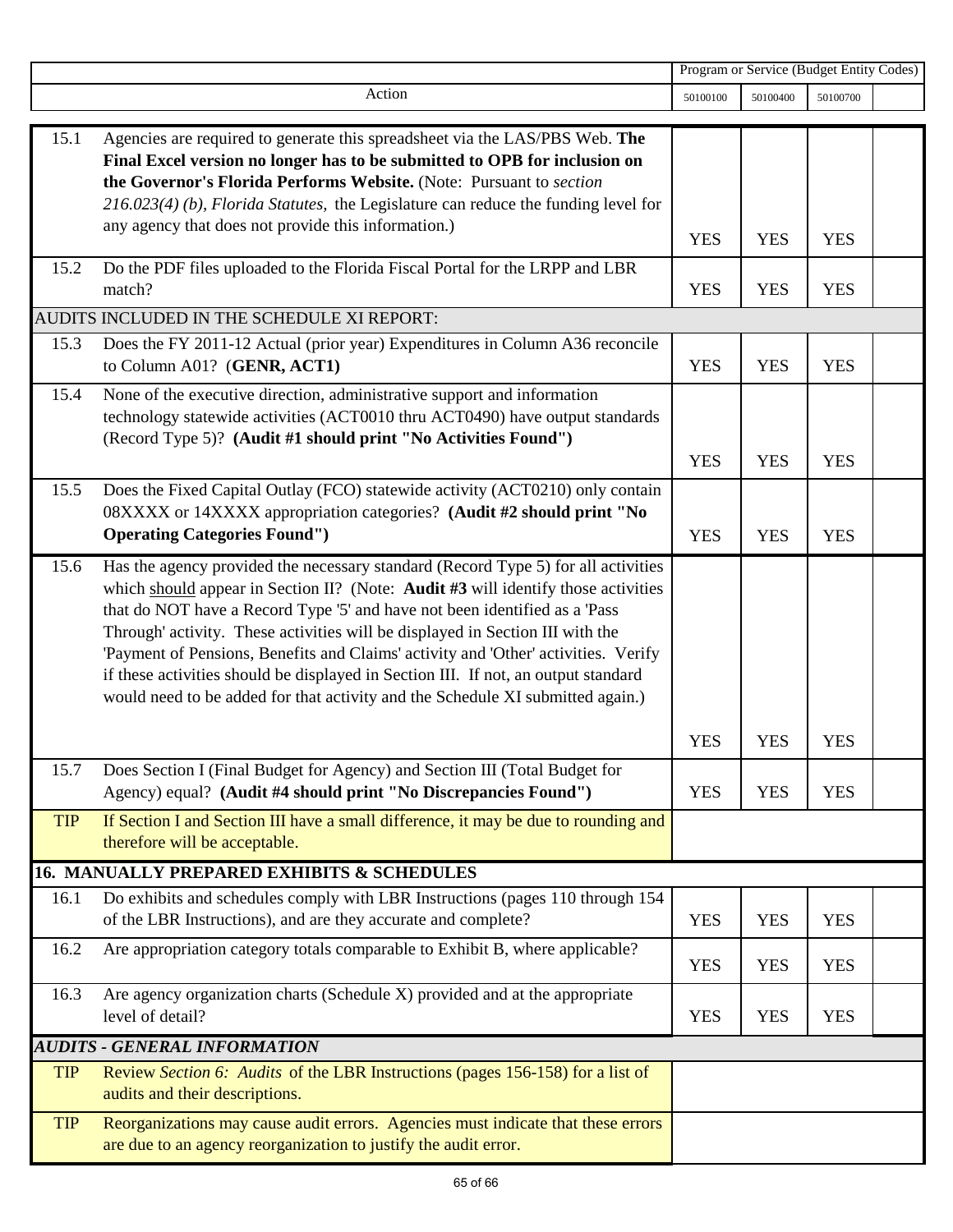| | Action | Program or Service (Budget Entity Codes) | | | |
|---|---|---|---|---|---|
| | | 50100100 | 50100400 | 50100700 | |
| 15.1 | Agencies are required to generate this spreadsheet via the LAS/PBS Web. **The Final Excel version no longer has to be submitted to OPB for inclusion on the Governor's Florida Performs Website.** (Note: Pursuant to *section 216.023(4) (b), Florida Statutes,* the Legislature can reduce the funding level for any agency that does not provide this information.) | YES | YES | YES | |
| 15.2 | Do the PDF files uploaded to the Florida Fiscal Portal for the LRPP and LBR match? | YES | YES | YES | |
| AUDITS INCLUDED IN THE SCHEDULE XI REPORT: | | | | | |
| 15.3 | Does the FY 2011-12 Actual (prior year) Expenditures in Column A36 reconcile to Column A01? (**GENR, ACT1)** | YES | YES | YES | |
| 15.4 | None of the executive direction, administrative support and information technology statewide activities (ACT0010 thru ACT0490) have output standards (Record Type 5)? **(Audit #1 should print "No Activities Found")** | YES | YES | YES | |
| 15.5 | Does the Fixed Capital Outlay (FCO) statewide activity (ACT0210) only contain 08XXXX or 14XXXX appropriation categories? **(Audit #2 should print "No Operating Categories Found")** | YES | YES | YES | |
| 15.6 | Has the agency provided the necessary standard (Record Type 5) for all activities which should appear in Section II? (Note: **Audit #3** will identify those activities that do NOT have a Record Type '5' and have not been identified as a 'Pass Through' activity. These activities will be displayed in Section III with the 'Payment of Pensions, Benefits and Claims' activity and 'Other' activities. Verify if these activities should be displayed in Section III. If not, an output standard would need to be added for that activity and the Schedule XI submitted again.) | YES | YES | YES | |
| 15.7 | Does Section I (Final Budget for Agency) and Section III (Total Budget for Agency) equal? **(Audit #4 should print "No Discrepancies Found")** | YES | YES | YES | |
| TIP | If Section I and Section III have a small difference, it may be due to rounding and therefore will be acceptable. | | | | |
| **16. MANUALLY PREPARED EXHIBITS & SCHEDULES** | | | | | |
| 16.1 | Do exhibits and schedules comply with LBR Instructions (pages 110 through 154 of the LBR Instructions), and are they accurate and complete? | YES | YES | YES | |
| 16.2 | Are appropriation category totals comparable to Exhibit B, where applicable? | YES | YES | YES | |
| 16.3 | Are agency organization charts (Schedule X) provided and at the appropriate level of detail? | YES | YES | YES | |
| ***AUDITS - GENERAL INFORMATION*** | | | | | |
| TIP | Review *Section 6: Audits* of the LBR Instructions (pages 156-158) for a list of audits and their descriptions. | | | | |
| TIP | Reorganizations may cause audit errors. Agencies must indicate that these errors are due to an agency reorganization to justify the audit error. | | | | |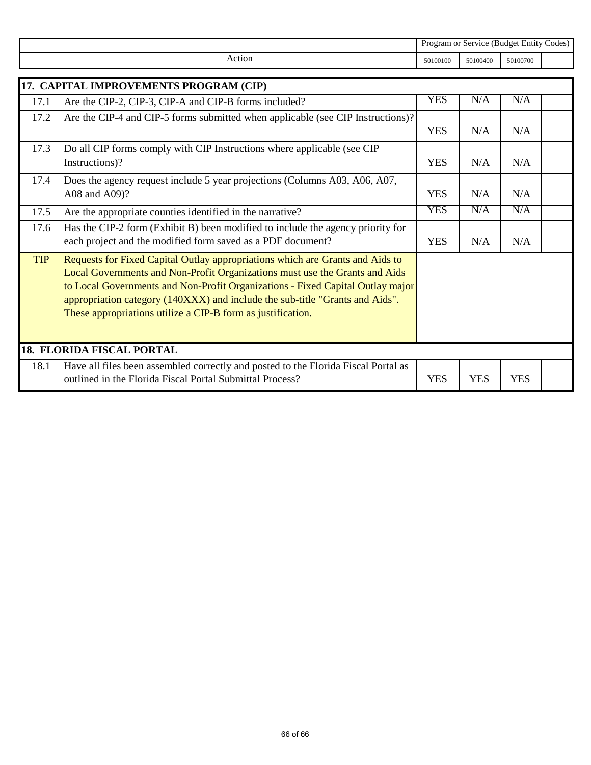| | Action | 50100100 | 50100400 | 50100700 | |
|---|---|---|---|---|---|
| | | Program or Service (Budget Entity Codes) | | | |
| **17. CAPITAL IMPROVEMENTS PROGRAM (CIP)** | | | | | |
| 17.1 | Are the CIP-2, CIP-3, CIP-A and CIP-B forms included? | YES | N/A | N/A | |
| 17.2 | Are the CIP-4 and CIP-5 forms submitted when applicable (see CIP Instructions)? | YES | N/A | N/A | |
| 17.3 | Do all CIP forms comply with CIP Instructions where applicable (see CIP Instructions)? | YES | N/A | N/A | |
| 17.4 | Does the agency request include 5 year projections (Columns A03, A06, A07, A08 and A09)? | YES | N/A | N/A | |
| 17.5 | Are the appropriate counties identified in the narrative? | YES | N/A | N/A | |
| 17.6 | Has the CIP-2 form (Exhibit B) been modified to include the agency priority for each project and the modified form saved as a PDF document? | YES | N/A | N/A | |
| TIP | Requests for Fixed Capital Outlay appropriations which are Grants and Aids to Local Governments and Non-Profit Organizations must use the Grants and Aids to Local Governments and Non-Profit Organizations - Fixed Capital Outlay major appropriation category (140XXX) and include the sub-title "Grants and Aids". These appropriations utilize a CIP-B form as justification. | | | | |
| **18. FLORIDA FISCAL PORTAL** | | | | | |
| 18.1 | Have all files been assembled correctly and posted to the Florida Fiscal Portal as outlined in the Florida Fiscal Portal Submittal Process? | YES | YES | YES | |